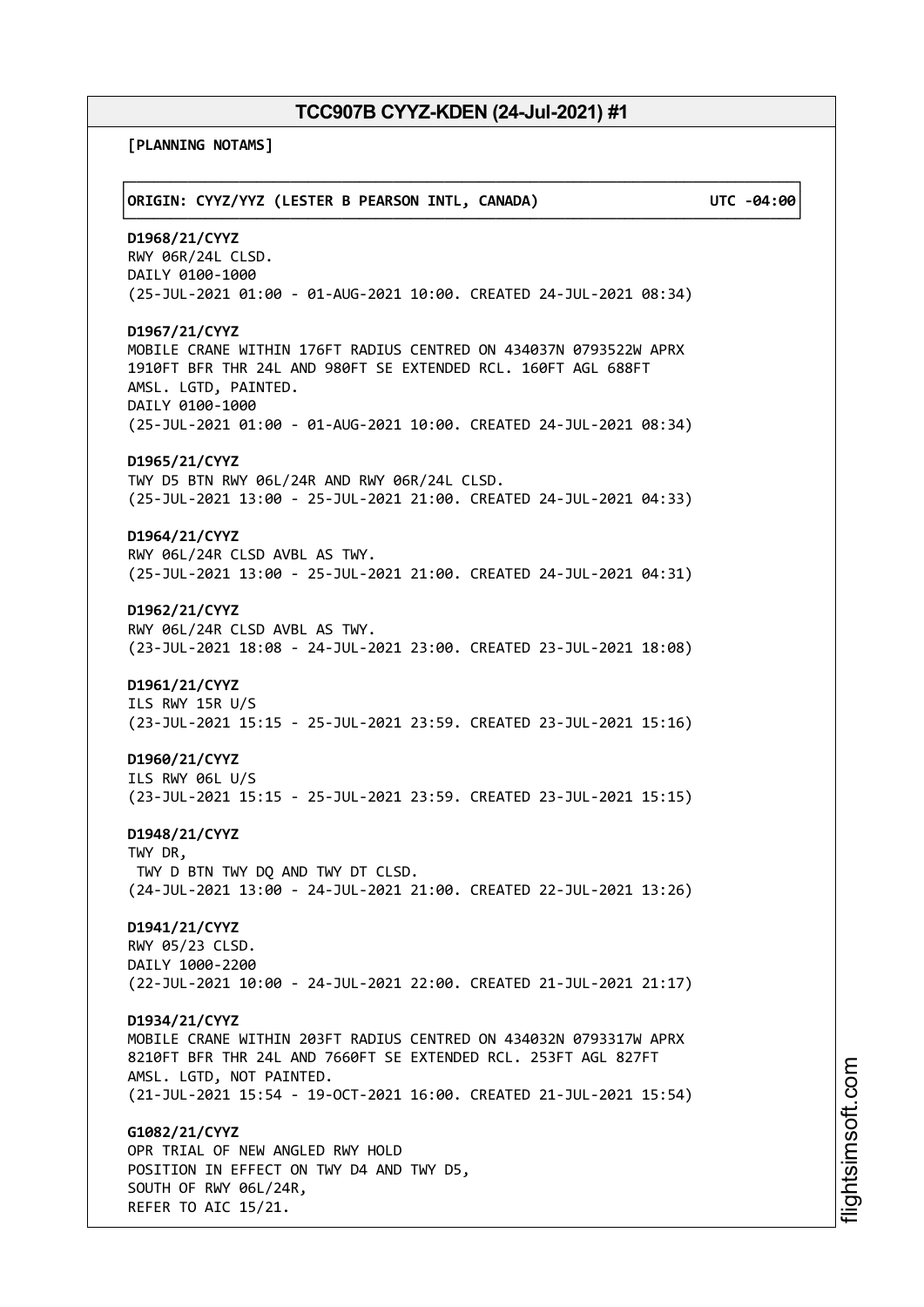# TCC907B CYYZ-KDEN (24-Jul-2021) #1

**[PLANNING NOTAMS]**

**ORIGIN: CYYZ/YYZ (LESTER B PEARSON INTL, CANADA) UTC -04:00**

**D1968/21/CYYZ**
RWY 06R/24L CLSD.
DAILY 0100-1000
(25-JUL-2021 01:00 - 01-AUG-2021 10:00. CREATED 24-JUL-2021 08:34)

**D1967/21/CYYZ**
MOBILE CRANE WITHIN 176FT RADIUS CENTRED ON 434037N 0793522W APRX 1910FT BFR THR 24L AND 980FT SE EXTENDED RCL. 160FT AGL 688FT AMSL. LGTD, PAINTED.
DAILY 0100-1000
(25-JUL-2021 01:00 - 01-AUG-2021 10:00. CREATED 24-JUL-2021 08:34)

**D1965/21/CYYZ**
TWY D5 BTN RWY 06L/24R AND RWY 06R/24L CLSD.
(25-JUL-2021 13:00 - 25-JUL-2021 21:00. CREATED 24-JUL-2021 04:33)

**D1964/21/CYYZ**
RWY 06L/24R CLSD AVBL AS TWY.
(25-JUL-2021 13:00 - 25-JUL-2021 21:00. CREATED 24-JUL-2021 04:31)

**D1962/21/CYYZ**
RWY 06L/24R CLSD AVBL AS TWY.
(23-JUL-2021 18:08 - 24-JUL-2021 23:00. CREATED 23-JUL-2021 18:08)

**D1961/21/CYYZ**
ILS RWY 15R U/S
(23-JUL-2021 15:15 - 25-JUL-2021 23:59. CREATED 23-JUL-2021 15:16)

**D1960/21/CYYZ**
ILS RWY 06L U/S
(23-JUL-2021 15:15 - 25-JUL-2021 23:59. CREATED 23-JUL-2021 15:15)

**D1948/21/CYYZ**
TWY DR,
TWY D BTN TWY DQ AND TWY DT CLSD.
(24-JUL-2021 13:00 - 24-JUL-2021 21:00. CREATED 22-JUL-2021 13:26)

**D1941/21/CYYZ**
RWY 05/23 CLSD.
DAILY 1000-2200
(22-JUL-2021 10:00 - 24-JUL-2021 22:00. CREATED 21-JUL-2021 21:17)

**D1934/21/CYYZ**
MOBILE CRANE WITHIN 203FT RADIUS CENTRED ON 434032N 0793317W APRX 8210FT BFR THR 24L AND 7660FT SE EXTENDED RCL. 253FT AGL 827FT AMSL. LGTD, NOT PAINTED.
(21-JUL-2021 15:54 - 19-OCT-2021 16:00. CREATED 21-JUL-2021 15:54)

**G1082/21/CYYZ**
OPR TRIAL OF NEW ANGLED RWY HOLD
POSITION IN EFFECT ON TWY D4 AND TWY D5,
SOUTH OF RWY 06L/24R,
REFER TO AIC 15/21.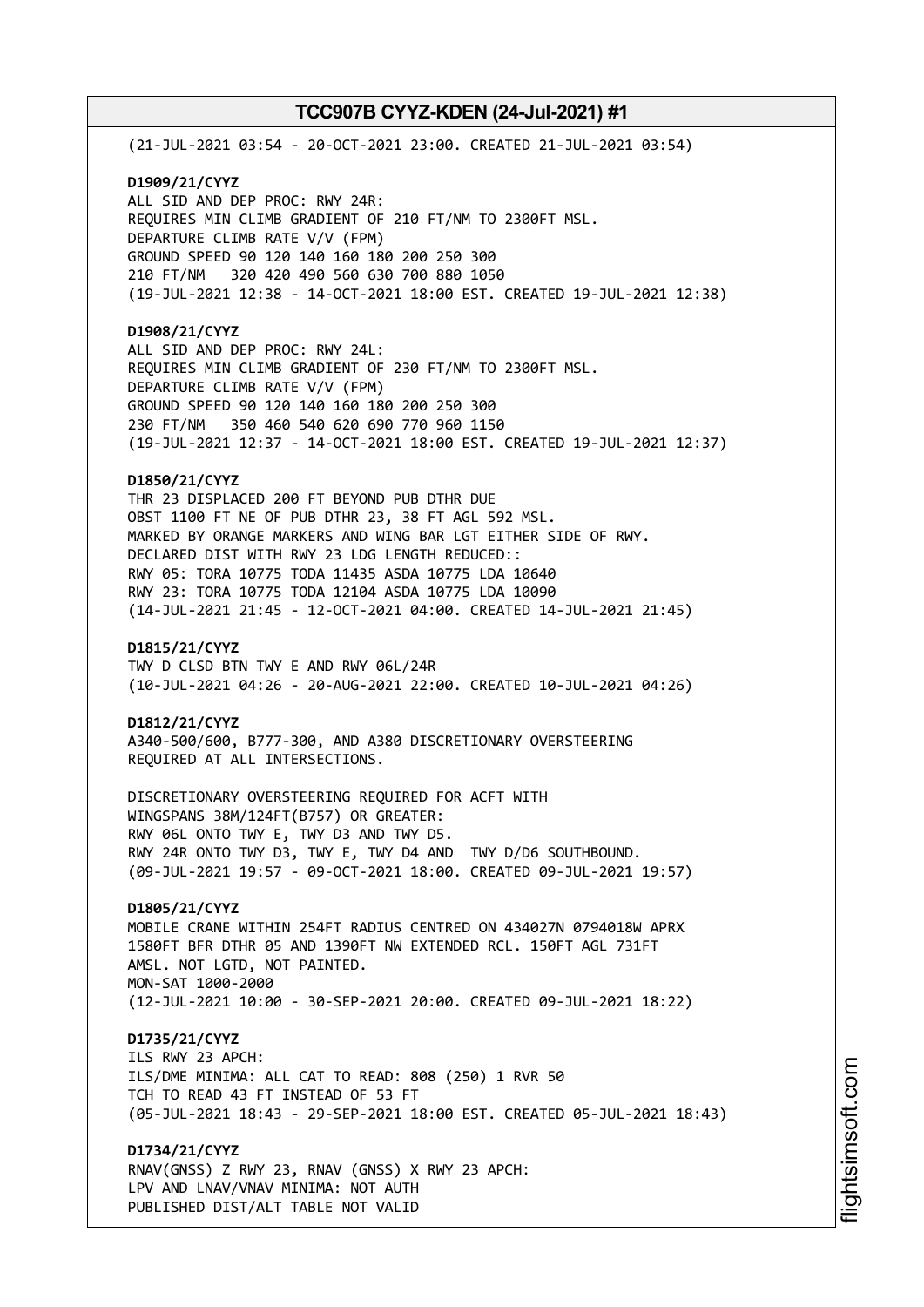(21-JUL-2021 03:54 - 20-OCT-2021 23:00. CREATED 21-JUL-2021 03:54)

**D1909/21/CYYZ**
ALL SID AND DEP PROC: RWY 24R:
REQUIRES MIN CLIMB GRADIENT OF 210 FT/NM TO 2300FT MSL.
DEPARTURE CLIMB RATE V/V (FPM)
GROUND SPEED 90 120 140 160 180 200 250 300
210 FT/NM 320 420 490 560 630 700 880 1050
(19-JUL-2021 12:38 - 14-OCT-2021 18:00 EST. CREATED 19-JUL-2021 12:38)

**D1908/21/CYYZ**
ALL SID AND DEP PROC: RWY 24L:
REQUIRES MIN CLIMB GRADIENT OF 230 FT/NM TO 2300FT MSL.
DEPARTURE CLIMB RATE V/V (FPM)
GROUND SPEED 90 120 140 160 180 200 250 300
230 FT/NM 350 460 540 620 690 770 960 1150
(19-JUL-2021 12:37 - 14-OCT-2021 18:00 EST. CREATED 19-JUL-2021 12:37)

**D1850/21/CYYZ**
THR 23 DISPLACED 200 FT BEYOND PUB DTHR DUE
OBST 1100 FT NE OF PUB DTHR 23, 38 FT AGL 592 MSL.
MARKED BY ORANGE MARKERS AND WING BAR LGT EITHER SIDE OF RWY.
DECLARED DIST WITH RWY 23 LDG LENGTH REDUCED::
RWY 05: TORA 10775 TODA 11435 ASDA 10775 LDA 10640
RWY 23: TORA 10775 TODA 12104 ASDA 10775 LDA 10090
(14-JUL-2021 21:45 - 12-OCT-2021 04:00. CREATED 14-JUL-2021 21:45)

**D1815/21/CYYZ**
TWY D CLSD BTN TWY E AND RWY 06L/24R
(10-JUL-2021 04:26 - 20-AUG-2021 22:00. CREATED 10-JUL-2021 04:26)

**D1812/21/CYYZ**
A340-500/600, B777-300, AND A380 DISCRETIONARY OVERSTEERING
REQUIRED AT ALL INTERSECTIONS.

DISCRETIONARY OVERSTEERING REQUIRED FOR ACFT WITH
WINGSPANS 38M/124FT(B757) OR GREATER:
RWY 06L ONTO TWY E, TWY D3 AND TWY D5.
RWY 24R ONTO TWY D3, TWY E, TWY D4 AND TWY D/D6 SOUTHBOUND.
(09-JUL-2021 19:57 - 09-OCT-2021 18:00. CREATED 09-JUL-2021 19:57)

**D1805/21/CYYZ**
MOBILE CRANE WITHIN 254FT RADIUS CENTRED ON 434027N 0794018W APRX
1580FT BFR DTHR 05 AND 1390FT NW EXTENDED RCL. 150FT AGL 731FT
AMSL. NOT LGTD, NOT PAINTED.
MON-SAT 1000-2000
(12-JUL-2021 10:00 - 30-SEP-2021 20:00. CREATED 09-JUL-2021 18:22)

**D1735/21/CYYZ**
ILS RWY 23 APCH:
ILS/DME MINIMA: ALL CAT TO READ: 808 (250) 1 RVR 50
TCH TO READ 43 FT INSTEAD OF 53 FT
(05-JUL-2021 18:43 - 29-SEP-2021 18:00 EST. CREATED 05-JUL-2021 18:43)

**D1734/21/CYYZ**
RNAV(GNSS) Z RWY 23, RNAV (GNSS) X RWY 23 APCH:
LPV AND LNAV/VNAV MINIMA: NOT AUTH
PUBLISHED DIST/ALT TABLE NOT VALID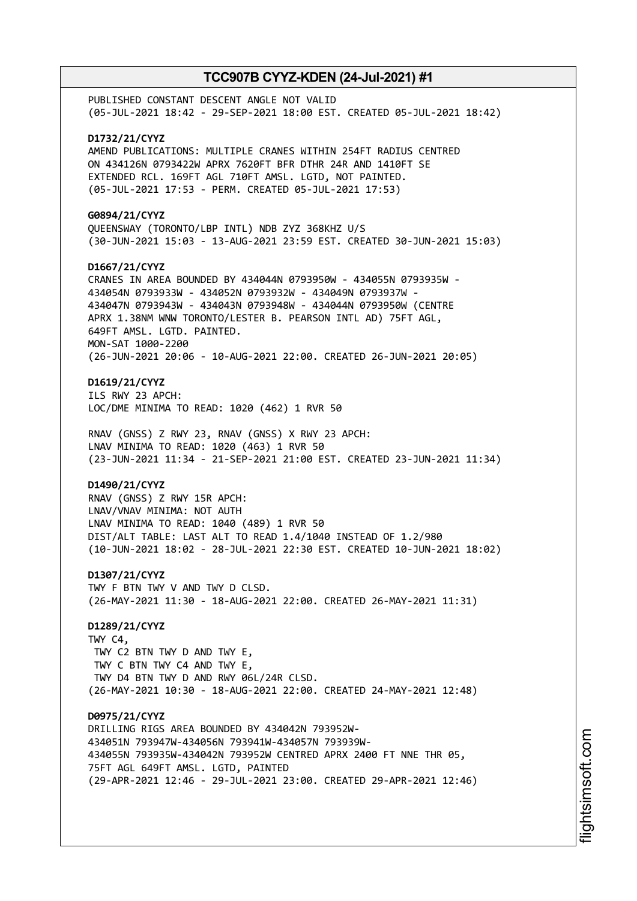PUBLISHED CONSTANT DESCENT ANGLE NOT VALID
(05-JUL-2021 18:42 - 29-SEP-2021 18:00 EST. CREATED 05-JUL-2021 18:42)

**D1732/21/CYYZ**
AMEND PUBLICATIONS: MULTIPLE CRANES WITHIN 254FT RADIUS CENTRED ON 434126N 0793422W APRX 7620FT BFR DTHR 24R AND 1410FT SE EXTENDED RCL. 169FT AGL 710FT AMSL. LGTD, NOT PAINTED.
(05-JUL-2021 17:53 - PERM. CREATED 05-JUL-2021 17:53)

**G0894/21/CYYZ**
QUEENSWAY (TORONTO/LBP INTL) NDB ZYZ 368KHZ U/S
(30-JUN-2021 15:03 - 13-AUG-2021 23:59 EST. CREATED 30-JUN-2021 15:03)

**D1667/21/CYYZ**
CRANES IN AREA BOUNDED BY 434044N 0793950W - 434055N 0793935W - 434054N 0793933W - 434052N 0793932W - 434049N 0793937W - 434047N 0793943W - 434043N 0793948W - 434044N 0793950W (CENTRE APRX 1.38NM WNW TORONTO/LESTER B. PEARSON INTL AD) 75FT AGL, 649FT AMSL. LGTD. PAINTED.
MON-SAT 1000-2200
(26-JUN-2021 20:06 - 10-AUG-2021 22:00. CREATED 26-JUN-2021 20:05)

**D1619/21/CYYZ**
ILS RWY 23 APCH:
LOC/DME MINIMA TO READ: 1020 (462) 1 RVR 50

RNAV (GNSS) Z RWY 23, RNAV (GNSS) X RWY 23 APCH:
LNAV MINIMA TO READ: 1020 (463) 1 RVR 50
(23-JUN-2021 11:34 - 21-SEP-2021 21:00 EST. CREATED 23-JUN-2021 11:34)

**D1490/21/CYYZ**
RNAV (GNSS) Z RWY 15R APCH:
LNAV/VNAV MINIMA: NOT AUTH
LNAV MINIMA TO READ: 1040 (489) 1 RVR 50
DIST/ALT TABLE: LAST ALT TO READ 1.4/1040 INSTEAD OF 1.2/980
(10-JUN-2021 18:02 - 28-JUL-2021 22:30 EST. CREATED 10-JUN-2021 18:02)

**D1307/21/CYYZ**
TWY F BTN TWY V AND TWY D CLSD.
(26-MAY-2021 11:30 - 18-AUG-2021 22:00. CREATED 26-MAY-2021 11:31)

**D1289/21/CYYZ**
TWY C4,
TWY C2 BTN TWY D AND TWY E,
TWY C BTN TWY C4 AND TWY E,
TWY D4 BTN TWY D AND RWY 06L/24R CLSD.
(26-MAY-2021 10:30 - 18-AUG-2021 22:00. CREATED 24-MAY-2021 12:48)

**D0975/21/CYYZ**
DRILLING RIGS AREA BOUNDED BY 434042N 793952W-434051N 793947W-434056N 793941W-434057N 793939W-434055N 793935W-434042N 793952W CENTRED APRX 2400 FT NNE THR 05, 75FT AGL 649FT AMSL. LGTD, PAINTED
(29-APR-2021 12:46 - 29-JUL-2021 23:00. CREATED 29-APR-2021 12:46)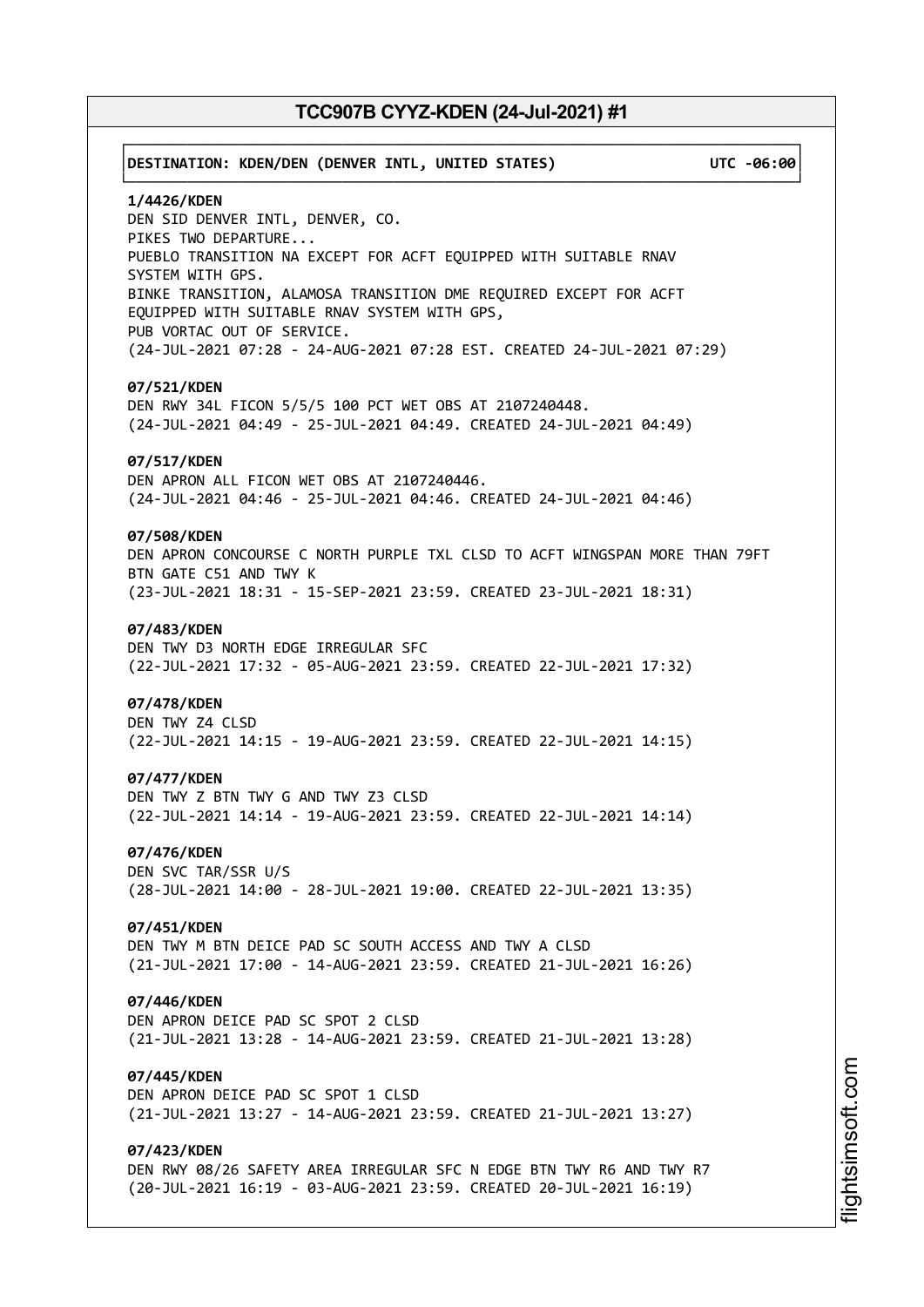**DESTINATION: KDEN/DEN (DENVER INTL, UNITED STATES) UTC -06:00**

**1/4426/KDEN**
DEN SID DENVER INTL, DENVER, CO.
PIKES TWO DEPARTURE...
PUEBLO TRANSITION NA EXCEPT FOR ACFT EQUIPPED WITH SUITABLE RNAV SYSTEM WITH GPS.
BINKE TRANSITION, ALAMOSA TRANSITION DME REQUIRED EXCEPT FOR ACFT EQUIPPED WITH SUITABLE RNAV SYSTEM WITH GPS,
PUB VORTAC OUT OF SERVICE.
(24-JUL-2021 07:28 - 24-AUG-2021 07:28 EST. CREATED 24-JUL-2021 07:29)

**07/521/KDEN**
DEN RWY 34L FICON 5/5/5 100 PCT WET OBS AT 2107240448.
(24-JUL-2021 04:49 - 25-JUL-2021 04:49. CREATED 24-JUL-2021 04:49)

**07/517/KDEN**
DEN APRON ALL FICON WET OBS AT 2107240446.
(24-JUL-2021 04:46 - 25-JUL-2021 04:46. CREATED 24-JUL-2021 04:46)

**07/508/KDEN**
DEN APRON CONCOURSE C NORTH PURPLE TXL CLSD TO ACFT WINGSPAN MORE THAN 79FT BTN GATE C51 AND TWY K
(23-JUL-2021 18:31 - 15-SEP-2021 23:59. CREATED 23-JUL-2021 18:31)

**07/483/KDEN**
DEN TWY D3 NORTH EDGE IRREGULAR SFC
(22-JUL-2021 17:32 - 05-AUG-2021 23:59. CREATED 22-JUL-2021 17:32)

**07/478/KDEN**
DEN TWY Z4 CLSD
(22-JUL-2021 14:15 - 19-AUG-2021 23:59. CREATED 22-JUL-2021 14:15)

**07/477/KDEN**
DEN TWY Z BTN TWY G AND TWY Z3 CLSD
(22-JUL-2021 14:14 - 19-AUG-2021 23:59. CREATED 22-JUL-2021 14:14)

**07/476/KDEN**
DEN SVC TAR/SSR U/S
(28-JUL-2021 14:00 - 28-JUL-2021 19:00. CREATED 22-JUL-2021 13:35)

**07/451/KDEN**
DEN TWY M BTN DEICE PAD SC SOUTH ACCESS AND TWY A CLSD
(21-JUL-2021 17:00 - 14-AUG-2021 23:59. CREATED 21-JUL-2021 16:26)

**07/446/KDEN**
DEN APRON DEICE PAD SC SPOT 2 CLSD
(21-JUL-2021 13:28 - 14-AUG-2021 23:59. CREATED 21-JUL-2021 13:28)

**07/445/KDEN**
DEN APRON DEICE PAD SC SPOT 1 CLSD
(21-JUL-2021 13:27 - 14-AUG-2021 23:59. CREATED 21-JUL-2021 13:27)

**07/423/KDEN**
DEN RWY 08/26 SAFETY AREA IRREGULAR SFC N EDGE BTN TWY R6 AND TWY R7
(20-JUL-2021 16:19 - 03-AUG-2021 23:59. CREATED 20-JUL-2021 16:19)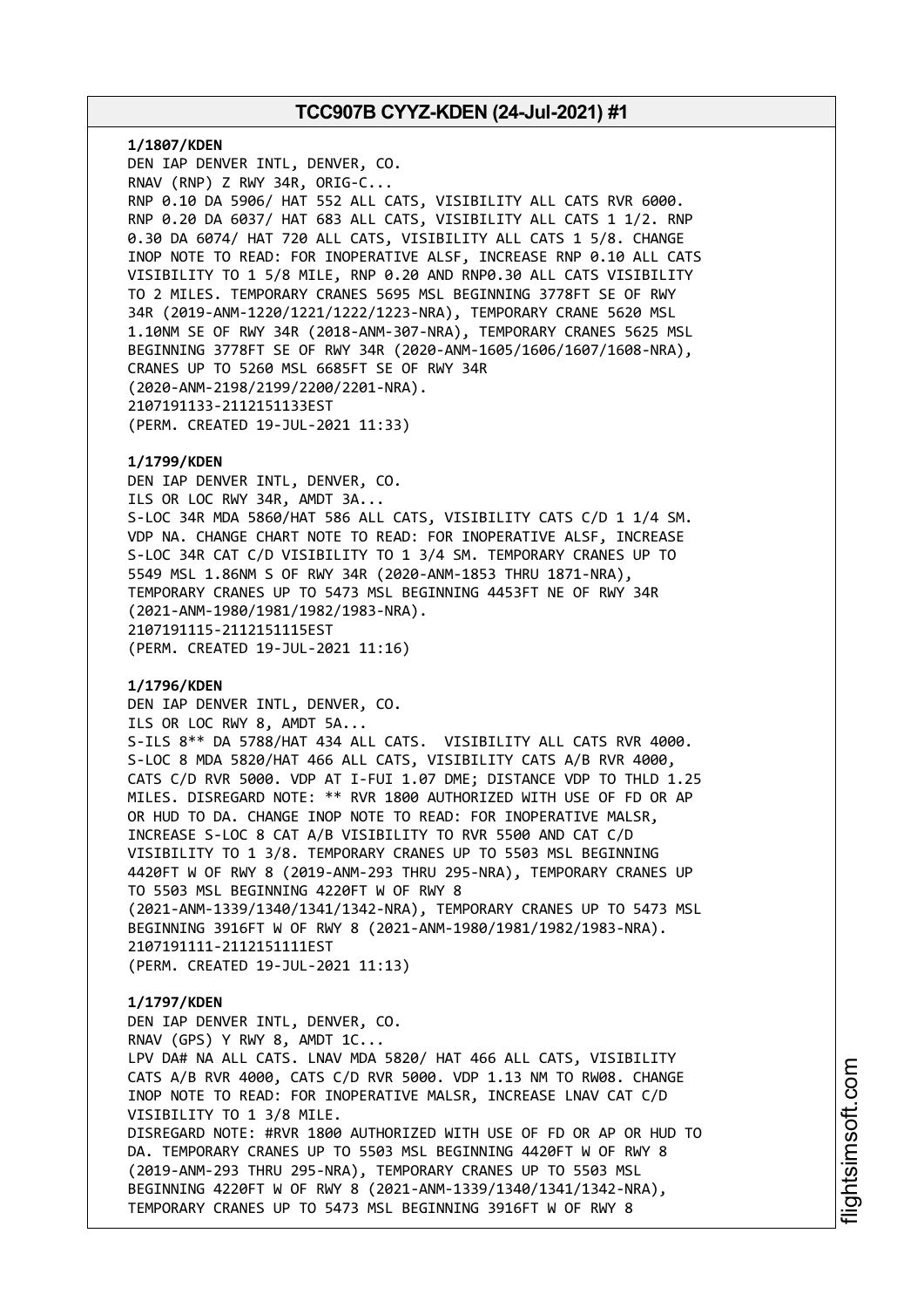**1/1807/KDEN**
DEN IAP DENVER INTL, DENVER, CO.
RNAV (RNP) Z RWY 34R, ORIG-C...
RNP 0.10 DA 5906/ HAT 552 ALL CATS, VISIBILITY ALL CATS RVR 6000.
RNP 0.20 DA 6037/ HAT 683 ALL CATS, VISIBILITY ALL CATS 1 1/2. RNP
0.30 DA 6074/ HAT 720 ALL CATS, VISIBILITY ALL CATS 1 5/8. CHANGE
INOP NOTE TO READ: FOR INOPERATIVE ALSF, INCREASE RNP 0.10 ALL CATS
VISIBILITY TO 1 5/8 MILE, RNP 0.20 AND RNP0.30 ALL CATS VISIBILITY
TO 2 MILES. TEMPORARY CRANES 5695 MSL BEGINNING 3778FT SE OF RWY
34R (2019-ANM-1220/1221/1222/1223-NRA), TEMPORARY CRANE 5620 MSL
1.10NM SE OF RWY 34R (2018-ANM-307-NRA), TEMPORARY CRANES 5625 MSL
BEGINNING 3778FT SE OF RWY 34R (2020-ANM-1605/1606/1607/1608-NRA),
CRANES UP TO 5260 MSL 6685FT SE OF RWY 34R
(2020-ANM-2198/2199/2200/2201-NRA).
2107191133-2112151133EST
(PERM. CREATED 19-JUL-2021 11:33)

**1/1799/KDEN**
DEN IAP DENVER INTL, DENVER, CO.
ILS OR LOC RWY 34R, AMDT 3A...
S-LOC 34R MDA 5860/HAT 586 ALL CATS, VISIBILITY CATS C/D 1 1/4 SM.
VDP NA. CHANGE CHART NOTE TO READ: FOR INOPERATIVE ALSF, INCREASE
S-LOC 34R CAT C/D VISIBILITY TO 1 3/4 SM. TEMPORARY CRANES UP TO
5549 MSL 1.86NM S OF RWY 34R (2020-ANM-1853 THRU 1871-NRA),
TEMPORARY CRANES UP TO 5473 MSL BEGINNING 4453FT NE OF RWY 34R
(2021-ANM-1980/1981/1982/1983-NRA).
2107191115-2112151115EST
(PERM. CREATED 19-JUL-2021 11:16)

**1/1796/KDEN**
DEN IAP DENVER INTL, DENVER, CO.
ILS OR LOC RWY 8, AMDT 5A...
S-ILS 8** DA 5788/HAT 434 ALL CATS. VISIBILITY ALL CATS RVR 4000.
S-LOC 8 MDA 5820/HAT 466 ALL CATS, VISIBILITY CATS A/B RVR 4000,
CATS C/D RVR 5000. VDP AT I-FUI 1.07 DME; DISTANCE VDP TO THLD 1.25
MILES. DISREGARD NOTE: ** RVR 1800 AUTHORIZED WITH USE OF FD OR AP
OR HUD TO DA. CHANGE INOP NOTE TO READ: FOR INOPERATIVE MALSR,
INCREASE S-LOC 8 CAT A/B VISIBILITY TO RVR 5500 AND CAT C/D
VISIBILITY TO 1 3/8. TEMPORARY CRANES UP TO 5503 MSL BEGINNING
4420FT W OF RWY 8 (2019-ANM-293 THRU 295-NRA), TEMPORARY CRANES UP
TO 5503 MSL BEGINNING 4220FT W OF RWY 8
(2021-ANM-1339/1340/1341/1342-NRA), TEMPORARY CRANES UP TO 5473 MSL
BEGINNING 3916FT W OF RWY 8 (2021-ANM-1980/1981/1982/1983-NRA).
2107191111-2112151111EST
(PERM. CREATED 19-JUL-2021 11:13)

**1/1797/KDEN**
DEN IAP DENVER INTL, DENVER, CO.
RNAV (GPS) Y RWY 8, AMDT 1C...
LPV DA# NA ALL CATS. LNAV MDA 5820/ HAT 466 ALL CATS, VISIBILITY
CATS A/B RVR 4000, CATS C/D RVR 5000. VDP 1.13 NM TO RW08. CHANGE
INOP NOTE TO READ: FOR INOPERATIVE MALSR, INCREASE LNAV CAT C/D
VISIBILITY TO 1 3/8 MILE.
DISREGARD NOTE: #RVR 1800 AUTHORIZED WITH USE OF FD OR AP OR HUD TO
DA. TEMPORARY CRANES UP TO 5503 MSL BEGINNING 4420FT W OF RWY 8
(2019-ANM-293 THRU 295-NRA), TEMPORARY CRANES UP TO 5503 MSL
BEGINNING 4220FT W OF RWY 8 (2021-ANM-1339/1340/1341/1342-NRA),
TEMPORARY CRANES UP TO 5473 MSL BEGINNING 3916FT W OF RWY 8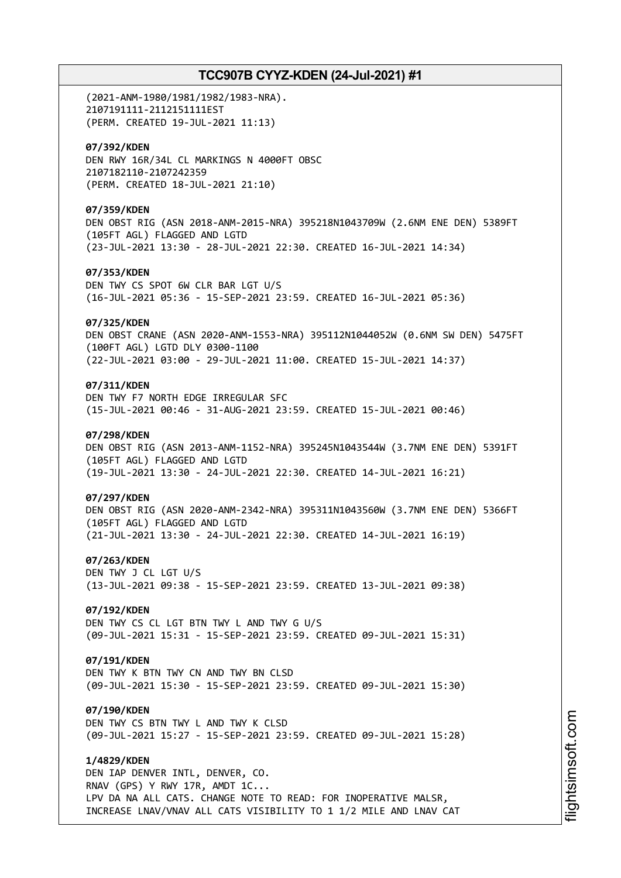(2021-ANM-1980/1981/1982/1983-NRA).
2107191111-2112151111EST
(PERM. CREATED 19-JUL-2021 11:13)

**07/392/KDEN**
DEN RWY 16R/34L CL MARKINGS N 4000FT OBSC
2107182110-2107242359
(PERM. CREATED 18-JUL-2021 21:10)

**07/359/KDEN**
DEN OBST RIG (ASN 2018-ANM-2015-NRA) 395218N1043709W (2.6NM ENE DEN) 5389FT (105FT AGL) FLAGGED AND LGTD
(23-JUL-2021 13:30 - 28-JUL-2021 22:30. CREATED 16-JUL-2021 14:34)

**07/353/KDEN**
DEN TWY CS SPOT 6W CLR BAR LGT U/S
(16-JUL-2021 05:36 - 15-SEP-2021 23:59. CREATED 16-JUL-2021 05:36)

**07/325/KDEN**
DEN OBST CRANE (ASN 2020-ANM-1553-NRA) 395112N1044052W (0.6NM SW DEN) 5475FT (100FT AGL) LGTD DLY 0300-1100
(22-JUL-2021 03:00 - 29-JUL-2021 11:00. CREATED 15-JUL-2021 14:37)

**07/311/KDEN**
DEN TWY F7 NORTH EDGE IRREGULAR SFC
(15-JUL-2021 00:46 - 31-AUG-2021 23:59. CREATED 15-JUL-2021 00:46)

**07/298/KDEN**
DEN OBST RIG (ASN 2013-ANM-1152-NRA) 395245N1043544W (3.7NM ENE DEN) 5391FT (105FT AGL) FLAGGED AND LGTD
(19-JUL-2021 13:30 - 24-JUL-2021 22:30. CREATED 14-JUL-2021 16:21)

**07/297/KDEN**
DEN OBST RIG (ASN 2020-ANM-2342-NRA) 395311N1043560W (3.7NM ENE DEN) 5366FT (105FT AGL) FLAGGED AND LGTD
(21-JUL-2021 13:30 - 24-JUL-2021 22:30. CREATED 14-JUL-2021 16:19)

**07/263/KDEN**
DEN TWY J CL LGT U/S
(13-JUL-2021 09:38 - 15-SEP-2021 23:59. CREATED 13-JUL-2021 09:38)

**07/192/KDEN**
DEN TWY CS CL LGT BTN TWY L AND TWY G U/S
(09-JUL-2021 15:31 - 15-SEP-2021 23:59. CREATED 09-JUL-2021 15:31)

**07/191/KDEN**
DEN TWY K BTN TWY CN AND TWY BN CLSD
(09-JUL-2021 15:30 - 15-SEP-2021 23:59. CREATED 09-JUL-2021 15:30)

**07/190/KDEN**
DEN TWY CS BTN TWY L AND TWY K CLSD
(09-JUL-2021 15:27 - 15-SEP-2021 23:59. CREATED 09-JUL-2021 15:28)

**1/4829/KDEN**
DEN IAP DENVER INTL, DENVER, CO.
RNAV (GPS) Y RWY 17R, AMDT 1C...
LPV DA NA ALL CATS. CHANGE NOTE TO READ: FOR INOPERATIVE MALSR, INCREASE LNAV/VNAV ALL CATS VISIBILITY TO 1 1/2 MILE AND LNAV CAT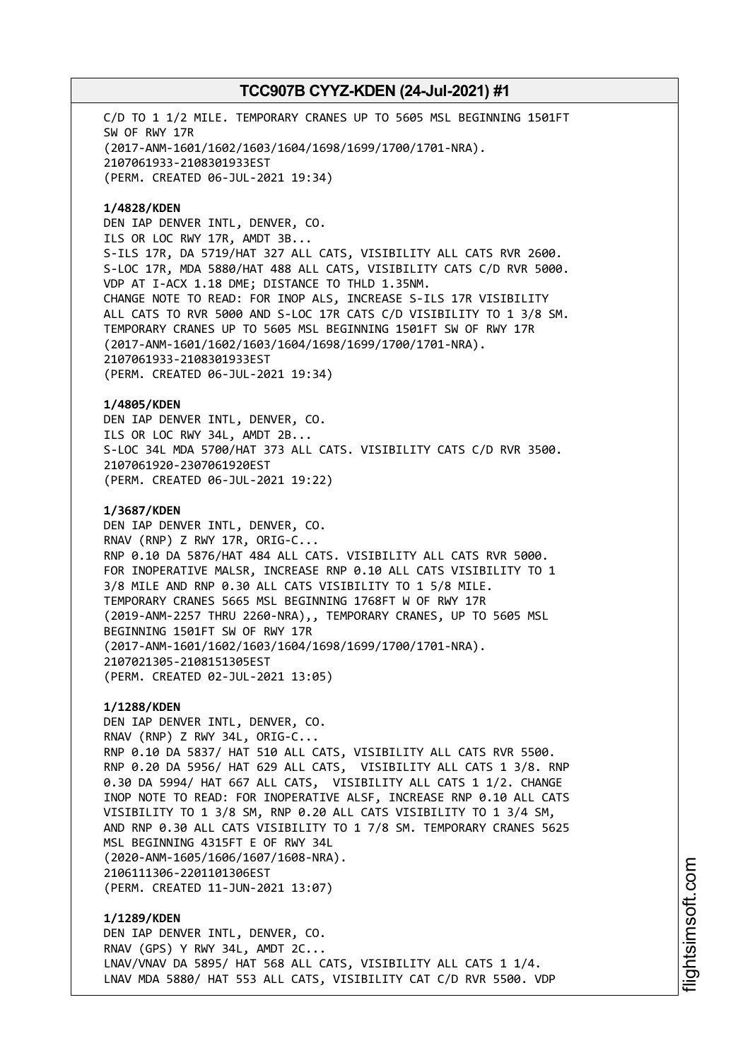C/D TO 1 1/2 MILE. TEMPORARY CRANES UP TO 5605 MSL BEGINNING 1501FT
SW OF RWY 17R
(2017-ANM-1601/1602/1603/1604/1698/1699/1700/1701-NRA).
2107061933-2108301933EST
(PERM. CREATED 06-JUL-2021 19:34)

**1/4828/KDEN**
DEN IAP DENVER INTL, DENVER, CO.
ILS OR LOC RWY 17R, AMDT 3B...
S-ILS 17R, DA 5719/HAT 327 ALL CATS, VISIBILITY ALL CATS RVR 2600.
S-LOC 17R, MDA 5880/HAT 488 ALL CATS, VISIBILITY CATS C/D RVR 5000.
VDP AT I-ACX 1.18 DME; DISTANCE TO THLD 1.35NM.
CHANGE NOTE TO READ: FOR INOP ALS, INCREASE S-ILS 17R VISIBILITY
ALL CATS TO RVR 5000 AND S-LOC 17R CATS C/D VISIBILITY TO 1 3/8 SM.
TEMPORARY CRANES UP TO 5605 MSL BEGINNING 1501FT SW OF RWY 17R
(2017-ANM-1601/1602/1603/1604/1698/1699/1700/1701-NRA).
2107061933-2108301933EST
(PERM. CREATED 06-JUL-2021 19:34)

**1/4805/KDEN**
DEN IAP DENVER INTL, DENVER, CO.
ILS OR LOC RWY 34L, AMDT 2B...
S-LOC 34L MDA 5700/HAT 373 ALL CATS. VISIBILITY CATS C/D RVR 3500.
2107061920-2307061920EST
(PERM. CREATED 06-JUL-2021 19:22)

**1/3687/KDEN**
DEN IAP DENVER INTL, DENVER, CO.
RNAV (RNP) Z RWY 17R, ORIG-C...
RNP 0.10 DA 5876/HAT 484 ALL CATS. VISIBILITY ALL CATS RVR 5000.
FOR INOPERATIVE MALSR, INCREASE RNP 0.10 ALL CATS VISIBILITY TO 1
3/8 MILE AND RNP 0.30 ALL CATS VISIBILITY TO 1 5/8 MILE.
TEMPORARY CRANES 5665 MSL BEGINNING 1768FT W OF RWY 17R
(2019-ANM-2257 THRU 2260-NRA),, TEMPORARY CRANES, UP TO 5605 MSL
BEGINNING 1501FT SW OF RWY 17R
(2017-ANM-1601/1602/1603/1604/1698/1699/1700/1701-NRA).
2107021305-2108151305EST
(PERM. CREATED 02-JUL-2021 13:05)

**1/1288/KDEN**
DEN IAP DENVER INTL, DENVER, CO.
RNAV (RNP) Z RWY 34L, ORIG-C...
RNP 0.10 DA 5837/ HAT 510 ALL CATS, VISIBILITY ALL CATS RVR 5500.
RNP 0.20 DA 5956/ HAT 629 ALL CATS, VISIBILITY ALL CATS 1 3/8. RNP
0.30 DA 5994/ HAT 667 ALL CATS, VISIBILITY ALL CATS 1 1/2. CHANGE
INOP NOTE TO READ: FOR INOPERATIVE ALSF, INCREASE RNP 0.10 ALL CATS
VISIBILITY TO 1 3/8 SM, RNP 0.20 ALL CATS VISIBILITY TO 1 3/4 SM,
AND RNP 0.30 ALL CATS VISIBILITY TO 1 7/8 SM. TEMPORARY CRANES 5625
MSL BEGINNING 4315FT E OF RWY 34L
(2020-ANM-1605/1606/1607/1608-NRA).
2106111306-2201101306EST
(PERM. CREATED 11-JUN-2021 13:07)

**1/1289/KDEN**
DEN IAP DENVER INTL, DENVER, CO.
RNAV (GPS) Y RWY 34L, AMDT 2C...
LNAV/VNAV DA 5895/ HAT 568 ALL CATS, VISIBILITY ALL CATS 1 1/4.
LNAV MDA 5880/ HAT 553 ALL CATS, VISIBILITY CAT C/D RVR 5500. VDP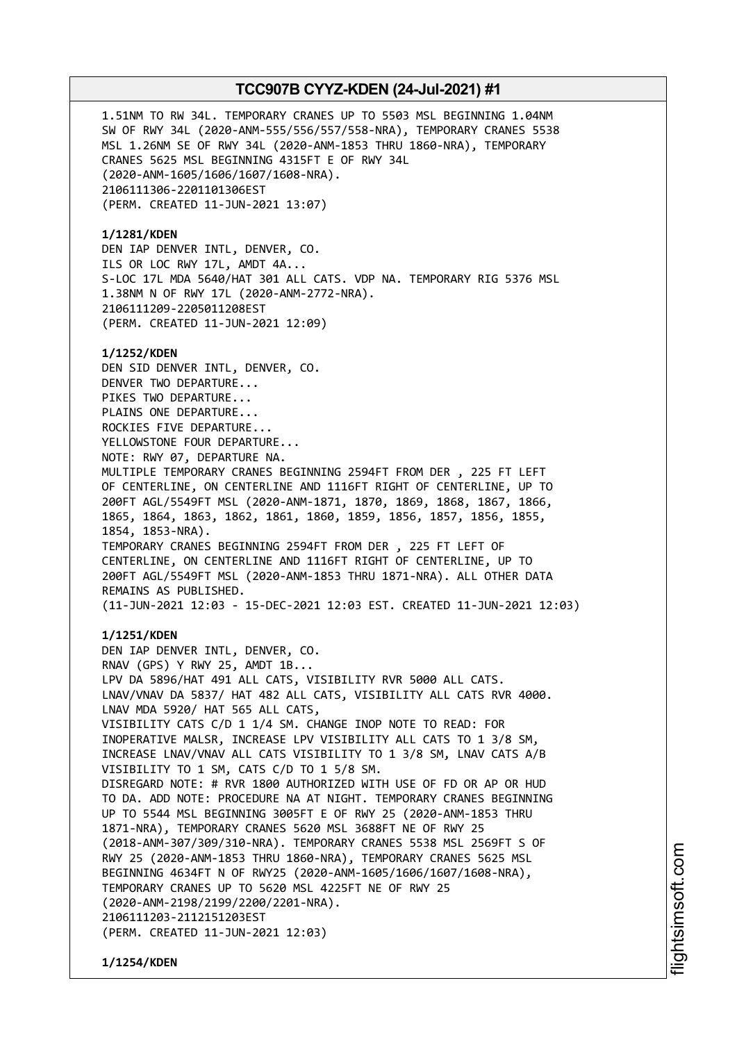1.51NM TO RW 34L. TEMPORARY CRANES UP TO 5503 MSL BEGINNING 1.04NM SW OF RWY 34L (2020-ANM-555/556/557/558-NRA), TEMPORARY CRANES 5538 MSL 1.26NM SE OF RWY 34L (2020-ANM-1853 THRU 1860-NRA), TEMPORARY CRANES 5625 MSL BEGINNING 4315FT E OF RWY 34L (2020-ANM-1605/1606/1607/1608-NRA).
2106111306-2201101306EST
(PERM. CREATED 11-JUN-2021 13:07)

**1/1281/KDEN**
DEN IAP DENVER INTL, DENVER, CO.
ILS OR LOC RWY 17L, AMDT 4A...
S-LOC 17L MDA 5640/HAT 301 ALL CATS. VDP NA. TEMPORARY RIG 5376 MSL 1.38NM N OF RWY 17L (2020-ANM-2772-NRA).
2106111209-2205011208EST
(PERM. CREATED 11-JUN-2021 12:09)

**1/1252/KDEN**
DEN SID DENVER INTL, DENVER, CO.
DENVER TWO DEPARTURE...
PIKES TWO DEPARTURE...
PLAINS ONE DEPARTURE...
ROCKIES FIVE DEPARTURE...
YELLOWSTONE FOUR DEPARTURE...
NOTE: RWY 07, DEPARTURE NA.
MULTIPLE TEMPORARY CRANES BEGINNING 2594FT FROM DER , 225 FT LEFT OF CENTERLINE, ON CENTERLINE AND 1116FT RIGHT OF CENTERLINE, UP TO 200FT AGL/5549FT MSL (2020-ANM-1871, 1870, 1869, 1868, 1867, 1866, 1865, 1864, 1863, 1862, 1861, 1860, 1859, 1856, 1857, 1856, 1855, 1854, 1853-NRA).
TEMPORARY CRANES BEGINNING 2594FT FROM DER , 225 FT LEFT OF CENTERLINE, ON CENTERLINE AND 1116FT RIGHT OF CENTERLINE, UP TO 200FT AGL/5549FT MSL (2020-ANM-1853 THRU 1871-NRA). ALL OTHER DATA REMAINS AS PUBLISHED.
(11-JUN-2021 12:03 - 15-DEC-2021 12:03 EST. CREATED 11-JUN-2021 12:03)

**1/1251/KDEN**
DEN IAP DENVER INTL, DENVER, CO.
RNAV (GPS) Y RWY 25, AMDT 1B...
LPV DA 5896/HAT 491 ALL CATS, VISIBILITY RVR 5000 ALL CATS.
LNAV/VNAV DA 5837/ HAT 482 ALL CATS, VISIBILITY ALL CATS RVR 4000.
LNAV MDA 5920/ HAT 565 ALL CATS,
VISIBILITY CATS C/D 1 1/4 SM. CHANGE INOP NOTE TO READ: FOR INOPERATIVE MALSR, INCREASE LPV VISIBILITY ALL CATS TO 1 3/8 SM, INCREASE LNAV/VNAV ALL CATS VISIBILITY TO 1 3/8 SM, LNAV CATS A/B VISIBILITY TO 1 SM, CATS C/D TO 1 5/8 SM.
DISREGARD NOTE: # RVR 1800 AUTHORIZED WITH USE OF FD OR AP OR HUD TO DA. ADD NOTE: PROCEDURE NA AT NIGHT. TEMPORARY CRANES BEGINNING UP TO 5544 MSL BEGINNING 3005FT E OF RWY 25 (2020-ANM-1853 THRU 1871-NRA), TEMPORARY CRANES 5620 MSL 3688FT NE OF RWY 25 (2018-ANM-307/309/310-NRA). TEMPORARY CRANES 5538 MSL 2569FT S OF RWY 25 (2020-ANM-1853 THRU 1860-NRA), TEMPORARY CRANES 5625 MSL BEGINNING 4634FT N OF RWY25 (2020-ANM-1605/1606/1607/1608-NRA), TEMPORARY CRANES UP TO 5620 MSL 4225FT NE OF RWY 25 (2020-ANM-2198/2199/2200/2201-NRA).
2106111203-2112151203EST
(PERM. CREATED 11-JUN-2021 12:03)

**1/1254/KDEN**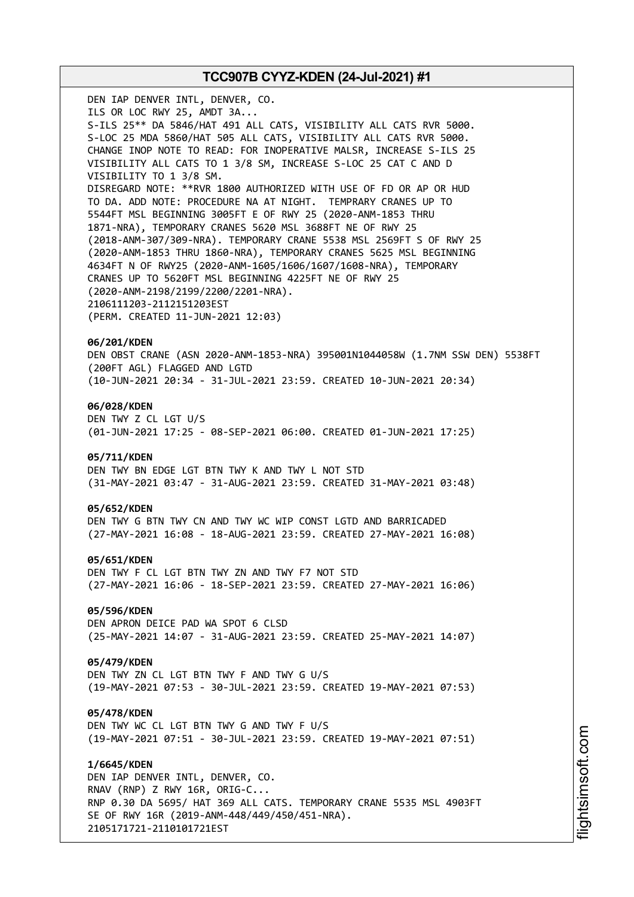DEN IAP DENVER INTL, DENVER, CO.
ILS OR LOC RWY 25, AMDT 3A...
S-ILS 25** DA 5846/HAT 491 ALL CATS, VISIBILITY ALL CATS RVR 5000.
S-LOC 25 MDA 5860/HAT 505 ALL CATS, VISIBILITY ALL CATS RVR 5000.
CHANGE INOP NOTE TO READ: FOR INOPERATIVE MALSR, INCREASE S-ILS 25
VISIBILITY ALL CATS TO 1 3/8 SM, INCREASE S-LOC 25 CAT C AND D
VISIBILITY TO 1 3/8 SM.
DISREGARD NOTE: **RVR 1800 AUTHORIZED WITH USE OF FD OR AP OR HUD
TO DA. ADD NOTE: PROCEDURE NA AT NIGHT. TEMPRARY CRANES UP TO
5544FT MSL BEGINNING 3005FT E OF RWY 25 (2020-ANM-1853 THRU
1871-NRA), TEMPORARY CRANES 5620 MSL 3688FT NE OF RWY 25
(2018-ANM-307/309-NRA). TEMPORARY CRANE 5538 MSL 2569FT S OF RWY 25
(2020-ANM-1853 THRU 1860-NRA), TEMPORARY CRANES 5625 MSL BEGINNING
4634FT N OF RWY25 (2020-ANM-1605/1606/1607/1608-NRA), TEMPORARY
CRANES UP TO 5620FT MSL BEGINNING 4225FT NE OF RWY 25
(2020-ANM-2198/2199/2200/2201-NRA).
2106111203-2112151203EST
(PERM. CREATED 11-JUN-2021 12:03)

**06/201/KDEN**
DEN OBST CRANE (ASN 2020-ANM-1853-NRA) 395001N1044058W (1.7NM SSW DEN) 5538FT
(200FT AGL) FLAGGED AND LGTD
(10-JUN-2021 20:34 - 31-JUL-2021 23:59. CREATED 10-JUN-2021 20:34)

**06/028/KDEN**
DEN TWY Z CL LGT U/S
(01-JUN-2021 17:25 - 08-SEP-2021 06:00. CREATED 01-JUN-2021 17:25)

**05/711/KDEN**
DEN TWY BN EDGE LGT BTN TWY K AND TWY L NOT STD
(31-MAY-2021 03:47 - 31-AUG-2021 23:59. CREATED 31-MAY-2021 03:48)

**05/652/KDEN**
DEN TWY G BTN TWY CN AND TWY WC WIP CONST LGTD AND BARRICADED
(27-MAY-2021 16:08 - 18-AUG-2021 23:59. CREATED 27-MAY-2021 16:08)

**05/651/KDEN**
DEN TWY F CL LGT BTN TWY ZN AND TWY F7 NOT STD
(27-MAY-2021 16:06 - 18-SEP-2021 23:59. CREATED 27-MAY-2021 16:06)

**05/596/KDEN**
DEN APRON DEICE PAD WA SPOT 6 CLSD
(25-MAY-2021 14:07 - 31-AUG-2021 23:59. CREATED 25-MAY-2021 14:07)

**05/479/KDEN**
DEN TWY ZN CL LGT BTN TWY F AND TWY G U/S
(19-MAY-2021 07:53 - 30-JUL-2021 23:59. CREATED 19-MAY-2021 07:53)

**05/478/KDEN**
DEN TWY WC CL LGT BTN TWY G AND TWY F U/S
(19-MAY-2021 07:51 - 30-JUL-2021 23:59. CREATED 19-MAY-2021 07:51)

**1/6645/KDEN**
DEN IAP DENVER INTL, DENVER, CO.
RNAV (RNP) Z RWY 16R, ORIG-C...
RNP 0.30 DA 5695/ HAT 369 ALL CATS. TEMPORARY CRANE 5535 MSL 4903FT
SE OF RWY 16R (2019-ANM-448/449/450/451-NRA).
2105171721-2110101721EST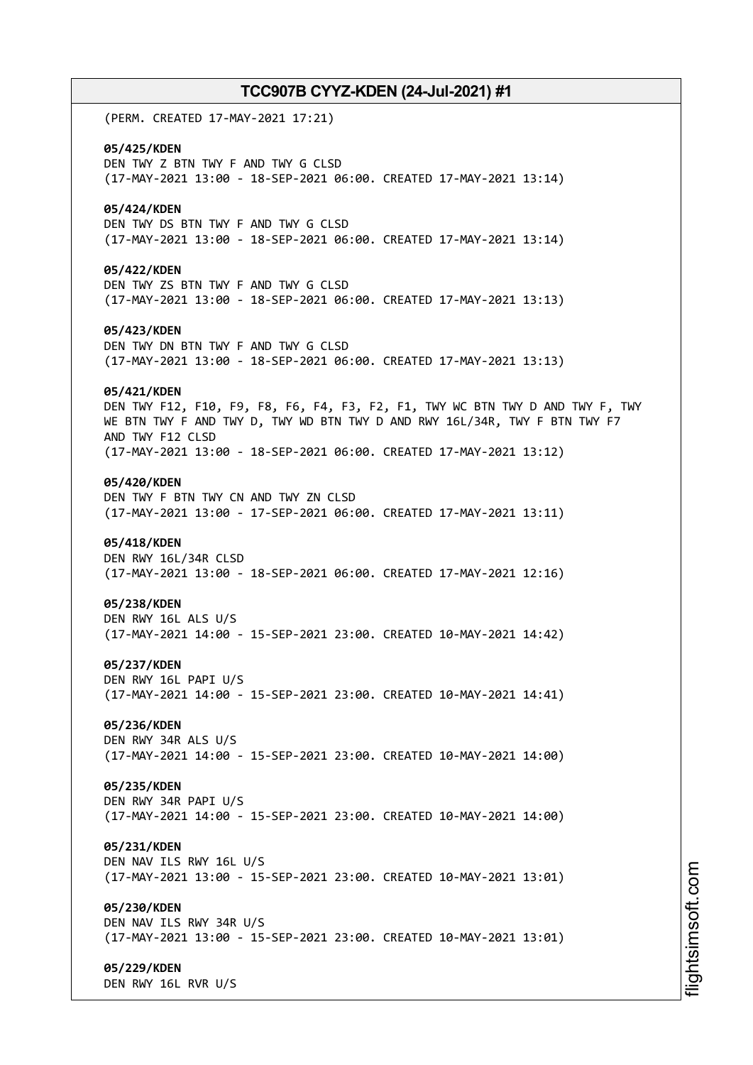(PERM. CREATED 17-MAY-2021 17:21)

**05/425/KDEN**
DEN TWY Z BTN TWY F AND TWY G CLSD
(17-MAY-2021 13:00 - 18-SEP-2021 06:00. CREATED 17-MAY-2021 13:14)

**05/424/KDEN**
DEN TWY DS BTN TWY F AND TWY G CLSD
(17-MAY-2021 13:00 - 18-SEP-2021 06:00. CREATED 17-MAY-2021 13:14)

**05/422/KDEN**
DEN TWY ZS BTN TWY F AND TWY G CLSD
(17-MAY-2021 13:00 - 18-SEP-2021 06:00. CREATED 17-MAY-2021 13:13)

**05/423/KDEN**
DEN TWY DN BTN TWY F AND TWY G CLSD
(17-MAY-2021 13:00 - 18-SEP-2021 06:00. CREATED 17-MAY-2021 13:13)

**05/421/KDEN**
DEN TWY F12, F10, F9, F8, F6, F4, F3, F2, F1, TWY WC BTN TWY D AND TWY F, TWY WE BTN TWY F AND TWY D, TWY WD BTN TWY D AND RWY 16L/34R, TWY F BTN TWY F7 AND TWY F12 CLSD
(17-MAY-2021 13:00 - 18-SEP-2021 06:00. CREATED 17-MAY-2021 13:12)

**05/420/KDEN**
DEN TWY F BTN TWY CN AND TWY ZN CLSD
(17-MAY-2021 13:00 - 17-SEP-2021 06:00. CREATED 17-MAY-2021 13:11)

**05/418/KDEN**
DEN RWY 16L/34R CLSD
(17-MAY-2021 13:00 - 18-SEP-2021 06:00. CREATED 17-MAY-2021 12:16)

**05/238/KDEN**
DEN RWY 16L ALS U/S
(17-MAY-2021 14:00 - 15-SEP-2021 23:00. CREATED 10-MAY-2021 14:42)

**05/237/KDEN**
DEN RWY 16L PAPI U/S
(17-MAY-2021 14:00 - 15-SEP-2021 23:00. CREATED 10-MAY-2021 14:41)

**05/236/KDEN**
DEN RWY 34R ALS U/S
(17-MAY-2021 14:00 - 15-SEP-2021 23:00. CREATED 10-MAY-2021 14:00)

**05/235/KDEN**
DEN RWY 34R PAPI U/S
(17-MAY-2021 14:00 - 15-SEP-2021 23:00. CREATED 10-MAY-2021 14:00)

**05/231/KDEN**
DEN NAV ILS RWY 16L U/S
(17-MAY-2021 13:00 - 15-SEP-2021 23:00. CREATED 10-MAY-2021 13:01)

**05/230/KDEN**
DEN NAV ILS RWY 34R U/S
(17-MAY-2021 13:00 - 15-SEP-2021 23:00. CREATED 10-MAY-2021 13:01)

**05/229/KDEN**
DEN RWY 16L RVR U/S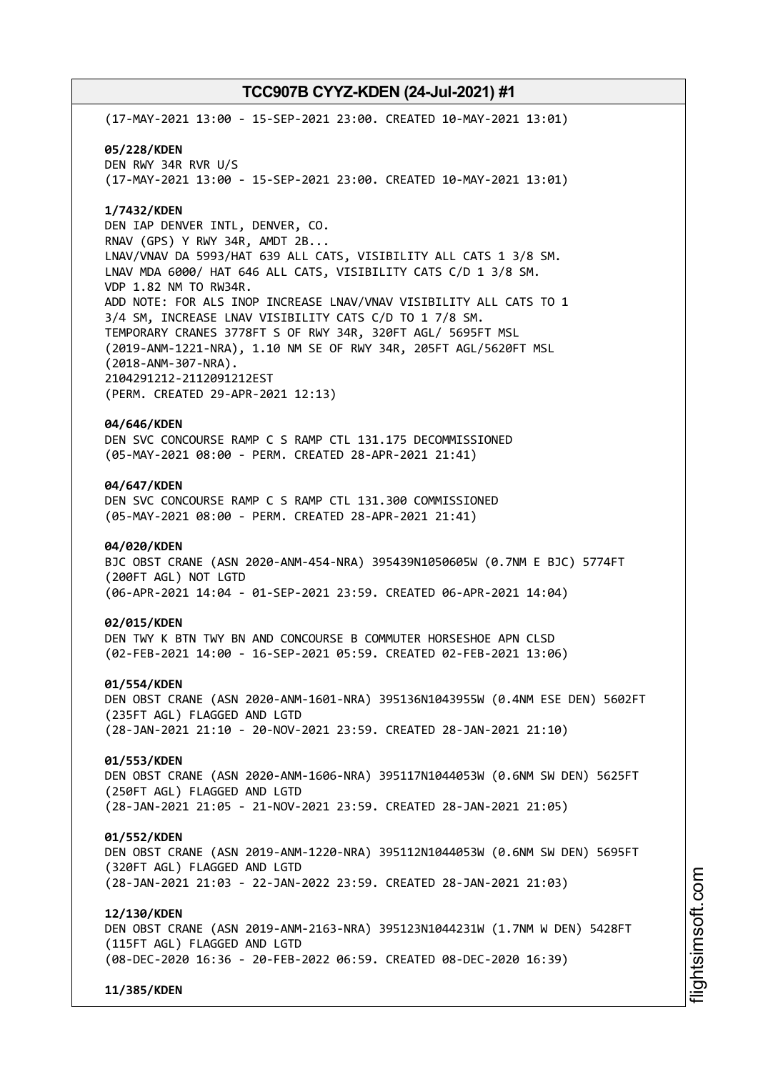(17-MAY-2021 13:00 - 15-SEP-2021 23:00. CREATED 10-MAY-2021 13:01)

**05/228/KDEN**
DEN RWY 34R RVR U/S
(17-MAY-2021 13:00 - 15-SEP-2021 23:00. CREATED 10-MAY-2021 13:01)

**1/7432/KDEN**
DEN IAP DENVER INTL, DENVER, CO.
RNAV (GPS) Y RWY 34R, AMDT 2B...
LNAV/VNAV DA 5993/HAT 639 ALL CATS, VISIBILITY ALL CATS 1 3/8 SM.
LNAV MDA 6000/ HAT 646 ALL CATS, VISIBILITY CATS C/D 1 3/8 SM.
VDP 1.82 NM TO RW34R.
ADD NOTE: FOR ALS INOP INCREASE LNAV/VNAV VISIBILITY ALL CATS TO 1
3/4 SM, INCREASE LNAV VISIBILITY CATS C/D TO 1 7/8 SM.
TEMPORARY CRANES 3778FT S OF RWY 34R, 320FT AGL/ 5695FT MSL
(2019-ANM-1221-NRA), 1.10 NM SE OF RWY 34R, 205FT AGL/5620FT MSL
(2018-ANM-307-NRA).
2104291212-2112091212EST
(PERM. CREATED 29-APR-2021 12:13)

**04/646/KDEN**
DEN SVC CONCOURSE RAMP C S RAMP CTL 131.175 DECOMMISSIONED
(05-MAY-2021 08:00 - PERM. CREATED 28-APR-2021 21:41)

**04/647/KDEN**
DEN SVC CONCOURSE RAMP C S RAMP CTL 131.300 COMMISSIONED
(05-MAY-2021 08:00 - PERM. CREATED 28-APR-2021 21:41)

**04/020/KDEN**
BJC OBST CRANE (ASN 2020-ANM-454-NRA) 395439N1050605W (0.7NM E BJC) 5774FT
(200FT AGL) NOT LGTD
(06-APR-2021 14:04 - 01-SEP-2021 23:59. CREATED 06-APR-2021 14:04)

**02/015/KDEN**
DEN TWY K BTN TWY BN AND CONCOURSE B COMMUTER HORSESHOE APN CLSD
(02-FEB-2021 14:00 - 16-SEP-2021 05:59. CREATED 02-FEB-2021 13:06)

**01/554/KDEN**
DEN OBST CRANE (ASN 2020-ANM-1601-NRA) 395136N1043955W (0.4NM ESE DEN) 5602FT
(235FT AGL) FLAGGED AND LGTD
(28-JAN-2021 21:10 - 20-NOV-2021 23:59. CREATED 28-JAN-2021 21:10)

**01/553/KDEN**
DEN OBST CRANE (ASN 2020-ANM-1606-NRA) 395117N1044053W (0.6NM SW DEN) 5625FT
(250FT AGL) FLAGGED AND LGTD
(28-JAN-2021 21:05 - 21-NOV-2021 23:59. CREATED 28-JAN-2021 21:05)

**01/552/KDEN**
DEN OBST CRANE (ASN 2019-ANM-1220-NRA) 395112N1044053W (0.6NM SW DEN) 5695FT
(320FT AGL) FLAGGED AND LGTD
(28-JAN-2021 21:03 - 22-JAN-2022 23:59. CREATED 28-JAN-2021 21:03)

**12/130/KDEN**
DEN OBST CRANE (ASN 2019-ANM-2163-NRA) 395123N1044231W (1.7NM W DEN) 5428FT
(115FT AGL) FLAGGED AND LGTD
(08-DEC-2020 16:36 - 20-FEB-2022 06:59. CREATED 08-DEC-2020 16:39)

**11/385/KDEN**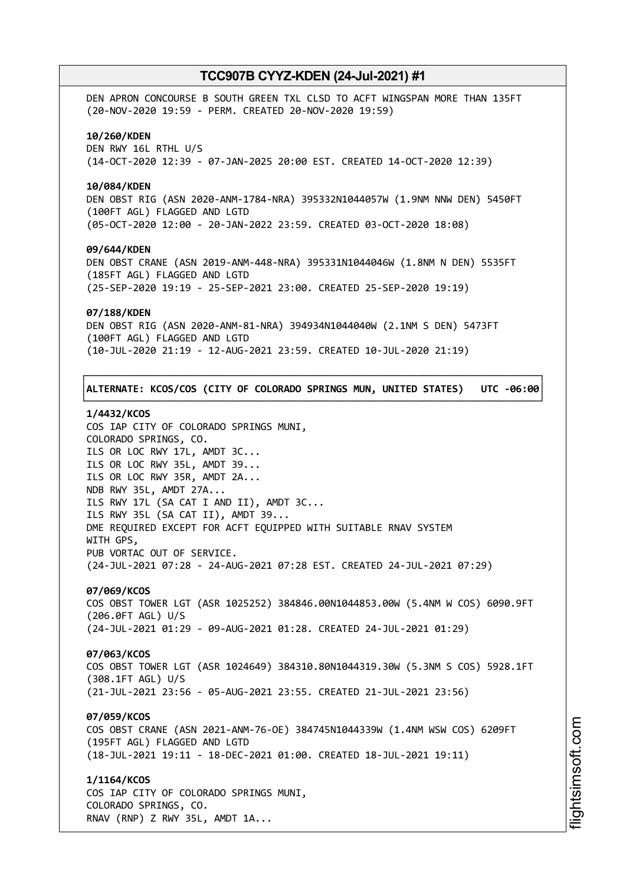DEN APRON CONCOURSE B SOUTH GREEN TXL CLSD TO ACFT WINGSPAN MORE THAN 135FT
(20-NOV-2020 19:59 - PERM. CREATED 20-NOV-2020 19:59)

**10/260/KDEN**
DEN RWY 16L RTHL U/S
(14-OCT-2020 12:39 - 07-JAN-2025 20:00 EST. CREATED 14-OCT-2020 12:39)

**10/084/KDEN**
DEN OBST RIG (ASN 2020-ANM-1784-NRA) 395332N1044057W (1.9NM NNW DEN) 5450FT
(100FT AGL) FLAGGED AND LGTD
(05-OCT-2020 12:00 - 20-JAN-2022 23:59. CREATED 03-OCT-2020 18:08)

**09/644/KDEN**
DEN OBST CRANE (ASN 2019-ANM-448-NRA) 395331N1044046W (1.8NM N DEN) 5535FT
(185FT AGL) FLAGGED AND LGTD
(25-SEP-2020 19:19 - 25-SEP-2021 23:00. CREATED 25-SEP-2020 19:19)

**07/188/KDEN**
DEN OBST RIG (ASN 2020-ANM-81-NRA) 394934N1044040W (2.1NM S DEN) 5473FT
(100FT AGL) FLAGGED AND LGTD
(10-JUL-2020 21:19 - 12-AUG-2021 23:59. CREATED 10-JUL-2020 21:19)

**ALTERNATE: KCOS/COS (CITY OF COLORADO SPRINGS MUN, UNITED STATES) UTC -06:00**

**1/4432/KCOS**
COS IAP CITY OF COLORADO SPRINGS MUNI,
COLORADO SPRINGS, CO.
ILS OR LOC RWY 17L, AMDT 3C...
ILS OR LOC RWY 35L, AMDT 39...
ILS OR LOC RWY 35R, AMDT 2A...
NDB RWY 35L, AMDT 27A...
ILS RWY 17L (SA CAT I AND II), AMDT 3C...
ILS RWY 35L (SA CAT II), AMDT 39...
DME REQUIRED EXCEPT FOR ACFT EQUIPPED WITH SUITABLE RNAV SYSTEM
WITH GPS,
PUB VORTAC OUT OF SERVICE.
(24-JUL-2021 07:28 - 24-AUG-2021 07:28 EST. CREATED 24-JUL-2021 07:29)

**07/069/KCOS**
COS OBST TOWER LGT (ASR 1025252) 384846.00N1044853.00W (5.4NM W COS) 6090.9FT
(206.0FT AGL) U/S
(24-JUL-2021 01:29 - 09-AUG-2021 01:28. CREATED 24-JUL-2021 01:29)

**07/063/KCOS**
COS OBST TOWER LGT (ASR 1024649) 384310.80N1044319.30W (5.3NM S COS) 5928.1FT
(308.1FT AGL) U/S
(21-JUL-2021 23:56 - 05-AUG-2021 23:55. CREATED 21-JUL-2021 23:56)

**07/059/KCOS**
COS OBST CRANE (ASN 2021-ANM-76-OE) 384745N1044339W (1.4NM WSW COS) 6209FT
(195FT AGL) FLAGGED AND LGTD
(18-JUL-2021 19:11 - 18-DEC-2021 01:00. CREATED 18-JUL-2021 19:11)

**1/1164/KCOS**
COS IAP CITY OF COLORADO SPRINGS MUNI,
COLORADO SPRINGS, CO.
RNAV (RNP) Z RWY 35L, AMDT 1A...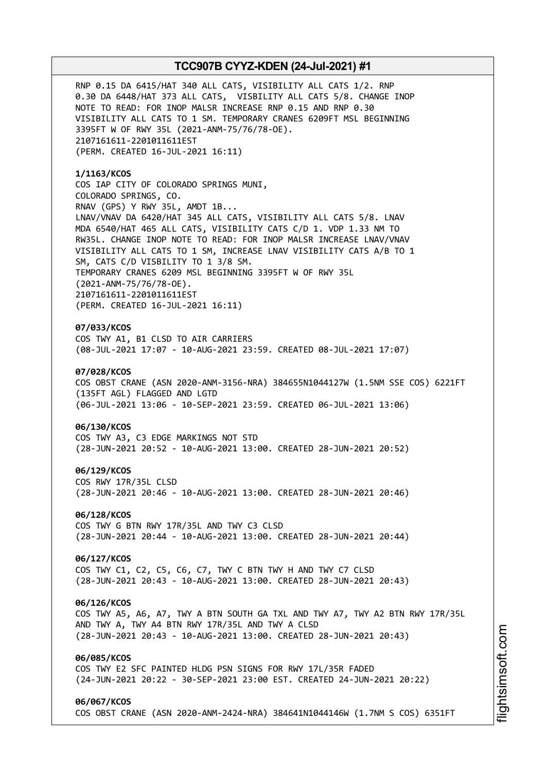RNP 0.15 DA 6415/HAT 340 ALL CATS, VISIBILITY ALL CATS 1/2. RNP 0.30 DA 6448/HAT 373 ALL CATS, VISBILITY ALL CATS 5/8. CHANGE INOP NOTE TO READ: FOR INOP MALSR INCREASE RNP 0.15 AND RNP 0.30 VISIBILITY ALL CATS TO 1 SM. TEMPORARY CRANES 6209FT MSL BEGINNING 3395FT W OF RWY 35L (2021-ANM-75/76/78-OE).
2107161611-2201011611EST
(PERM. CREATED 16-JUL-2021 16:11)

**1/1163/KCOS**
COS IAP CITY OF COLORADO SPRINGS MUNI,
COLORADO SPRINGS, CO.
RNAV (GPS) Y RWY 35L, AMDT 1B...
LNAV/VNAV DA 6420/HAT 345 ALL CATS, VISIBILITY ALL CATS 5/8. LNAV MDA 6540/HAT 465 ALL CATS, VISIBILITY CATS C/D 1. VDP 1.33 NM TO RW35L. CHANGE INOP NOTE TO READ: FOR INOP MALSR INCREASE LNAV/VNAV VISIBILITY ALL CATS TO 1 SM, INCREASE LNAV VISIBILITY CATS A/B TO 1 SM, CATS C/D VISIBILITY TO 1 3/8 SM.
TEMPORARY CRANES 6209 MSL BEGINNING 3395FT W OF RWY 35L (2021-ANM-75/76/78-OE).
2107161611-2201011611EST
(PERM. CREATED 16-JUL-2021 16:11)

**07/033/KCOS**
COS TWY A1, B1 CLSD TO AIR CARRIERS
(08-JUL-2021 17:07 - 10-AUG-2021 23:59. CREATED 08-JUL-2021 17:07)

**07/028/KCOS**
COS OBST CRANE (ASN 2020-ANM-3156-NRA) 384655N1044127W (1.5NM SSE COS) 6221FT (135FT AGL) FLAGGED AND LGTD
(06-JUL-2021 13:06 - 10-SEP-2021 23:59. CREATED 06-JUL-2021 13:06)

**06/130/KCOS**
COS TWY A3, C3 EDGE MARKINGS NOT STD
(28-JUN-2021 20:52 - 10-AUG-2021 13:00. CREATED 28-JUN-2021 20:52)

**06/129/KCOS**
COS RWY 17R/35L CLSD
(28-JUN-2021 20:46 - 10-AUG-2021 13:00. CREATED 28-JUN-2021 20:46)

**06/128/KCOS**
COS TWY G BTN RWY 17R/35L AND TWY C3 CLSD
(28-JUN-2021 20:44 - 10-AUG-2021 13:00. CREATED 28-JUN-2021 20:44)

**06/127/KCOS**
COS TWY C1, C2, C5, C6, C7, TWY C BTN TWY H AND TWY C7 CLSD
(28-JUN-2021 20:43 - 10-AUG-2021 13:00. CREATED 28-JUN-2021 20:43)

**06/126/KCOS**
COS TWY A5, A6, A7, TWY A BTN SOUTH GA TXL AND TWY A7, TWY A2 BTN RWY 17R/35L AND TWY A, TWY A4 BTN RWY 17R/35L AND TWY A CLSD
(28-JUN-2021 20:43 - 10-AUG-2021 13:00. CREATED 28-JUN-2021 20:43)

**06/085/KCOS**
COS TWY E2 SFC PAINTED HLDG PSN SIGNS FOR RWY 17L/35R FADED
(24-JUN-2021 20:22 - 30-SEP-2021 23:00 EST. CREATED 24-JUN-2021 20:22)

**06/067/KCOS**
COS OBST CRANE (ASN 2020-ANM-2424-NRA) 384641N1044146W (1.7NM S COS) 6351FT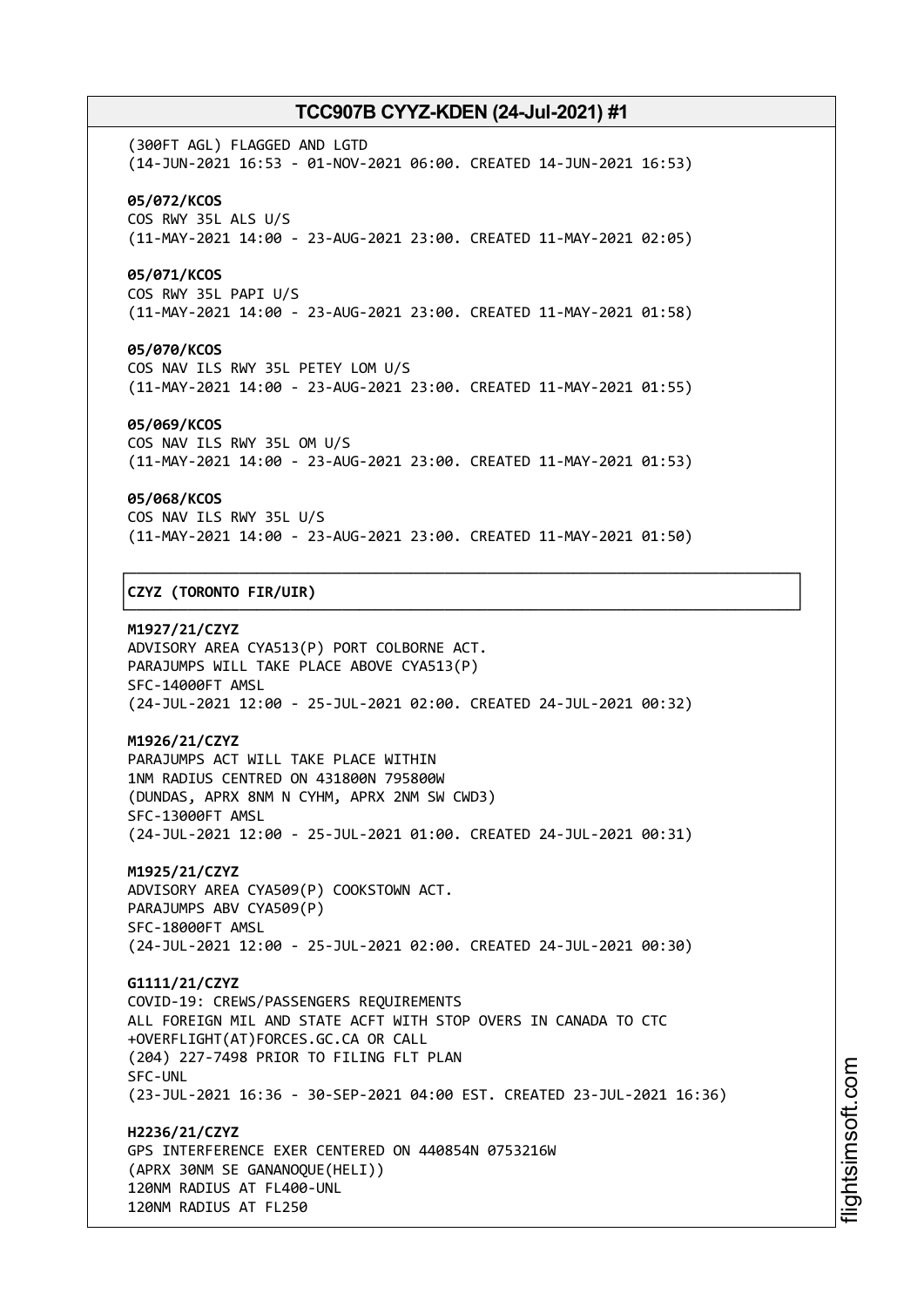(300FT AGL) FLAGGED AND LGTD
(14-JUN-2021 16:53 - 01-NOV-2021 06:00. CREATED 14-JUN-2021 16:53)

**05/072/KCOS**
COS RWY 35L ALS U/S
(11-MAY-2021 14:00 - 23-AUG-2021 23:00. CREATED 11-MAY-2021 02:05)

**05/071/KCOS**
COS RWY 35L PAPI U/S
(11-MAY-2021 14:00 - 23-AUG-2021 23:00. CREATED 11-MAY-2021 01:58)

**05/070/KCOS**
COS NAV ILS RWY 35L PETEY LOM U/S
(11-MAY-2021 14:00 - 23-AUG-2021 23:00. CREATED 11-MAY-2021 01:55)

**05/069/KCOS**
COS NAV ILS RWY 35L OM U/S
(11-MAY-2021 14:00 - 23-AUG-2021 23:00. CREATED 11-MAY-2021 01:53)

**05/068/KCOS**
COS NAV ILS RWY 35L U/S
(11-MAY-2021 14:00 - 23-AUG-2021 23:00. CREATED 11-MAY-2021 01:50)

## CZYZ (TORONTO FIR/UIR)

**M1927/21/CZYZ**
ADVISORY AREA CYA513(P) PORT COLBORNE ACT.
PARAJUMPS WILL TAKE PLACE ABOVE CYA513(P)
SFC-14000FT AMSL
(24-JUL-2021 12:00 - 25-JUL-2021 02:00. CREATED 24-JUL-2021 00:32)

**M1926/21/CZYZ**
PARAJUMPS ACT WILL TAKE PLACE WITHIN
1NM RADIUS CENTRED ON 431800N 795800W
(DUNDAS, APRX 8NM N CYHM, APRX 2NM SW CWD3)
SFC-13000FT AMSL
(24-JUL-2021 12:00 - 25-JUL-2021 01:00. CREATED 24-JUL-2021 00:31)

**M1925/21/CZYZ**
ADVISORY AREA CYA509(P) COOKSTOWN ACT.
PARAJUMPS ABV CYA509(P)
SFC-18000FT AMSL
(24-JUL-2021 12:00 - 25-JUL-2021 02:00. CREATED 24-JUL-2021 00:30)

**G1111/21/CZYZ**
COVID-19: CREWS/PASSENGERS REQUIREMENTS
ALL FOREIGN MIL AND STATE ACFT WITH STOP OVERS IN CANADA TO CTC
+OVERFLIGHT(AT)FORCES.GC.CA OR CALL
(204) 227-7498 PRIOR TO FILING FLT PLAN
SFC-UNL
(23-JUL-2021 16:36 - 30-SEP-2021 04:00 EST. CREATED 23-JUL-2021 16:36)

**H2236/21/CZYZ**
GPS INTERFERENCE EXER CENTERED ON 440854N 0753216W
(APRX 30NM SE GANANOQUE(HELI))
120NM RADIUS AT FL400-UNL
120NM RADIUS AT FL250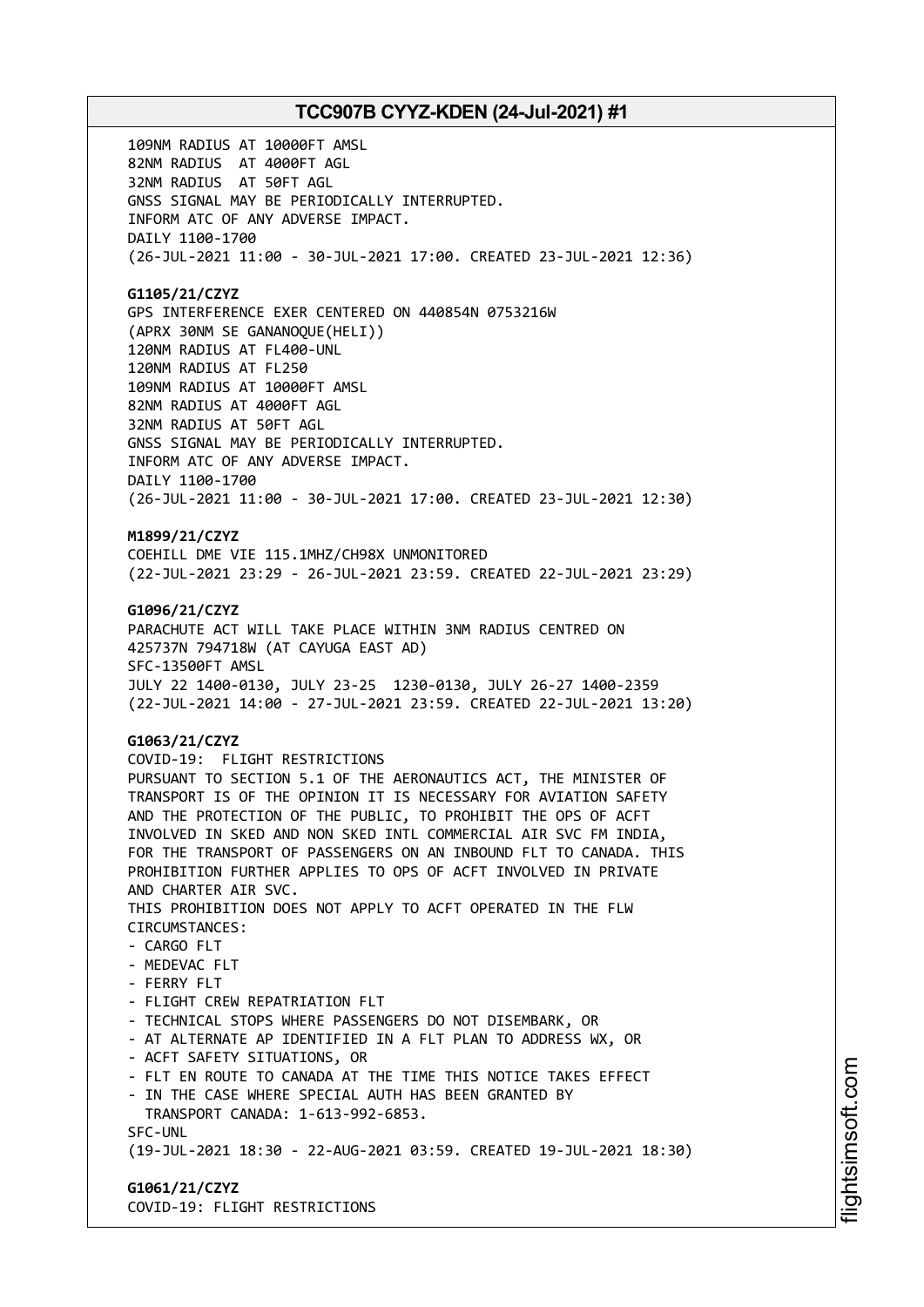109NM RADIUS AT 10000FT AMSL
82NM RADIUS AT 4000FT AGL
32NM RADIUS AT 50FT AGL
GNSS SIGNAL MAY BE PERIODICALLY INTERRUPTED.
INFORM ATC OF ANY ADVERSE IMPACT.
DAILY 1100-1700
(26-JUL-2021 11:00 - 30-JUL-2021 17:00. CREATED 23-JUL-2021 12:36)

**G1105/21/CZYZ**
GPS INTERFERENCE EXER CENTERED ON 440854N 0753216W
(APRX 30NM SE GANANOQUE(HELI))
120NM RADIUS AT FL400-UNL
120NM RADIUS AT FL250
109NM RADIUS AT 10000FT AMSL
82NM RADIUS AT 4000FT AGL
32NM RADIUS AT 50FT AGL
GNSS SIGNAL MAY BE PERIODICALLY INTERRUPTED.
INFORM ATC OF ANY ADVERSE IMPACT.
DAILY 1100-1700
(26-JUL-2021 11:00 - 30-JUL-2021 17:00. CREATED 23-JUL-2021 12:30)

**M1899/21/CZYZ**
COEHILL DME VIE 115.1MHZ/CH98X UNMONITORED
(22-JUL-2021 23:29 - 26-JUL-2021 23:59. CREATED 22-JUL-2021 23:29)

**G1096/21/CZYZ**
PARACHUTE ACT WILL TAKE PLACE WITHIN 3NM RADIUS CENTRED ON
425737N 794718W (AT CAYUGA EAST AD)
SFC-13500FT AMSL
JULY 22 1400-0130, JULY 23-25 1230-0130, JULY 26-27 1400-2359
(22-JUL-2021 14:00 - 27-JUL-2021 23:59. CREATED 22-JUL-2021 13:20)

**G1063/21/CZYZ**
COVID-19: FLIGHT RESTRICTIONS
PURSUANT TO SECTION 5.1 OF THE AERONAUTICS ACT, THE MINISTER OF
TRANSPORT IS OF THE OPINION IT IS NECESSARY FOR AVIATION SAFETY
AND THE PROTECTION OF THE PUBLIC, TO PROHIBIT THE OPS OF ACFT
INVOLVED IN SKED AND NON SKED INTL COMMERCIAL AIR SVC FM INDIA,
FOR THE TRANSPORT OF PASSENGERS ON AN INBOUND FLT TO CANADA. THIS
PROHIBITION FURTHER APPLIES TO OPS OF ACFT INVOLVED IN PRIVATE
AND CHARTER AIR SVC.
THIS PROHIBITION DOES NOT APPLY TO ACFT OPERATED IN THE FLW
CIRCUMSTANCES:
- CARGO FLT
- MEDEVAC FLT
- FERRY FLT
- FLIGHT CREW REPATRIATION FLT
- TECHNICAL STOPS WHERE PASSENGERS DO NOT DISEMBARK, OR
- AT ALTERNATE AP IDENTIFIED IN A FLT PLAN TO ADDRESS WX, OR
- ACFT SAFETY SITUATIONS, OR
- FLT EN ROUTE TO CANADA AT THE TIME THIS NOTICE TAKES EFFECT
- IN THE CASE WHERE SPECIAL AUTH HAS BEEN GRANTED BY
  TRANSPORT CANADA: 1-613-992-6853.

SFC-UNL
(19-JUL-2021 18:30 - 22-AUG-2021 03:59. CREATED 19-JUL-2021 18:30)

**G1061/21/CZYZ**
COVID-19: FLIGHT RESTRICTIONS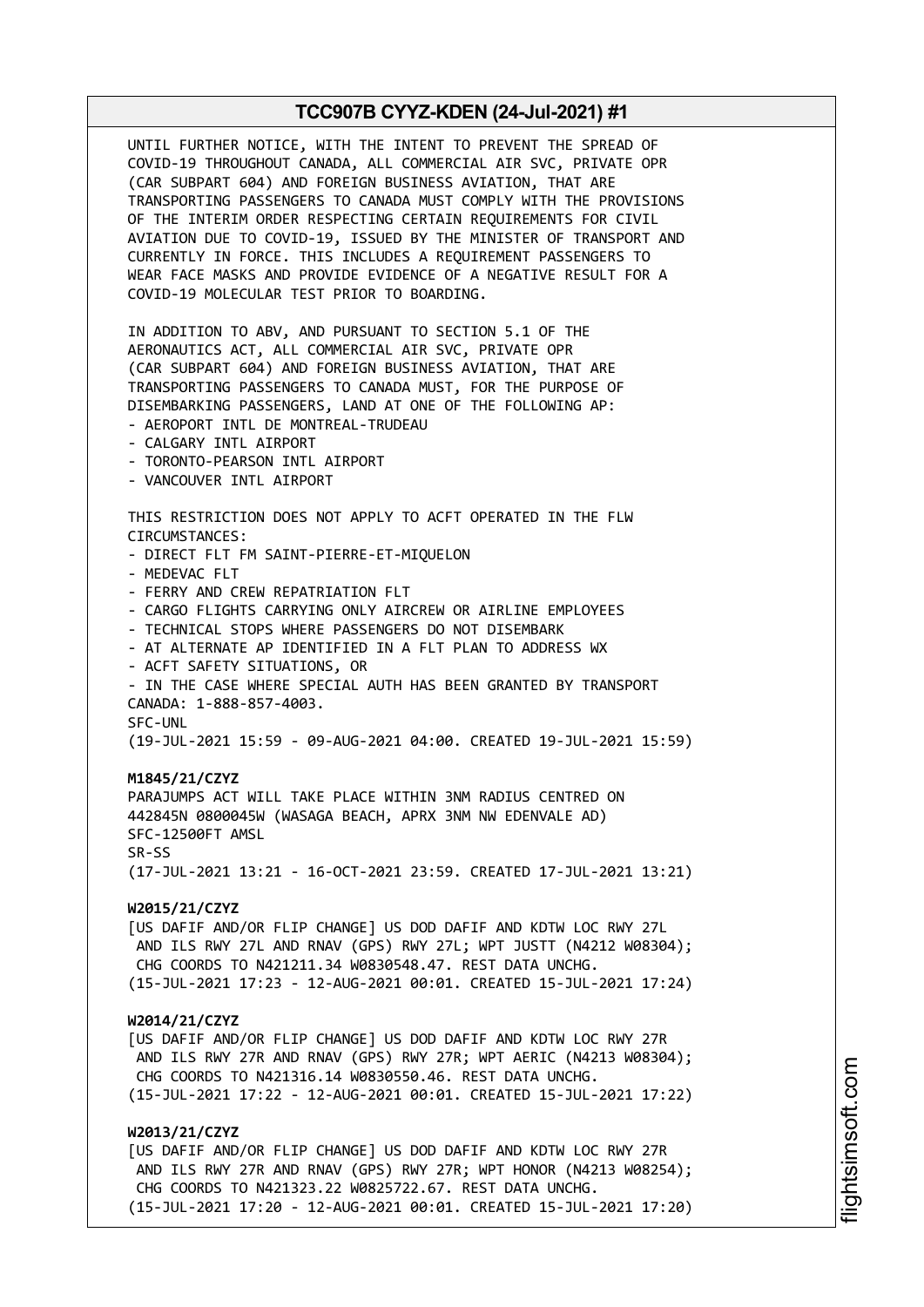UNTIL FURTHER NOTICE, WITH THE INTENT TO PREVENT THE SPREAD OF COVID-19 THROUGHOUT CANADA, ALL COMMERCIAL AIR SVC, PRIVATE OPR (CAR SUBPART 604) AND FOREIGN BUSINESS AVIATION, THAT ARE TRANSPORTING PASSENGERS TO CANADA MUST COMPLY WITH THE PROVISIONS OF THE INTERIM ORDER RESPECTING CERTAIN REQUIREMENTS FOR CIVIL AVIATION DUE TO COVID-19, ISSUED BY THE MINISTER OF TRANSPORT AND CURRENTLY IN FORCE. THIS INCLUDES A REQUIREMENT PASSENGERS TO WEAR FACE MASKS AND PROVIDE EVIDENCE OF A NEGATIVE RESULT FOR A COVID-19 MOLECULAR TEST PRIOR TO BOARDING.

IN ADDITION TO ABV, AND PURSUANT TO SECTION 5.1 OF THE AERONAUTICS ACT, ALL COMMERCIAL AIR SVC, PRIVATE OPR (CAR SUBPART 604) AND FOREIGN BUSINESS AVIATION, THAT ARE TRANSPORTING PASSENGERS TO CANADA MUST, FOR THE PURPOSE OF DISEMBARKING PASSENGERS, LAND AT ONE OF THE FOLLOWING AP:
- AEROPORT INTL DE MONTREAL-TRUDEAU
- CALGARY INTL AIRPORT
- TORONTO-PEARSON INTL AIRPORT
- VANCOUVER INTL AIRPORT

THIS RESTRICTION DOES NOT APPLY TO ACFT OPERATED IN THE FLW CIRCUMSTANCES:
- DIRECT FLT FM SAINT-PIERRE-ET-MIQUELON
- MEDEVAC FLT
- FERRY AND CREW REPATRIATION FLT
- CARGO FLIGHTS CARRYING ONLY AIRCREW OR AIRLINE EMPLOYEES
- TECHNICAL STOPS WHERE PASSENGERS DO NOT DISEMBARK
- AT ALTERNATE AP IDENTIFIED IN A FLT PLAN TO ADDRESS WX
- ACFT SAFETY SITUATIONS, OR
- IN THE CASE WHERE SPECIAL AUTH HAS BEEN GRANTED BY TRANSPORT CANADA: 1-888-857-4003.
SFC-UNL
(19-JUL-2021 15:59 - 09-AUG-2021 04:00. CREATED 19-JUL-2021 15:59)

**M1845/21/CZYZ**
PARAJUMPS ACT WILL TAKE PLACE WITHIN 3NM RADIUS CENTRED ON 442845N 0800045W (WASAGA BEACH, APRX 3NM NW EDENVALE AD)
SFC-12500FT AMSL
SR-SS
(17-JUL-2021 13:21 - 16-OCT-2021 23:59. CREATED 17-JUL-2021 13:21)

**W2015/21/CZYZ**
[US DAFIF AND/OR FLIP CHANGE] US DOD DAFIF AND KDTW LOC RWY 27L AND ILS RWY 27L AND RNAV (GPS) RWY 27L; WPT JUSTT (N4212 W08304); CHG COORDS TO N421211.34 W0830548.47. REST DATA UNCHG.
(15-JUL-2021 17:23 - 12-AUG-2021 00:01. CREATED 15-JUL-2021 17:24)

**W2014/21/CZYZ**
[US DAFIF AND/OR FLIP CHANGE] US DOD DAFIF AND KDTW LOC RWY 27R AND ILS RWY 27R AND RNAV (GPS) RWY 27R; WPT AERIC (N4213 W08304); CHG COORDS TO N421316.14 W0830550.46. REST DATA UNCHG.
(15-JUL-2021 17:22 - 12-AUG-2021 00:01. CREATED 15-JUL-2021 17:22)

**W2013/21/CZYZ**
[US DAFIF AND/OR FLIP CHANGE] US DOD DAFIF AND KDTW LOC RWY 27R AND ILS RWY 27R AND RNAV (GPS) RWY 27R; WPT HONOR (N4213 W08254); CHG COORDS TO N421323.22 W0825722.67. REST DATA UNCHG.
(15-JUL-2021 17:20 - 12-AUG-2021 00:01. CREATED 15-JUL-2021 17:20)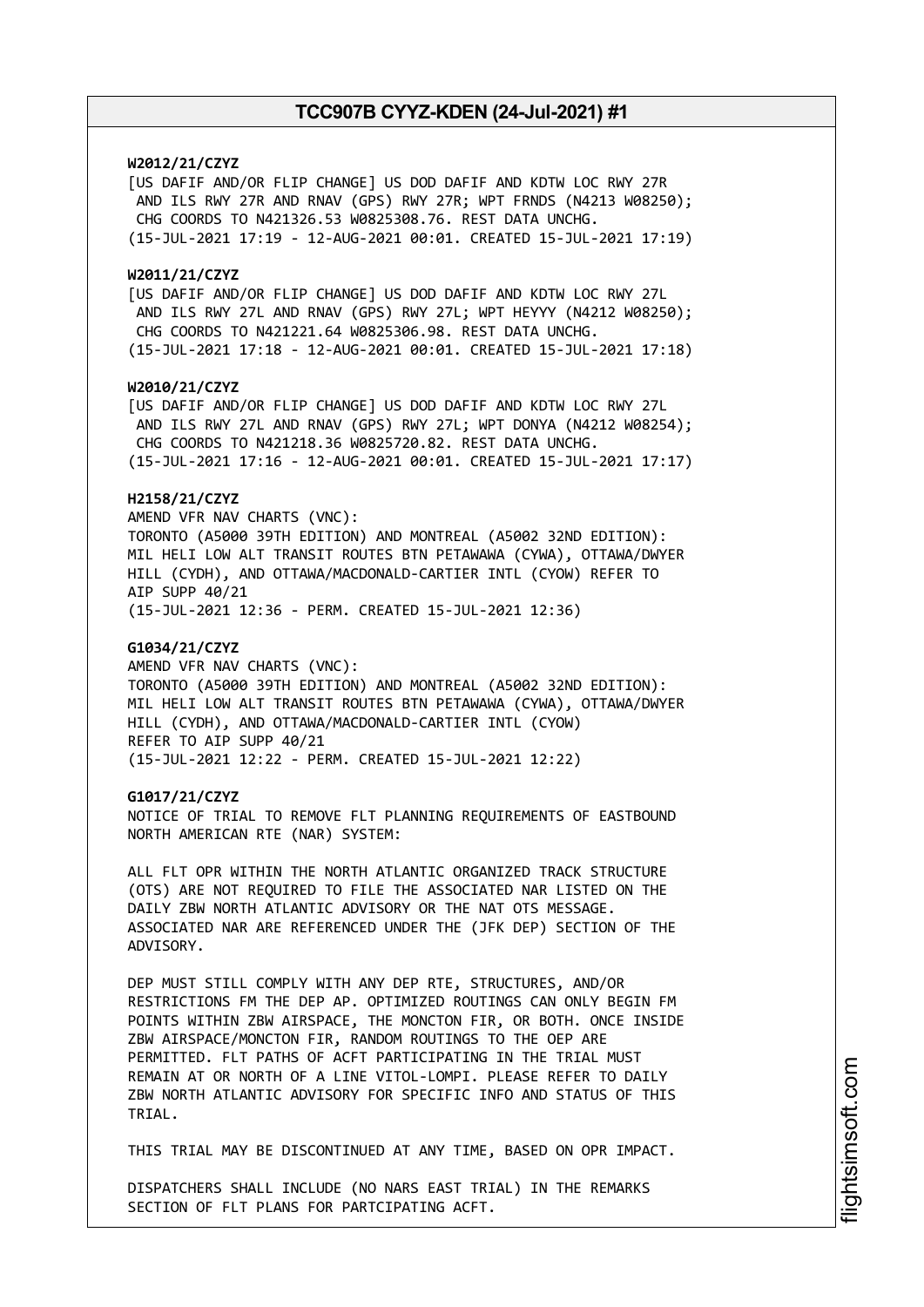**W2012/21/CZYZ**
[US DAFIF AND/OR FLIP CHANGE] US DOD DAFIF AND KDTW LOC RWY 27R AND ILS RWY 27R AND RNAV (GPS) RWY 27R; WPT FRNDS (N4213 W08250); CHG COORDS TO N421326.53 W0825308.76. REST DATA UNCHG.
(15-JUL-2021 17:19 - 12-AUG-2021 00:01. CREATED 15-JUL-2021 17:19)

**W2011/21/CZYZ**
[US DAFIF AND/OR FLIP CHANGE] US DOD DAFIF AND KDTW LOC RWY 27L AND ILS RWY 27L AND RNAV (GPS) RWY 27L; WPT HEYYY (N4212 W08250); CHG COORDS TO N421221.64 W0825306.98. REST DATA UNCHG.
(15-JUL-2021 17:18 - 12-AUG-2021 00:01. CREATED 15-JUL-2021 17:18)

**W2010/21/CZYZ**
[US DAFIF AND/OR FLIP CHANGE] US DOD DAFIF AND KDTW LOC RWY 27L AND ILS RWY 27L AND RNAV (GPS) RWY 27L; WPT DONYA (N4212 W08254); CHG COORDS TO N421218.36 W0825720.82. REST DATA UNCHG.
(15-JUL-2021 17:16 - 12-AUG-2021 00:01. CREATED 15-JUL-2021 17:17)

**H2158/21/CZYZ**
AMEND VFR NAV CHARTS (VNC):
TORONTO (A5000 39TH EDITION) AND MONTREAL (A5002 32ND EDITION):
MIL HELI LOW ALT TRANSIT ROUTES BTN PETAWAWA (CYWA), OTTAWA/DWYER HILL (CYDH), AND OTTAWA/MACDONALD-CARTIER INTL (CYOW) REFER TO AIP SUPP 40/21
(15-JUL-2021 12:36 - PERM. CREATED 15-JUL-2021 12:36)

**G1034/21/CZYZ**
AMEND VFR NAV CHARTS (VNC):
TORONTO (A5000 39TH EDITION) AND MONTREAL (A5002 32ND EDITION):
MIL HELI LOW ALT TRANSIT ROUTES BTN PETAWAWA (CYWA), OTTAWA/DWYER HILL (CYDH), AND OTTAWA/MACDONALD-CARTIER INTL (CYOW)
REFER TO AIP SUPP 40/21
(15-JUL-2021 12:22 - PERM. CREATED 15-JUL-2021 12:22)

**G1017/21/CZYZ**
NOTICE OF TRIAL TO REMOVE FLT PLANNING REQUIREMENTS OF EASTBOUND NORTH AMERICAN RTE (NAR) SYSTEM:

ALL FLT OPR WITHIN THE NORTH ATLANTIC ORGANIZED TRACK STRUCTURE (OTS) ARE NOT REQUIRED TO FILE THE ASSOCIATED NAR LISTED ON THE DAILY ZBW NORTH ATLANTIC ADVISORY OR THE NAT OTS MESSAGE. ASSOCIATED NAR ARE REFERENCED UNDER THE (JFK DEP) SECTION OF THE ADVISORY.

DEP MUST STILL COMPLY WITH ANY DEP RTE, STRUCTURES, AND/OR RESTRICTIONS FM THE DEP AP. OPTIMIZED ROUTINGS CAN ONLY BEGIN FM POINTS WITHIN ZBW AIRSPACE, THE MONCTON FIR, OR BOTH. ONCE INSIDE ZBW AIRSPACE/MONCTON FIR, RANDOM ROUTINGS TO THE OEP ARE PERMITTED. FLT PATHS OF ACFT PARTICIPATING IN THE TRIAL MUST REMAIN AT OR NORTH OF A LINE VITOL-LOMPI. PLEASE REFER TO DAILY ZBW NORTH ATLANTIC ADVISORY FOR SPECIFIC INFO AND STATUS OF THIS TRIAL.

THIS TRIAL MAY BE DISCONTINUED AT ANY TIME, BASED ON OPR IMPACT.

DISPATCHERS SHALL INCLUDE (NO NARS EAST TRIAL) IN THE REMARKS SECTION OF FLT PLANS FOR PARTCIPATING ACFT.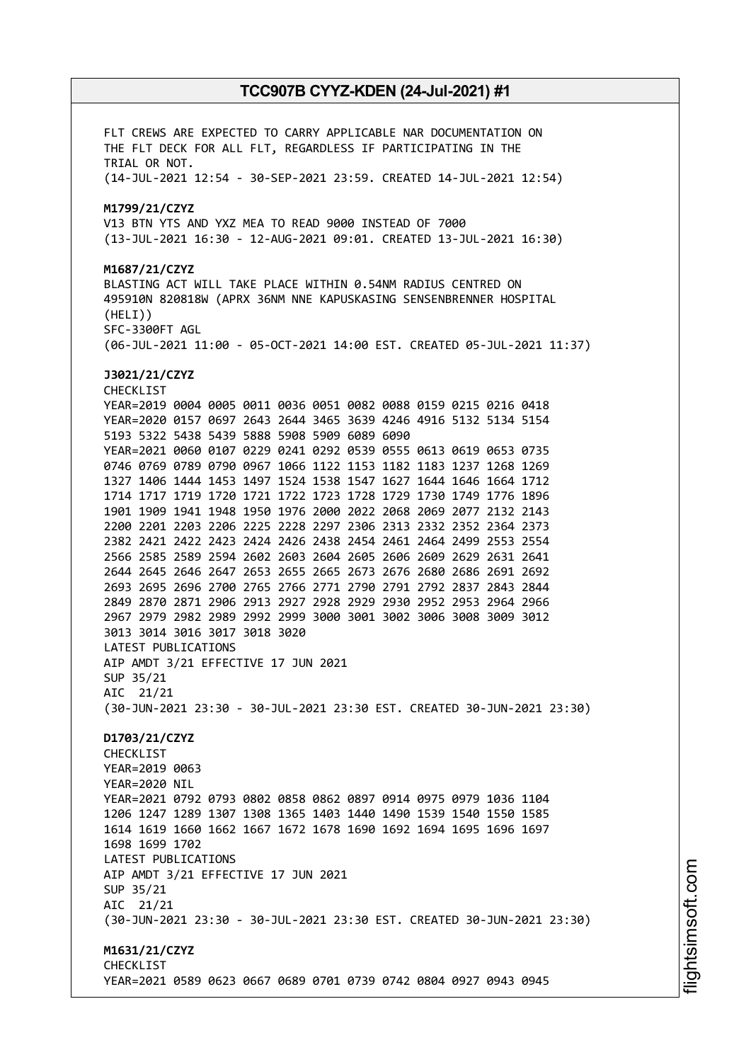FLT CREWS ARE EXPECTED TO CARRY APPLICABLE NAR DOCUMENTATION ON THE FLT DECK FOR ALL FLT, REGARDLESS IF PARTICIPATING IN THE TRIAL OR NOT.
(14-JUL-2021 12:54 - 30-SEP-2021 23:59. CREATED 14-JUL-2021 12:54)

**M1799/21/CZYZ**
V13 BTN YTS AND YXZ MEA TO READ 9000 INSTEAD OF 7000
(13-JUL-2021 16:30 - 12-AUG-2021 09:01. CREATED 13-JUL-2021 16:30)

**M1687/21/CZYZ**
BLASTING ACT WILL TAKE PLACE WITHIN 0.54NM RADIUS CENTRED ON 495910N 820818W (APRX 36NM NNE KAPUSKASING SENSENBRENNER HOSPITAL (HELI))
SFC-3300FT AGL
(06-JUL-2021 11:00 - 05-OCT-2021 14:00 EST. CREATED 05-JUL-2021 11:37)

**J3021/21/CZYZ**
CHECKLIST
YEAR=2019 0004 0005 0011 0036 0051 0082 0088 0159 0215 0216 0418
YEAR=2020 0157 0697 2643 2644 3465 3639 4246 4916 5132 5134 5154 5193 5322 5438 5439 5888 5908 5909 6089 6090
YEAR=2021 0060 0107 0229 0241 0292 0539 0555 0613 0619 0653 0735 0746 0769 0789 0790 0967 1066 1122 1153 1182 1183 1237 1268 1269 1327 1406 1444 1453 1497 1524 1538 1547 1627 1644 1646 1664 1712 1714 1717 1719 1720 1721 1722 1723 1728 1729 1730 1749 1776 1896 1901 1909 1941 1948 1950 1976 2000 2022 2068 2069 2077 2132 2143 2200 2201 2203 2206 2225 2228 2297 2306 2313 2332 2352 2364 2373 2382 2421 2422 2423 2424 2426 2438 2454 2461 2464 2499 2553 2554 2566 2585 2589 2594 2602 2603 2604 2605 2606 2609 2629 2631 2641 2644 2645 2646 2647 2653 2655 2665 2673 2676 2680 2686 2691 2692 2693 2695 2696 2700 2765 2766 2771 2790 2791 2792 2837 2843 2844 2849 2870 2871 2906 2913 2927 2928 2929 2930 2952 2953 2964 2966 2967 2979 2982 2989 2992 2999 3000 3001 3002 3006 3008 3009 3012 3013 3014 3016 3017 3018 3020
LATEST PUBLICATIONS
AIP AMDT 3/21 EFFECTIVE 17 JUN 2021
SUP 35/21
AIC 21/21
(30-JUN-2021 23:30 - 30-JUL-2021 23:30 EST. CREATED 30-JUN-2021 23:30)

**D1703/21/CZYZ**
CHECKLIST
YEAR=2019 0063
YEAR=2020 NIL
YEAR=2021 0792 0793 0802 0858 0862 0897 0914 0975 0979 1036 1104 1206 1247 1289 1307 1308 1365 1403 1440 1490 1539 1540 1550 1585 1614 1619 1660 1662 1667 1672 1678 1690 1692 1694 1695 1696 1697 1698 1699 1702
LATEST PUBLICATIONS
AIP AMDT 3/21 EFFECTIVE 17 JUN 2021
SUP 35/21
AIC 21/21
(30-JUN-2021 23:30 - 30-JUL-2021 23:30 EST. CREATED 30-JUN-2021 23:30)

**M1631/21/CZYZ**
CHECKLIST
YEAR=2021 0589 0623 0667 0689 0701 0739 0742 0804 0927 0943 0945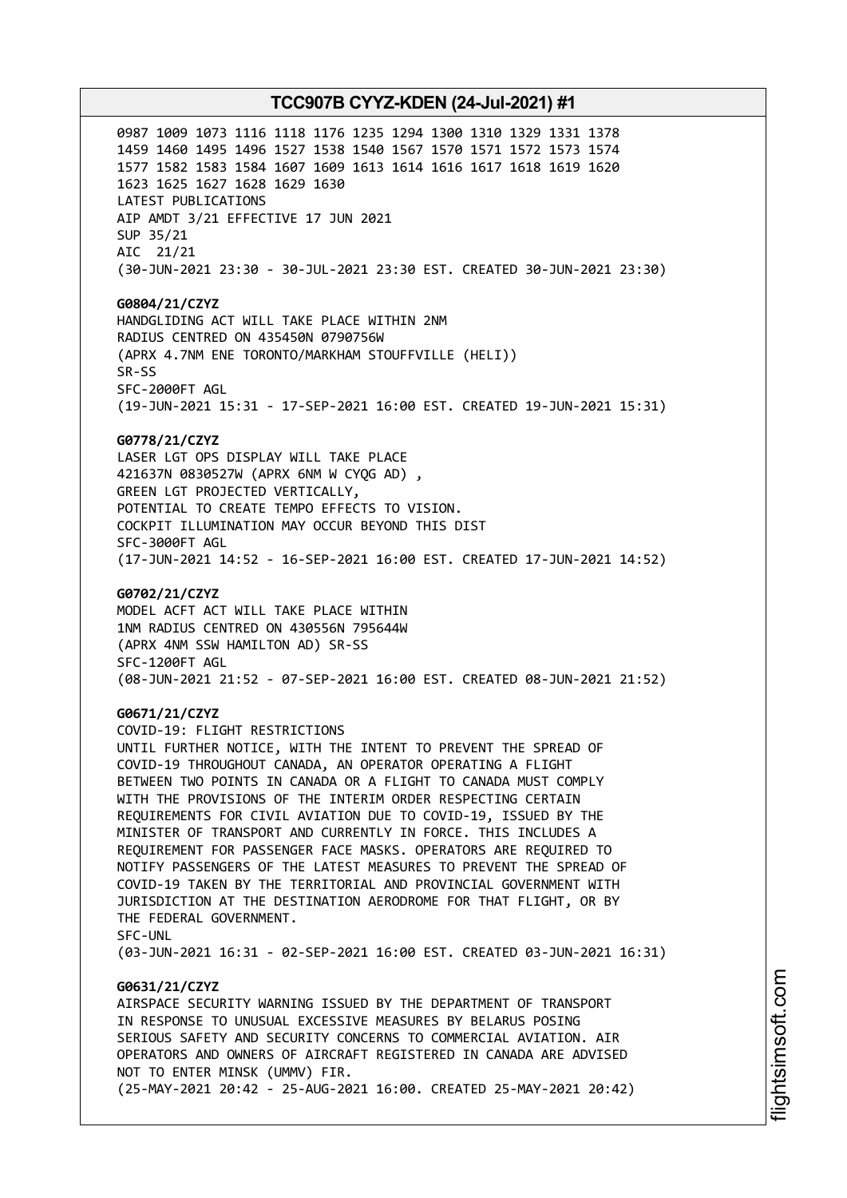0987 1009 1073 1116 1118 1176 1235 1294 1300 1310 1329 1331 1378
1459 1460 1495 1496 1527 1538 1540 1567 1570 1571 1572 1573 1574
1577 1582 1583 1584 1607 1609 1613 1614 1616 1617 1618 1619 1620
1623 1625 1627 1628 1629 1630
LATEST PUBLICATIONS
AIP AMDT 3/21 EFFECTIVE 17 JUN 2021
SUP 35/21
AIC 21/21
(30-JUN-2021 23:30 - 30-JUL-2021 23:30 EST. CREATED 30-JUN-2021 23:30)

**G0804/21/CZYZ**
HANDGLIDING ACT WILL TAKE PLACE WITHIN 2NM
RADIUS CENTRED ON 435450N 0790756W
(APRX 4.7NM ENE TORONTO/MARKHAM STOUFFVILLE (HELI))
SR-SS
SFC-2000FT AGL
(19-JUN-2021 15:31 - 17-SEP-2021 16:00 EST. CREATED 19-JUN-2021 15:31)

**G0778/21/CZYZ**
LASER LGT OPS DISPLAY WILL TAKE PLACE
421637N 0830527W (APRX 6NM W CYQG AD) ,
GREEN LGT PROJECTED VERTICALLY,
POTENTIAL TO CREATE TEMPO EFFECTS TO VISION.
COCKPIT ILLUMINATION MAY OCCUR BEYOND THIS DIST
SFC-3000FT AGL
(17-JUN-2021 14:52 - 16-SEP-2021 16:00 EST. CREATED 17-JUN-2021 14:52)

**G0702/21/CZYZ**
MODEL ACFT ACT WILL TAKE PLACE WITHIN
1NM RADIUS CENTRED ON 430556N 795644W
(APRX 4NM SSW HAMILTON AD) SR-SS
SFC-1200FT AGL
(08-JUN-2021 21:52 - 07-SEP-2021 16:00 EST. CREATED 08-JUN-2021 21:52)

**G0671/21/CZYZ**
COVID-19: FLIGHT RESTRICTIONS
UNTIL FURTHER NOTICE, WITH THE INTENT TO PREVENT THE SPREAD OF
COVID-19 THROUGHOUT CANADA, AN OPERATOR OPERATING A FLIGHT
BETWEEN TWO POINTS IN CANADA OR A FLIGHT TO CANADA MUST COMPLY
WITH THE PROVISIONS OF THE INTERIM ORDER RESPECTING CERTAIN
REQUIREMENTS FOR CIVIL AVIATION DUE TO COVID-19, ISSUED BY THE
MINISTER OF TRANSPORT AND CURRENTLY IN FORCE. THIS INCLUDES A
REQUIREMENT FOR PASSENGER FACE MASKS. OPERATORS ARE REQUIRED TO
NOTIFY PASSENGERS OF THE LATEST MEASURES TO PREVENT THE SPREAD OF
COVID-19 TAKEN BY THE TERRITORIAL AND PROVINCIAL GOVERNMENT WITH
JURISDICTION AT THE DESTINATION AERODROME FOR THAT FLIGHT, OR BY
THE FEDERAL GOVERNMENT.
SFC-UNL
(03-JUN-2021 16:31 - 02-SEP-2021 16:00 EST. CREATED 03-JUN-2021 16:31)

**G0631/21/CZYZ**
AIRSPACE SECURITY WARNING ISSUED BY THE DEPARTMENT OF TRANSPORT
IN RESPONSE TO UNUSUAL EXCESSIVE MEASURES BY BELARUS POSING
SERIOUS SAFETY AND SECURITY CONCERNS TO COMMERCIAL AVIATION. AIR
OPERATORS AND OWNERS OF AIRCRAFT REGISTERED IN CANADA ARE ADVISED
NOT TO ENTER MINSK (UMMV) FIR.
(25-MAY-2021 20:42 - 25-AUG-2021 16:00. CREATED 25-MAY-2021 20:42)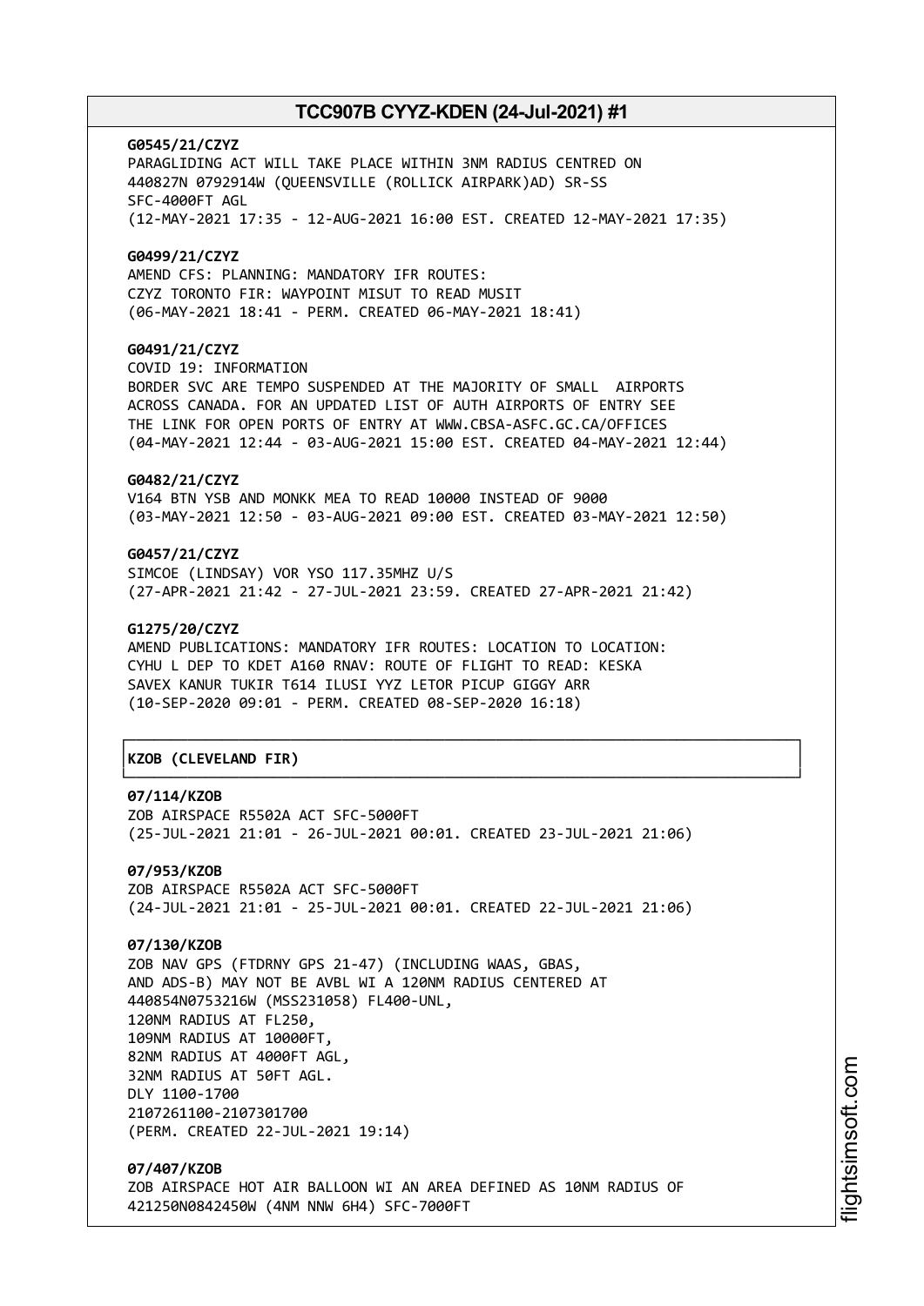**G0545/21/CZYZ**
PARAGLIDING ACT WILL TAKE PLACE WITHIN 3NM RADIUS CENTRED ON
440827N 0792914W (QUEENSVILLE (ROLLICK AIRPARK)AD) SR-SS
SFC-4000FT AGL
(12-MAY-2021 17:35 - 12-AUG-2021 16:00 EST. CREATED 12-MAY-2021 17:35)

**G0499/21/CZYZ**
AMEND CFS: PLANNING: MANDATORY IFR ROUTES:
CZYZ TORONTO FIR: WAYPOINT MISUT TO READ MUSIT
(06-MAY-2021 18:41 - PERM. CREATED 06-MAY-2021 18:41)

**G0491/21/CZYZ**
COVID 19: INFORMATION
BORDER SVC ARE TEMPO SUSPENDED AT THE MAJORITY OF SMALL AIRPORTS
ACROSS CANADA. FOR AN UPDATED LIST OF AUTH AIRPORTS OF ENTRY SEE
THE LINK FOR OPEN PORTS OF ENTRY AT WWW.CBSA-ASFC.GC.CA/OFFICES
(04-MAY-2021 12:44 - 03-AUG-2021 15:00 EST. CREATED 04-MAY-2021 12:44)

**G0482/21/CZYZ**
V164 BTN YSB AND MONKK MEA TO READ 10000 INSTEAD OF 9000
(03-MAY-2021 12:50 - 03-AUG-2021 09:00 EST. CREATED 03-MAY-2021 12:50)

**G0457/21/CZYZ**
SIMCOE (LINDSAY) VOR YSO 117.35MHZ U/S
(27-APR-2021 21:42 - 27-JUL-2021 23:59. CREATED 27-APR-2021 21:42)

**G1275/20/CZYZ**
AMEND PUBLICATIONS: MANDATORY IFR ROUTES: LOCATION TO LOCATION:
CYHU L DEP TO KDET A160 RNAV: ROUTE OF FLIGHT TO READ: KESKA
SAVEX KANUR TUKIR T614 ILUSI YYZ LETOR PICUP GIGGY ARR
(10-SEP-2020 09:01 - PERM. CREATED 08-SEP-2020 16:18)

**KZOB (CLEVELAND FIR)**

**07/114/KZOB**
ZOB AIRSPACE R5502A ACT SFC-5000FT
(25-JUL-2021 21:01 - 26-JUL-2021 00:01. CREATED 23-JUL-2021 21:06)

**07/953/KZOB**
ZOB AIRSPACE R5502A ACT SFC-5000FT
(24-JUL-2021 21:01 - 25-JUL-2021 00:01. CREATED 22-JUL-2021 21:06)

**07/130/KZOB**
ZOB NAV GPS (FTDRNY GPS 21-47) (INCLUDING WAAS, GBAS,
AND ADS-B) MAY NOT BE AVBL WI A 120NM RADIUS CENTERED AT
440854N0753216W (MSS231058) FL400-UNL,
120NM RADIUS AT FL250,
109NM RADIUS AT 10000FT,
82NM RADIUS AT 4000FT AGL,
32NM RADIUS AT 50FT AGL.
DLY 1100-1700
2107261100-2107301700
(PERM. CREATED 22-JUL-2021 19:14)

**07/407/KZOB**
ZOB AIRSPACE HOT AIR BALLOON WI AN AREA DEFINED AS 10NM RADIUS OF
421250N0842450W (4NM NNW 6H4) SFC-7000FT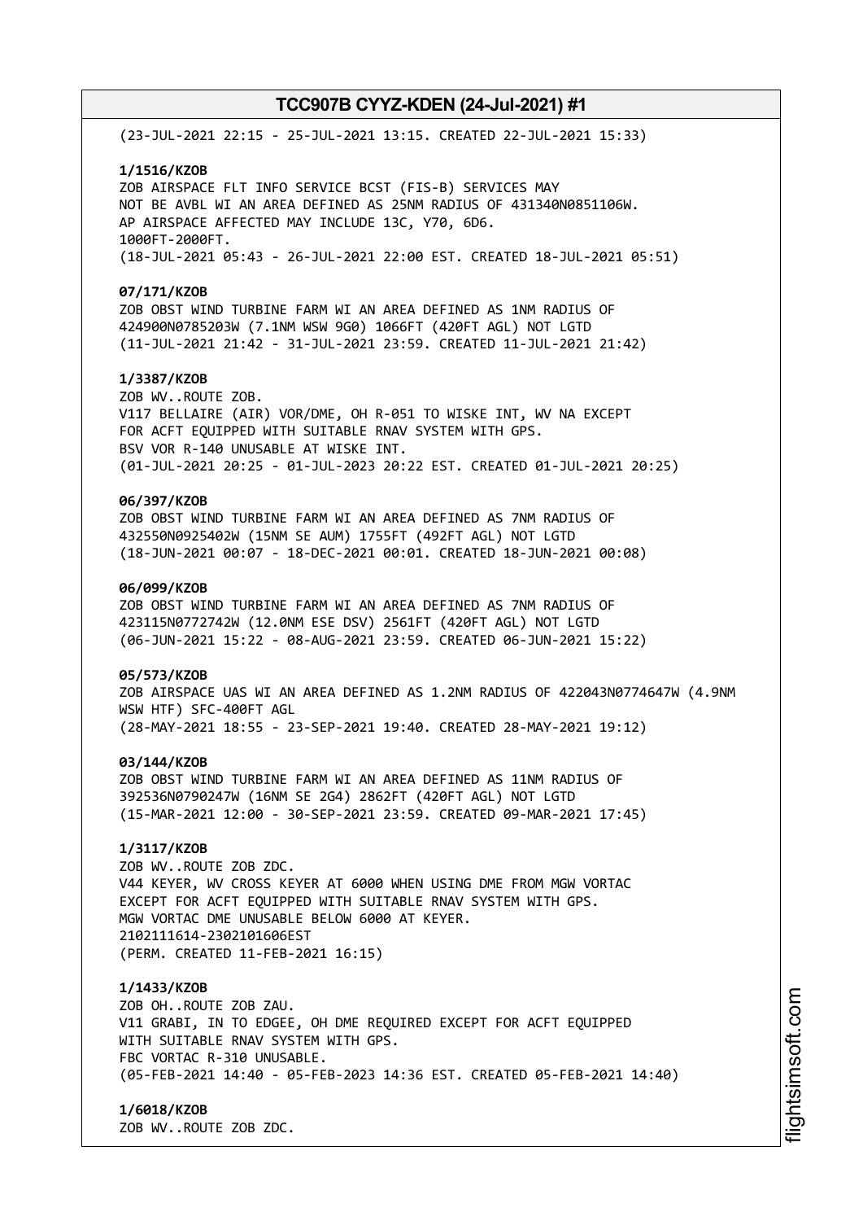(23-JUL-2021 22:15 - 25-JUL-2021 13:15. CREATED 22-JUL-2021 15:33)

**1/1516/KZOB**
ZOB AIRSPACE FLT INFO SERVICE BCST (FIS-B) SERVICES MAY
NOT BE AVBL WI AN AREA DEFINED AS 25NM RADIUS OF 431340N0851106W.
AP AIRSPACE AFFECTED MAY INCLUDE 13C, Y70, 6D6.
1000FT-2000FT.
(18-JUL-2021 05:43 - 26-JUL-2021 22:00 EST. CREATED 18-JUL-2021 05:51)

**07/171/KZOB**
ZOB OBST WIND TURBINE FARM WI AN AREA DEFINED AS 1NM RADIUS OF
424900N0785203W (7.1NM WSW 9G0) 1066FT (420FT AGL) NOT LGTD
(11-JUL-2021 21:42 - 31-JUL-2021 23:59. CREATED 11-JUL-2021 21:42)

**1/3387/KZOB**
ZOB WV..ROUTE ZOB.
V117 BELLAIRE (AIR) VOR/DME, OH R-051 TO WISKE INT, WV NA EXCEPT
FOR ACFT EQUIPPED WITH SUITABLE RNAV SYSTEM WITH GPS.
BSV VOR R-140 UNUSABLE AT WISKE INT.
(01-JUL-2021 20:25 - 01-JUL-2023 20:22 EST. CREATED 01-JUL-2021 20:25)

**06/397/KZOB**
ZOB OBST WIND TURBINE FARM WI AN AREA DEFINED AS 7NM RADIUS OF
432550N0925402W (15NM SE AUM) 1755FT (492FT AGL) NOT LGTD
(18-JUN-2021 00:07 - 18-DEC-2021 00:01. CREATED 18-JUN-2021 00:08)

**06/099/KZOB**
ZOB OBST WIND TURBINE FARM WI AN AREA DEFINED AS 7NM RADIUS OF
423115N0772742W (12.0NM ESE DSV) 2561FT (420FT AGL) NOT LGTD
(06-JUN-2021 15:22 - 08-AUG-2021 23:59. CREATED 06-JUN-2021 15:22)

**05/573/KZOB**
ZOB AIRSPACE UAS WI AN AREA DEFINED AS 1.2NM RADIUS OF 422043N0774647W (4.9NM
WSW HTF) SFC-400FT AGL
(28-MAY-2021 18:55 - 23-SEP-2021 19:40. CREATED 28-MAY-2021 19:12)

**03/144/KZOB**
ZOB OBST WIND TURBINE FARM WI AN AREA DEFINED AS 11NM RADIUS OF
392536N0790247W (16NM SE 2G4) 2862FT (420FT AGL) NOT LGTD
(15-MAR-2021 12:00 - 30-SEP-2021 23:59. CREATED 09-MAR-2021 17:45)

**1/3117/KZOB**
ZOB WV..ROUTE ZOB ZDC.
V44 KEYER, WV CROSS KEYER AT 6000 WHEN USING DME FROM MGW VORTAC
EXCEPT FOR ACFT EQUIPPED WITH SUITABLE RNAV SYSTEM WITH GPS.
MGW VORTAC DME UNUSABLE BELOW 6000 AT KEYER.
2102111614-2302101606EST
(PERM. CREATED 11-FEB-2021 16:15)

**1/1433/KZOB**
ZOB OH..ROUTE ZOB ZAU.
V11 GRABI, IN TO EDGEE, OH DME REQUIRED EXCEPT FOR ACFT EQUIPPED
WITH SUITABLE RNAV SYSTEM WITH GPS.
FBC VORTAC R-310 UNUSABLE.
(05-FEB-2021 14:40 - 05-FEB-2023 14:36 EST. CREATED 05-FEB-2021 14:40)

**1/6018/KZOB**
ZOB WV..ROUTE ZOB ZDC.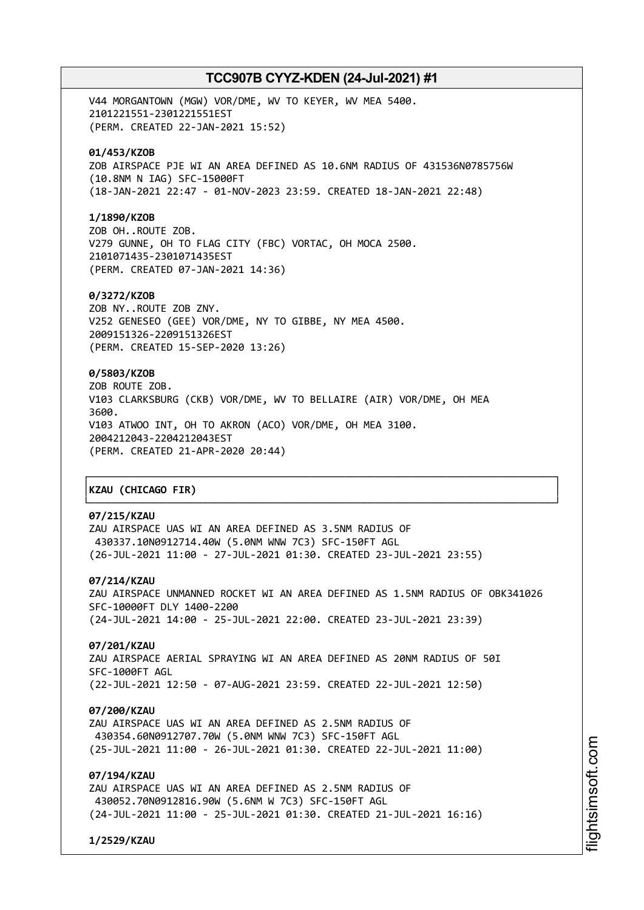V44 MORGANTOWN (MGW) VOR/DME, WV TO KEYER, WV MEA 5400.
2101221551-2301221551EST
(PERM. CREATED 22-JAN-2021 15:52)

**01/453/KZOB**
ZOB AIRSPACE PJE WI AN AREA DEFINED AS 10.6NM RADIUS OF 431536N0785756W
(10.8NM N IAG) SFC-15000FT
(18-JAN-2021 22:47 - 01-NOV-2023 23:59. CREATED 18-JAN-2021 22:48)

**1/1890/KZOB**
ZOB OH..ROUTE ZOB.
V279 GUNNE, OH TO FLAG CITY (FBC) VORTAC, OH MOCA 2500.
2101071435-2301071435EST
(PERM. CREATED 07-JAN-2021 14:36)

**0/3272/KZOB**
ZOB NY..ROUTE ZOB ZNY.
V252 GENESEO (GEE) VOR/DME, NY TO GIBBE, NY MEA 4500.
2009151326-2209151326EST
(PERM. CREATED 15-SEP-2020 13:26)

**0/5803/KZOB**
ZOB ROUTE ZOB.
V103 CLARKSBURG (CKB) VOR/DME, WV TO BELLAIRE (AIR) VOR/DME, OH MEA
3600.
V103 ATWOO INT, OH TO AKRON (ACO) VOR/DME, OH MEA 3100.
2004212043-2204212043EST
(PERM. CREATED 21-APR-2020 20:44)

**KZAU (CHICAGO FIR)**

**07/215/KZAU**
ZAU AIRSPACE UAS WI AN AREA DEFINED AS 3.5NM RADIUS OF
430337.10N0912714.40W (5.0NM WNW 7C3) SFC-150FT AGL
(26-JUL-2021 11:00 - 27-JUL-2021 01:30. CREATED 23-JUL-2021 23:55)

**07/214/KZAU**
ZAU AIRSPACE UNMANNED ROCKET WI AN AREA DEFINED AS 1.5NM RADIUS OF OBK341026
SFC-10000FT DLY 1400-2200
(24-JUL-2021 14:00 - 25-JUL-2021 22:00. CREATED 23-JUL-2021 23:39)

**07/201/KZAU**
ZAU AIRSPACE AERIAL SPRAYING WI AN AREA DEFINED AS 20NM RADIUS OF 50I
SFC-1000FT AGL
(22-JUL-2021 12:50 - 07-AUG-2021 23:59. CREATED 22-JUL-2021 12:50)

**07/200/KZAU**
ZAU AIRSPACE UAS WI AN AREA DEFINED AS 2.5NM RADIUS OF
430354.60N0912707.70W (5.0NM WNW 7C3) SFC-150FT AGL
(25-JUL-2021 11:00 - 26-JUL-2021 01:30. CREATED 22-JUL-2021 11:00)

**07/194/KZAU**
ZAU AIRSPACE UAS WI AN AREA DEFINED AS 2.5NM RADIUS OF
430052.70N0912816.90W (5.6NM W 7C3) SFC-150FT AGL
(24-JUL-2021 11:00 - 25-JUL-2021 01:30. CREATED 21-JUL-2021 16:16)

**1/2529/KZAU**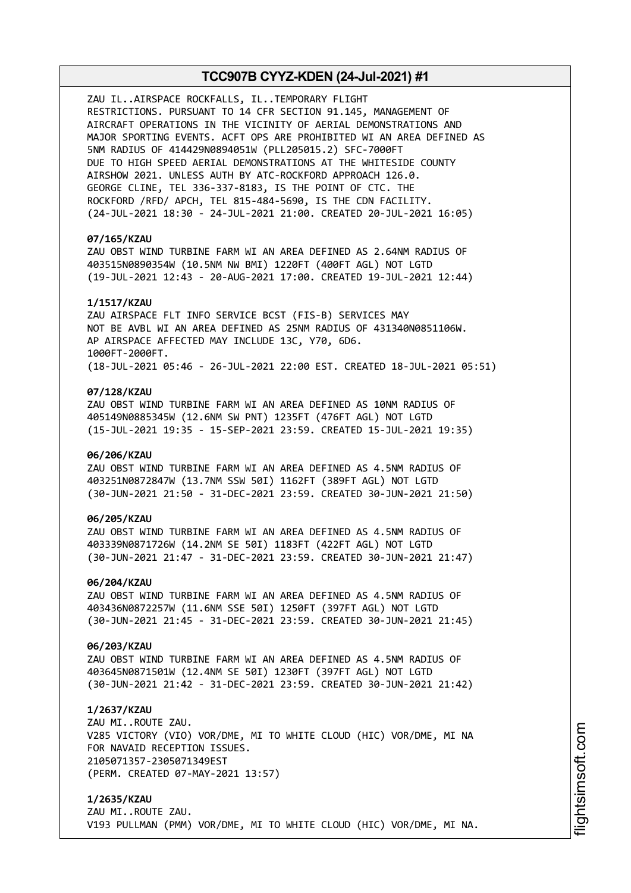ZAU IL..AIRSPACE ROCKFALLS, IL..TEMPORARY FLIGHT RESTRICTIONS. PURSUANT TO 14 CFR SECTION 91.145, MANAGEMENT OF AIRCRAFT OPERATIONS IN THE VICINITY OF AERIAL DEMONSTRATIONS AND MAJOR SPORTING EVENTS. ACFT OPS ARE PROHIBITED WI AN AREA DEFINED AS 5NM RADIUS OF 414429N0894051W (PLL205015.2) SFC-7000FT DUE TO HIGH SPEED AERIAL DEMONSTRATIONS AT THE WHITESIDE COUNTY AIRSHOW 2021. UNLESS AUTH BY ATC-ROCKFORD APPROACH 126.0. GEORGE CLINE, TEL 336-337-8183, IS THE POINT OF CTC. THE ROCKFORD /RFD/ APCH, TEL 815-484-5690, IS THE CDN FACILITY.
(24-JUL-2021 18:30 - 24-JUL-2021 21:00. CREATED 20-JUL-2021 16:05)

**07/165/KZAU**
ZAU OBST WIND TURBINE FARM WI AN AREA DEFINED AS 2.64NM RADIUS OF 403515N0890354W (10.5NM NW BMI) 1220FT (400FT AGL) NOT LGTD
(19-JUL-2021 12:43 - 20-AUG-2021 17:00. CREATED 19-JUL-2021 12:44)

**1/1517/KZAU**
ZAU AIRSPACE FLT INFO SERVICE BCST (FIS-B) SERVICES MAY NOT BE AVBL WI AN AREA DEFINED AS 25NM RADIUS OF 431340N0851106W. AP AIRSPACE AFFECTED MAY INCLUDE 13C, Y70, 6D6.
1000FT-2000FT.
(18-JUL-2021 05:46 - 26-JUL-2021 22:00 EST. CREATED 18-JUL-2021 05:51)

**07/128/KZAU**
ZAU OBST WIND TURBINE FARM WI AN AREA DEFINED AS 10NM RADIUS OF 405149N0885345W (12.6NM SW PNT) 1235FT (476FT AGL) NOT LGTD
(15-JUL-2021 19:35 - 15-SEP-2021 23:59. CREATED 15-JUL-2021 19:35)

**06/206/KZAU**
ZAU OBST WIND TURBINE FARM WI AN AREA DEFINED AS 4.5NM RADIUS OF 403251N0872847W (13.7NM SSW 50I) 1162FT (389FT AGL) NOT LGTD
(30-JUN-2021 21:50 - 31-DEC-2021 23:59. CREATED 30-JUN-2021 21:50)

**06/205/KZAU**
ZAU OBST WIND TURBINE FARM WI AN AREA DEFINED AS 4.5NM RADIUS OF 403339N0871726W (14.2NM SE 50I) 1183FT (422FT AGL) NOT LGTD
(30-JUN-2021 21:47 - 31-DEC-2021 23:59. CREATED 30-JUN-2021 21:47)

**06/204/KZAU**
ZAU OBST WIND TURBINE FARM WI AN AREA DEFINED AS 4.5NM RADIUS OF 403436N0872257W (11.6NM SSE 50I) 1250FT (397FT AGL) NOT LGTD
(30-JUN-2021 21:45 - 31-DEC-2021 23:59. CREATED 30-JUN-2021 21:45)

**06/203/KZAU**
ZAU OBST WIND TURBINE FARM WI AN AREA DEFINED AS 4.5NM RADIUS OF 403645N0871501W (12.4NM SE 50I) 1230FT (397FT AGL) NOT LGTD
(30-JUN-2021 21:42 - 31-DEC-2021 23:59. CREATED 30-JUN-2021 21:42)

**1/2637/KZAU**
ZAU MI..ROUTE ZAU.
V285 VICTORY (VIO) VOR/DME, MI TO WHITE CLOUD (HIC) VOR/DME, MI NA FOR NAVAID RECEPTION ISSUES.
2105071357-2305071349EST
(PERM. CREATED 07-MAY-2021 13:57)

**1/2635/KZAU**
ZAU MI..ROUTE ZAU.
V193 PULLMAN (PMM) VOR/DME, MI TO WHITE CLOUD (HIC) VOR/DME, MI NA.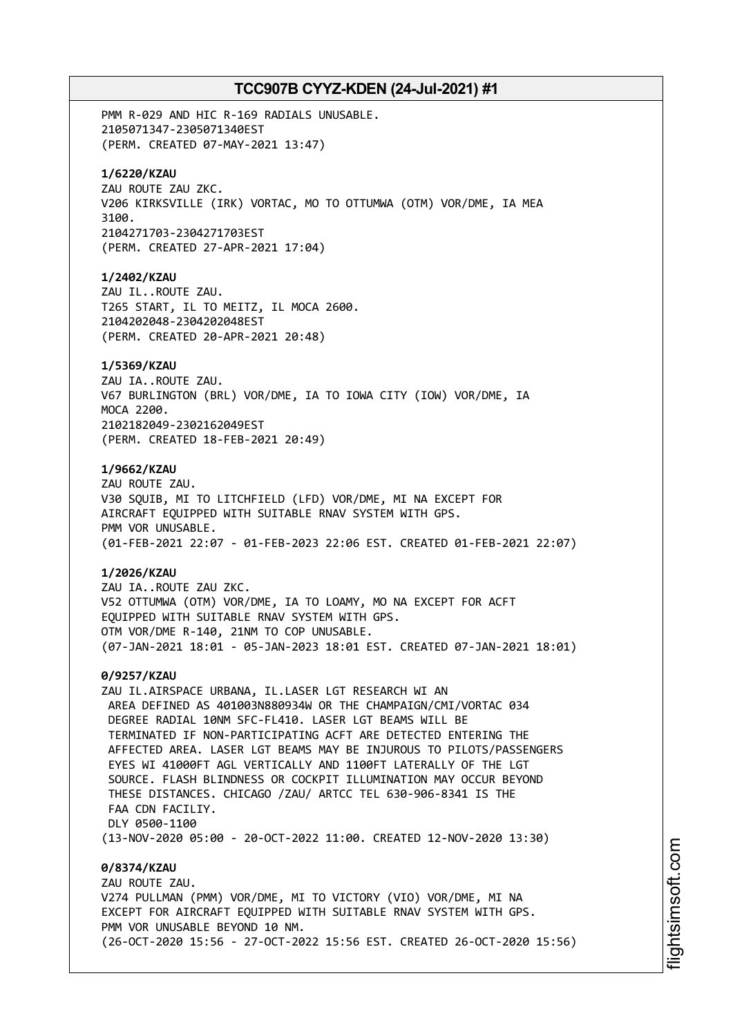PMM R-029 AND HIC R-169 RADIALS UNUSABLE.
2105071347-2305071340EST
(PERM. CREATED 07-MAY-2021 13:47)

**1/6220/KZAU**
ZAU ROUTE ZAU ZKC.
V206 KIRKSVILLE (IRK) VORTAC, MO TO OTTUMWA (OTM) VOR/DME, IA MEA
3100.
2104271703-2304271703EST
(PERM. CREATED 27-APR-2021 17:04)

**1/2402/KZAU**
ZAU IL..ROUTE ZAU.
T265 START, IL TO MEITZ, IL MOCA 2600.
2104202048-2304202048EST
(PERM. CREATED 20-APR-2021 20:48)

**1/5369/KZAU**
ZAU IA..ROUTE ZAU.
V67 BURLINGTON (BRL) VOR/DME, IA TO IOWA CITY (IOW) VOR/DME, IA
MOCA 2200.
2102182049-2302162049EST
(PERM. CREATED 18-FEB-2021 20:49)

**1/9662/KZAU**
ZAU ROUTE ZAU.
V30 SQUIB, MI TO LITCHFIELD (LFD) VOR/DME, MI NA EXCEPT FOR
AIRCRAFT EQUIPPED WITH SUITABLE RNAV SYSTEM WITH GPS.
PMM VOR UNUSABLE.
(01-FEB-2021 22:07 - 01-FEB-2023 22:06 EST. CREATED 01-FEB-2021 22:07)

**1/2026/KZAU**
ZAU IA..ROUTE ZAU ZKC.
V52 OTTUMWA (OTM) VOR/DME, IA TO LOAMY, MO NA EXCEPT FOR ACFT
EQUIPPED WITH SUITABLE RNAV SYSTEM WITH GPS.
OTM VOR/DME R-140, 21NM TO COP UNUSABLE.
(07-JAN-2021 18:01 - 05-JAN-2023 18:01 EST. CREATED 07-JAN-2021 18:01)

**0/9257/KZAU**
ZAU IL.AIRSPACE URBANA, IL.LASER LGT RESEARCH WI AN
AREA DEFINED AS 401003N880934W OR THE CHAMPAIGN/CMI/VORTAC 034
DEGREE RADIAL 10NM SFC-FL410. LASER LGT BEAMS WILL BE
TERMINATED IF NON-PARTICIPATING ACFT ARE DETECTED ENTERING THE
AFFECTED AREA. LASER LGT BEAMS MAY BE INJUROUS TO PILOTS/PASSENGERS
EYES WI 41000FT AGL VERTICALLY AND 1100FT LATERALLY OF THE LGT
SOURCE. FLASH BLINDNESS OR COCKPIT ILLUMINATION MAY OCCUR BEYOND
THESE DISTANCES. CHICAGO /ZAU/ ARTCC TEL 630-906-8341 IS THE
FAA CDN FACILIY.
DLY 0500-1100
(13-NOV-2020 05:00 - 20-OCT-2022 11:00. CREATED 12-NOV-2020 13:30)

**0/8374/KZAU**
ZAU ROUTE ZAU.
V274 PULLMAN (PMM) VOR/DME, MI TO VICTORY (VIO) VOR/DME, MI NA
EXCEPT FOR AIRCRAFT EQUIPPED WITH SUITABLE RNAV SYSTEM WITH GPS.
PMM VOR UNUSABLE BEYOND 10 NM.
(26-OCT-2020 15:56 - 27-OCT-2022 15:56 EST. CREATED 26-OCT-2020 15:56)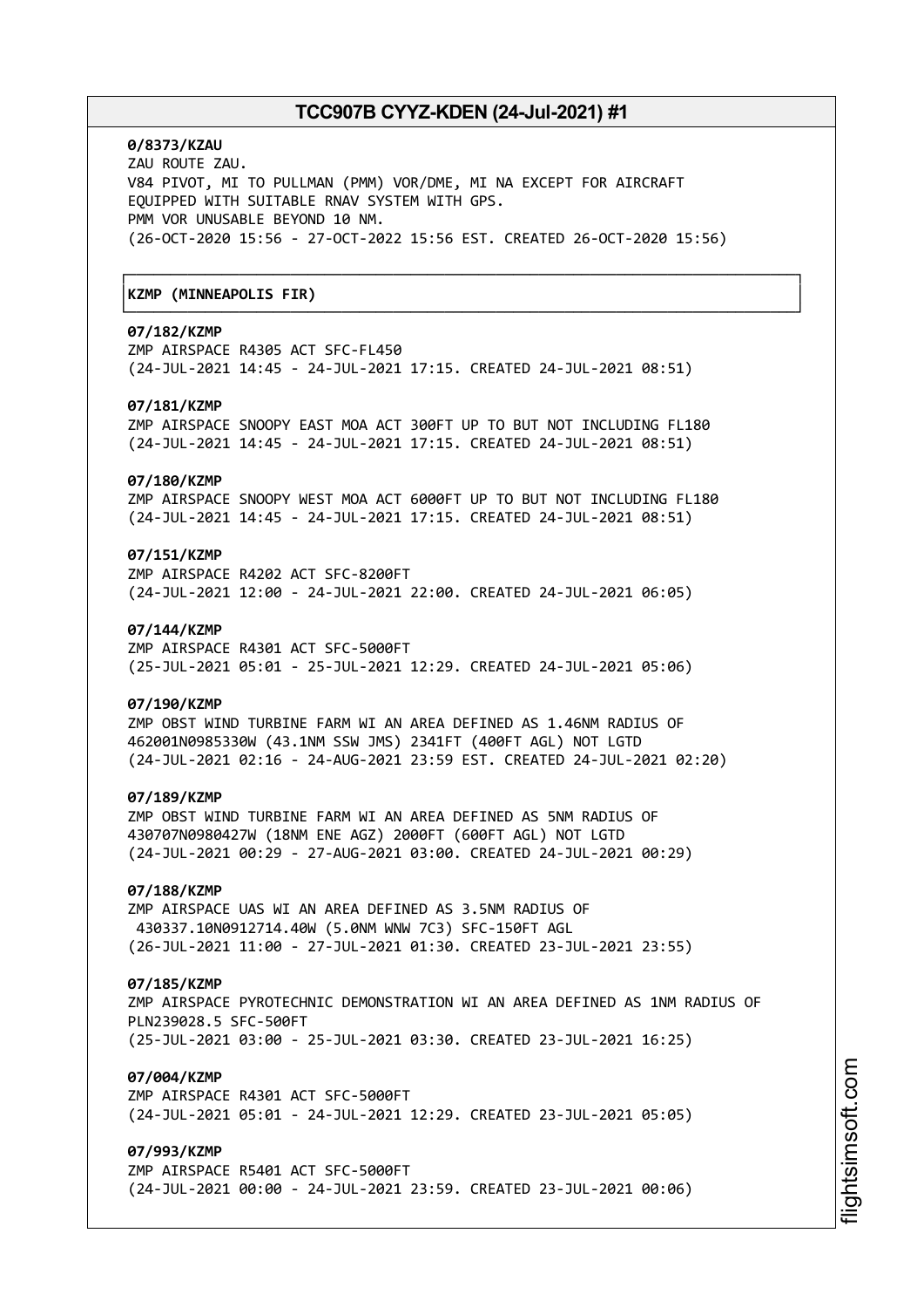**0/8373/KZAU**
ZAU ROUTE ZAU.
V84 PIVOT, MI TO PULLMAN (PMM) VOR/DME, MI NA EXCEPT FOR AIRCRAFT
EQUIPPED WITH SUITABLE RNAV SYSTEM WITH GPS.
PMM VOR UNUSABLE BEYOND 10 NM.
(26-OCT-2020 15:56 - 27-OCT-2022 15:56 EST. CREATED 26-OCT-2020 15:56)

**KZMP (MINNEAPOLIS FIR)**

**07/182/KZMP**
ZMP AIRSPACE R4305 ACT SFC-FL450
(24-JUL-2021 14:45 - 24-JUL-2021 17:15. CREATED 24-JUL-2021 08:51)

**07/181/KZMP**
ZMP AIRSPACE SNOOPY EAST MOA ACT 300FT UP TO BUT NOT INCLUDING FL180
(24-JUL-2021 14:45 - 24-JUL-2021 17:15. CREATED 24-JUL-2021 08:51)

**07/180/KZMP**
ZMP AIRSPACE SNOOPY WEST MOA ACT 6000FT UP TO BUT NOT INCLUDING FL180
(24-JUL-2021 14:45 - 24-JUL-2021 17:15. CREATED 24-JUL-2021 08:51)

**07/151/KZMP**
ZMP AIRSPACE R4202 ACT SFC-8200FT
(24-JUL-2021 12:00 - 24-JUL-2021 22:00. CREATED 24-JUL-2021 06:05)

**07/144/KZMP**
ZMP AIRSPACE R4301 ACT SFC-5000FT
(25-JUL-2021 05:01 - 25-JUL-2021 12:29. CREATED 24-JUL-2021 05:06)

**07/190/KZMP**
ZMP OBST WIND TURBINE FARM WI AN AREA DEFINED AS 1.46NM RADIUS OF
462001N0985330W (43.1NM SSW JMS) 2341FT (400FT AGL) NOT LGTD
(24-JUL-2021 02:16 - 24-AUG-2021 23:59 EST. CREATED 24-JUL-2021 02:20)

**07/189/KZMP**
ZMP OBST WIND TURBINE FARM WI AN AREA DEFINED AS 5NM RADIUS OF
430707N0980427W (18NM ENE AGZ) 2000FT (600FT AGL) NOT LGTD
(24-JUL-2021 00:29 - 27-AUG-2021 03:00. CREATED 24-JUL-2021 00:29)

**07/188/KZMP**
ZMP AIRSPACE UAS WI AN AREA DEFINED AS 3.5NM RADIUS OF
430337.10N0912714.40W (5.0NM WNW 7C3) SFC-150FT AGL
(26-JUL-2021 11:00 - 27-JUL-2021 01:30. CREATED 23-JUL-2021 23:55)

**07/185/KZMP**
ZMP AIRSPACE PYROTECHNIC DEMONSTRATION WI AN AREA DEFINED AS 1NM RADIUS OF
PLN239028.5 SFC-500FT
(25-JUL-2021 03:00 - 25-JUL-2021 03:30. CREATED 23-JUL-2021 16:25)

**07/004/KZMP**
ZMP AIRSPACE R4301 ACT SFC-5000FT
(24-JUL-2021 05:01 - 24-JUL-2021 12:29. CREATED 23-JUL-2021 05:05)

**07/993/KZMP**
ZMP AIRSPACE R5401 ACT SFC-5000FT
(24-JUL-2021 00:00 - 24-JUL-2021 23:59. CREATED 23-JUL-2021 00:06)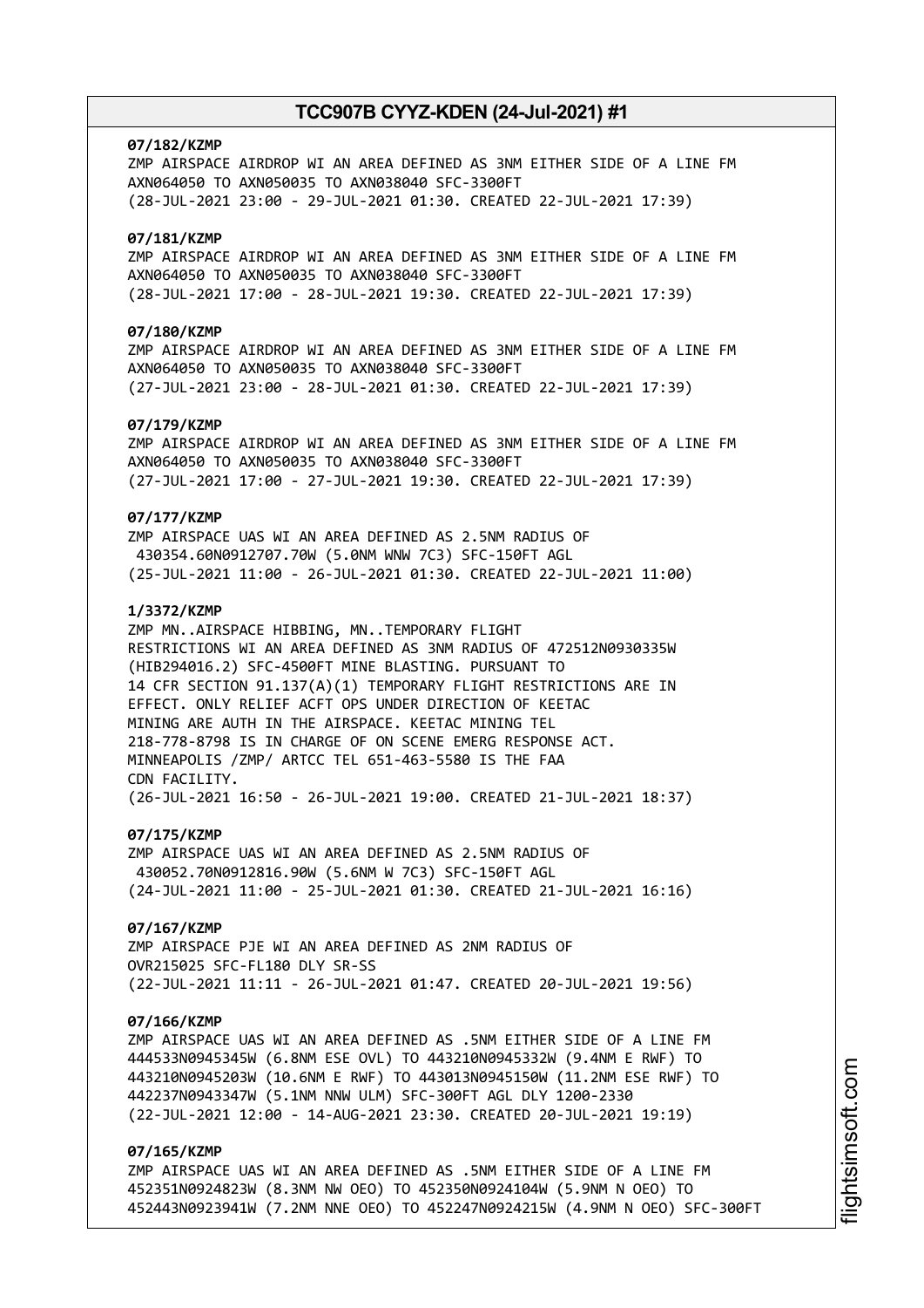**07/182/KZMP**
ZMP AIRSPACE AIRDROP WI AN AREA DEFINED AS 3NM EITHER SIDE OF A LINE FM AXN064050 TO AXN050035 TO AXN038040 SFC-3300FT
(28-JUL-2021 23:00 - 29-JUL-2021 01:30. CREATED 22-JUL-2021 17:39)

**07/181/KZMP**
ZMP AIRSPACE AIRDROP WI AN AREA DEFINED AS 3NM EITHER SIDE OF A LINE FM AXN064050 TO AXN050035 TO AXN038040 SFC-3300FT
(28-JUL-2021 17:00 - 28-JUL-2021 19:30. CREATED 22-JUL-2021 17:39)

**07/180/KZMP**
ZMP AIRSPACE AIRDROP WI AN AREA DEFINED AS 3NM EITHER SIDE OF A LINE FM AXN064050 TO AXN050035 TO AXN038040 SFC-3300FT
(27-JUL-2021 23:00 - 28-JUL-2021 01:30. CREATED 22-JUL-2021 17:39)

**07/179/KZMP**
ZMP AIRSPACE AIRDROP WI AN AREA DEFINED AS 3NM EITHER SIDE OF A LINE FM AXN064050 TO AXN050035 TO AXN038040 SFC-3300FT
(27-JUL-2021 17:00 - 27-JUL-2021 19:30. CREATED 22-JUL-2021 17:39)

**07/177/KZMP**
ZMP AIRSPACE UAS WI AN AREA DEFINED AS 2.5NM RADIUS OF 430354.60N0912707.70W (5.0NM WNW 7C3) SFC-150FT AGL
(25-JUL-2021 11:00 - 26-JUL-2021 01:30. CREATED 22-JUL-2021 11:00)

**1/3372/KZMP**
ZMP MN..AIRSPACE HIBBING, MN..TEMPORARY FLIGHT RESTRICTIONS WI AN AREA DEFINED AS 3NM RADIUS OF 472512N0930335W (HIB294016.2) SFC-4500FT MINE BLASTING. PURSUANT TO 14 CFR SECTION 91.137(A)(1) TEMPORARY FLIGHT RESTRICTIONS ARE IN EFFECT. ONLY RELIEF ACFT OPS UNDER DIRECTION OF KEETAC MINING ARE AUTH IN THE AIRSPACE. KEETAC MINING TEL 218-778-8798 IS IN CHARGE OF ON SCENE EMERG RESPONSE ACT. MINNEAPOLIS /ZMP/ ARTCC TEL 651-463-5580 IS THE FAA CDN FACILITY.
(26-JUL-2021 16:50 - 26-JUL-2021 19:00. CREATED 21-JUL-2021 18:37)

**07/175/KZMP**
ZMP AIRSPACE UAS WI AN AREA DEFINED AS 2.5NM RADIUS OF 430052.70N0912816.90W (5.6NM W 7C3) SFC-150FT AGL
(24-JUL-2021 11:00 - 25-JUL-2021 01:30. CREATED 21-JUL-2021 16:16)

**07/167/KZMP**
ZMP AIRSPACE PJE WI AN AREA DEFINED AS 2NM RADIUS OF OVR215025 SFC-FL180 DLY SR-SS
(22-JUL-2021 11:11 - 26-JUL-2021 01:47. CREATED 20-JUL-2021 19:56)

**07/166/KZMP**
ZMP AIRSPACE UAS WI AN AREA DEFINED AS .5NM EITHER SIDE OF A LINE FM 444533N0945345W (6.8NM ESE OVL) TO 443210N0945332W (9.4NM E RWF) TO 443210N0945203W (10.6NM E RWF) TO 443013N0945150W (11.2NM ESE RWF) TO 442237N0943347W (5.1NM NNW ULM) SFC-300FT AGL DLY 1200-2330
(22-JUL-2021 12:00 - 14-AUG-2021 23:30. CREATED 20-JUL-2021 19:19)

**07/165/KZMP**
ZMP AIRSPACE UAS WI AN AREA DEFINED AS .5NM EITHER SIDE OF A LINE FM 452351N0924823W (8.3NM NW OEO) TO 452350N0924104W (5.9NM N OEO) TO 452443N0923941W (7.2NM NNE OEO) TO 452247N0924215W (4.9NM N OEO) SFC-300FT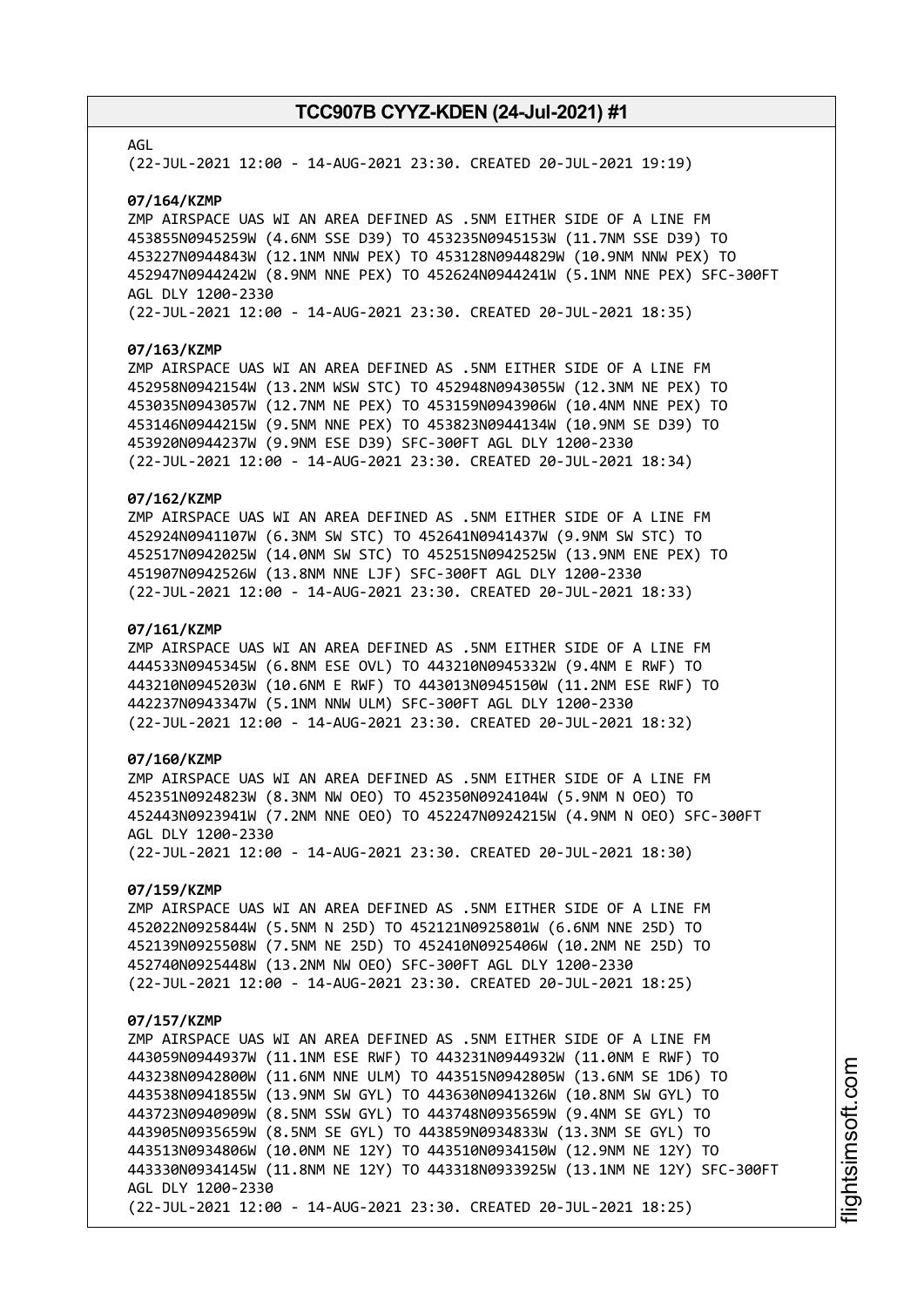AGL
(22-JUL-2021 12:00 - 14-AUG-2021 23:30. CREATED 20-JUL-2021 19:19)

**07/164/KZMP**
ZMP AIRSPACE UAS WI AN AREA DEFINED AS .5NM EITHER SIDE OF A LINE FM 453855N0945259W (4.6NM SSE D39) TO 453235N0945153W (11.7NM SSE D39) TO 453227N0944843W (12.1NM NNW PEX) TO 453128N0944829W (10.9NM NNW PEX) TO 452947N0944242W (8.9NM NNE PEX) TO 452624N0944241W (5.1NM NNE PEX) SFC-300FT AGL DLY 1200-2330
(22-JUL-2021 12:00 - 14-AUG-2021 23:30. CREATED 20-JUL-2021 18:35)

**07/163/KZMP**
ZMP AIRSPACE UAS WI AN AREA DEFINED AS .5NM EITHER SIDE OF A LINE FM 452958N0942154W (13.2NM WSW STC) TO 452948N0943055W (12.3NM NE PEX) TO 453035N0943057W (12.7NM NE PEX) TO 453159N0943906W (10.4NM NNE PEX) TO 453146N0944215W (9.5NM NNE PEX) TO 453823N0944134W (10.9NM SE D39) TO 453920N0944237W (9.9NM ESE D39) SFC-300FT AGL DLY 1200-2330
(22-JUL-2021 12:00 - 14-AUG-2021 23:30. CREATED 20-JUL-2021 18:34)

**07/162/KZMP**
ZMP AIRSPACE UAS WI AN AREA DEFINED AS .5NM EITHER SIDE OF A LINE FM 452924N0941107W (6.3NM SW STC) TO 452641N0941437W (9.9NM SW STC) TO 452517N0942025W (14.0NM SW STC) TO 452515N0942525W (13.9NM ENE PEX) TO 451907N0942526W (13.8NM NNE LJF) SFC-300FT AGL DLY 1200-2330
(22-JUL-2021 12:00 - 14-AUG-2021 23:30. CREATED 20-JUL-2021 18:33)

**07/161/KZMP**
ZMP AIRSPACE UAS WI AN AREA DEFINED AS .5NM EITHER SIDE OF A LINE FM 444533N0945345W (6.8NM ESE OVL) TO 443210N0945332W (9.4NM E RWF) TO 443210N0945203W (10.6NM E RWF) TO 443013N0945150W (11.2NM ESE RWF) TO 442237N0943347W (5.1NM NNW ULM) SFC-300FT AGL DLY 1200-2330
(22-JUL-2021 12:00 - 14-AUG-2021 23:30. CREATED 20-JUL-2021 18:32)

**07/160/KZMP**
ZMP AIRSPACE UAS WI AN AREA DEFINED AS .5NM EITHER SIDE OF A LINE FM 452351N0924823W (8.3NM NW OEO) TO 452350N0924104W (5.9NM N OEO) TO 452443N0923941W (7.2NM NNE OEO) TO 452247N0924215W (4.9NM N OEO) SFC-300FT AGL DLY 1200-2330
(22-JUL-2021 12:00 - 14-AUG-2021 23:30. CREATED 20-JUL-2021 18:30)

**07/159/KZMP**
ZMP AIRSPACE UAS WI AN AREA DEFINED AS .5NM EITHER SIDE OF A LINE FM 452022N0925844W (5.5NM N 25D) TO 452121N0925801W (6.6NM NNE 25D) TO 452139N0925508W (7.5NM NE 25D) TO 452410N0925406W (10.2NM NE 25D) TO 452740N0925448W (13.2NM NW OEO) SFC-300FT AGL DLY 1200-2330
(22-JUL-2021 12:00 - 14-AUG-2021 23:30. CREATED 20-JUL-2021 18:25)

**07/157/KZMP**
ZMP AIRSPACE UAS WI AN AREA DEFINED AS .5NM EITHER SIDE OF A LINE FM 443059N0944937W (11.1NM ESE RWF) TO 443231N0944932W (11.0NM E RWF) TO 443238N0942800W (11.6NM NNE ULM) TO 443515N0942805W (13.6NM SE 1D6) TO 443538N0941855W (13.9NM SW GYL) TO 443630N0941326W (10.8NM SW GYL) TO 443723N0940909W (8.5NM SSW GYL) TO 443748N0935659W (9.4NM SE GYL) TO 443905N0935659W (8.5NM SE GYL) TO 443859N0934833W (13.3NM SE GYL) TO 443513N0934806W (10.0NM NE 12Y) TO 443510N0934150W (12.9NM NE 12Y) TO 443330N0934145W (11.8NM NE 12Y) TO 443318N0933925W (13.1NM NE 12Y) SFC-300FT AGL DLY 1200-2330
(22-JUL-2021 12:00 - 14-AUG-2021 23:30. CREATED 20-JUL-2021 18:25)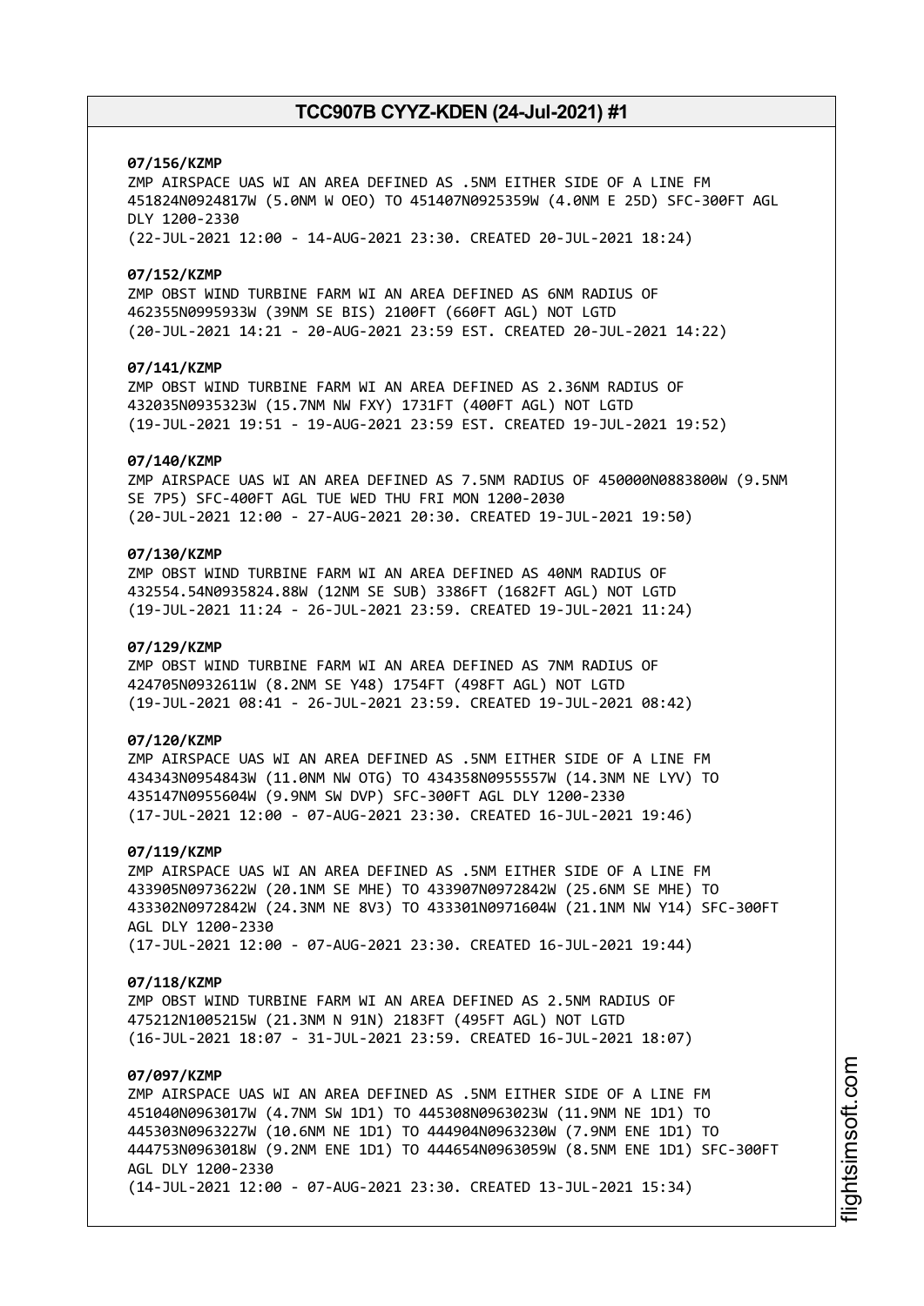**07/156/KZMP**
ZMP AIRSPACE UAS WI AN AREA DEFINED AS .5NM EITHER SIDE OF A LINE FM 451824N0924817W (5.0NM W OEO) TO 451407N0925359W (4.0NM E 25D) SFC-300FT AGL DLY 1200-2330
(22-JUL-2021 12:00 - 14-AUG-2021 23:30. CREATED 20-JUL-2021 18:24)

**07/152/KZMP**
ZMP OBST WIND TURBINE FARM WI AN AREA DEFINED AS 6NM RADIUS OF 462355N0995933W (39NM SE BIS) 2100FT (660FT AGL) NOT LGTD
(20-JUL-2021 14:21 - 20-AUG-2021 23:59 EST. CREATED 20-JUL-2021 14:22)

**07/141/KZMP**
ZMP OBST WIND TURBINE FARM WI AN AREA DEFINED AS 2.36NM RADIUS OF 432035N0935323W (15.7NM NW FXY) 1731FT (400FT AGL) NOT LGTD
(19-JUL-2021 19:51 - 19-AUG-2021 23:59 EST. CREATED 19-JUL-2021 19:52)

**07/140/KZMP**
ZMP AIRSPACE UAS WI AN AREA DEFINED AS 7.5NM RADIUS OF 450000N0883800W (9.5NM SE 7P5) SFC-400FT AGL TUE WED THU FRI MON 1200-2030
(20-JUL-2021 12:00 - 27-AUG-2021 20:30. CREATED 19-JUL-2021 19:50)

**07/130/KZMP**
ZMP OBST WIND TURBINE FARM WI AN AREA DEFINED AS 40NM RADIUS OF 432554.54N0935824.88W (12NM SE SUB) 3386FT (1682FT AGL) NOT LGTD
(19-JUL-2021 11:24 - 26-JUL-2021 23:59. CREATED 19-JUL-2021 11:24)

**07/129/KZMP**
ZMP OBST WIND TURBINE FARM WI AN AREA DEFINED AS 7NM RADIUS OF 424705N0932611W (8.2NM SE Y48) 1754FT (498FT AGL) NOT LGTD
(19-JUL-2021 08:41 - 26-JUL-2021 23:59. CREATED 19-JUL-2021 08:42)

**07/120/KZMP**
ZMP AIRSPACE UAS WI AN AREA DEFINED AS .5NM EITHER SIDE OF A LINE FM 434343N0954843W (11.0NM NW OTG) TO 434358N0955557W (14.3NM NE LYV) TO 435147N0955604W (9.9NM SW DVP) SFC-300FT AGL DLY 1200-2330
(17-JUL-2021 12:00 - 07-AUG-2021 23:30. CREATED 16-JUL-2021 19:46)

**07/119/KZMP**
ZMP AIRSPACE UAS WI AN AREA DEFINED AS .5NM EITHER SIDE OF A LINE FM 433905N0973622W (20.1NM SE MHE) TO 433907N0972842W (25.6NM SE MHE) TO 433302N0972842W (24.3NM NE 8V3) TO 433301N0971604W (21.1NM NW Y14) SFC-300FT AGL DLY 1200-2330
(17-JUL-2021 12:00 - 07-AUG-2021 23:30. CREATED 16-JUL-2021 19:44)

**07/118/KZMP**
ZMP OBST WIND TURBINE FARM WI AN AREA DEFINED AS 2.5NM RADIUS OF 475212N1005215W (21.3NM N 91N) 2183FT (495FT AGL) NOT LGTD
(16-JUL-2021 18:07 - 31-JUL-2021 23:59. CREATED 16-JUL-2021 18:07)

**07/097/KZMP**
ZMP AIRSPACE UAS WI AN AREA DEFINED AS .5NM EITHER SIDE OF A LINE FM 451040N0963017W (4.7NM SW 1D1) TO 445308N0963023W (11.9NM NE 1D1) TO 445303N0963227W (10.6NM NE 1D1) TO 444904N0963230W (7.9NM ENE 1D1) TO 444753N0963018W (9.2NM ENE 1D1) TO 444654N0963059W (8.5NM ENE 1D1) SFC-300FT AGL DLY 1200-2330
(14-JUL-2021 12:00 - 07-AUG-2021 23:30. CREATED 13-JUL-2021 15:34)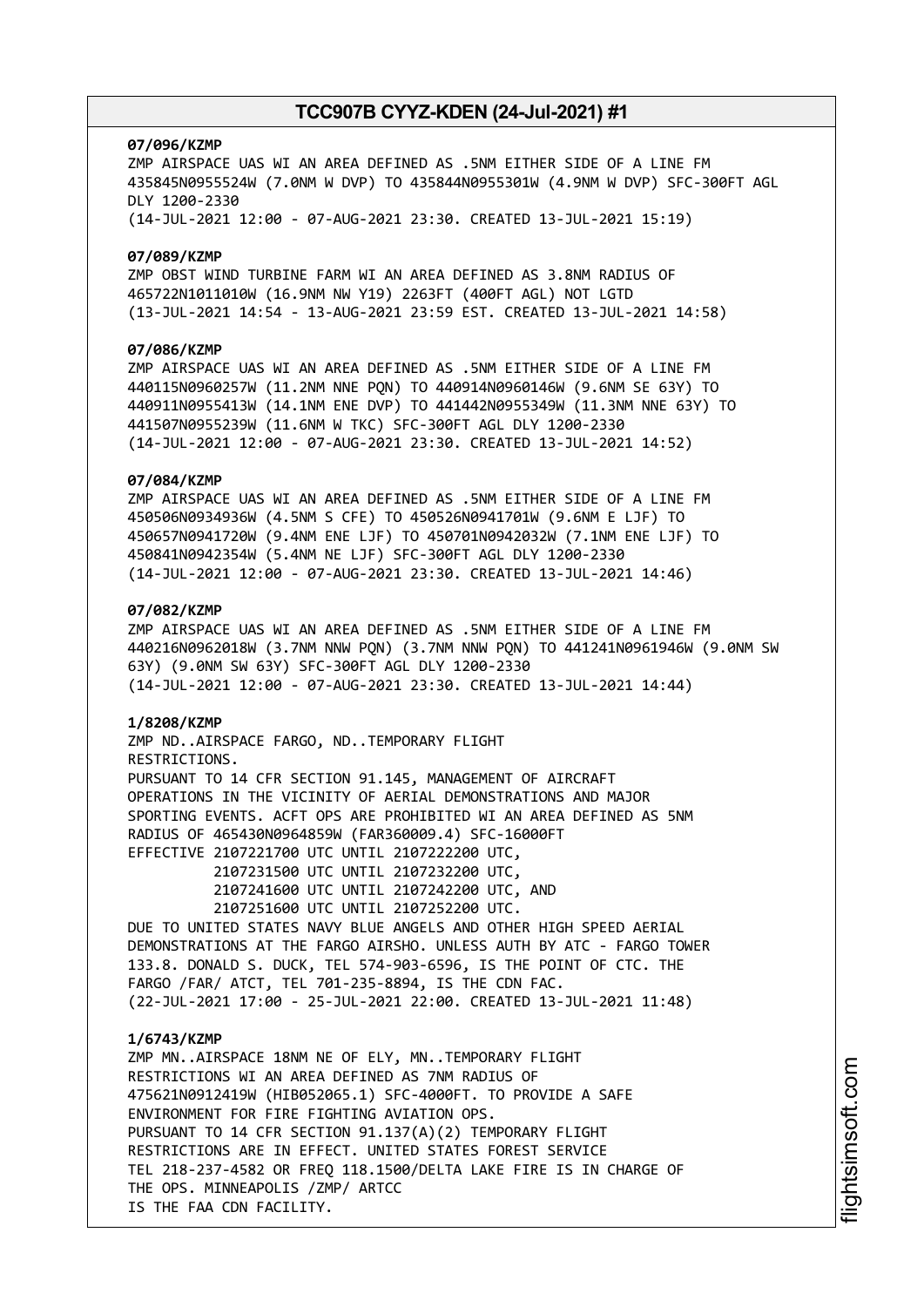**07/096/KZMP**
ZMP AIRSPACE UAS WI AN AREA DEFINED AS .5NM EITHER SIDE OF A LINE FM 435845N0955524W (7.0NM W DVP) TO 435844N0955301W (4.9NM W DVP) SFC-300FT AGL DLY 1200-2330
(14-JUL-2021 12:00 - 07-AUG-2021 23:30. CREATED 13-JUL-2021 15:19)

**07/089/KZMP**
ZMP OBST WIND TURBINE FARM WI AN AREA DEFINED AS 3.8NM RADIUS OF 465722N1011010W (16.9NM NW Y19) 2263FT (400FT AGL) NOT LGTD
(13-JUL-2021 14:54 - 13-AUG-2021 23:59 EST. CREATED 13-JUL-2021 14:58)

**07/086/KZMP**
ZMP AIRSPACE UAS WI AN AREA DEFINED AS .5NM EITHER SIDE OF A LINE FM 440115N0960257W (11.2NM NNE PQN) TO 440914N0960146W (9.6NM SE 63Y) TO 440911N0955413W (14.1NM ENE DVP) TO 441442N0955349W (11.3NM NNE 63Y) TO 441507N0955239W (11.6NM W TKC) SFC-300FT AGL DLY 1200-2330
(14-JUL-2021 12:00 - 07-AUG-2021 23:30. CREATED 13-JUL-2021 14:52)

**07/084/KZMP**
ZMP AIRSPACE UAS WI AN AREA DEFINED AS .5NM EITHER SIDE OF A LINE FM 450506N0934936W (4.5NM S CFE) TO 450526N0941701W (9.6NM E LJF) TO 450657N0941720W (9.4NM ENE LJF) TO 450701N0942032W (7.1NM ENE LJF) TO 450841N0942354W (5.4NM NE LJF) SFC-300FT AGL DLY 1200-2330
(14-JUL-2021 12:00 - 07-AUG-2021 23:30. CREATED 13-JUL-2021 14:46)

**07/082/KZMP**
ZMP AIRSPACE UAS WI AN AREA DEFINED AS .5NM EITHER SIDE OF A LINE FM 440216N0962018W (3.7NM NNW PQN) (3.7NM NNW PQN) TO 441241N0961946W (9.0NM SW 63Y) (9.0NM SW 63Y) SFC-300FT AGL DLY 1200-2330
(14-JUL-2021 12:00 - 07-AUG-2021 23:30. CREATED 13-JUL-2021 14:44)

**1/8208/KZMP**
ZMP ND..AIRSPACE FARGO, ND..TEMPORARY FLIGHT RESTRICTIONS.
PURSUANT TO 14 CFR SECTION 91.145, MANAGEMENT OF AIRCRAFT OPERATIONS IN THE VICINITY OF AERIAL DEMONSTRATIONS AND MAJOR SPORTING EVENTS. ACFT OPS ARE PROHIBITED WI AN AREA DEFINED AS 5NM RADIUS OF 465430N0964859W (FAR360009.4) SFC-16000FT
EFFECTIVE 2107221700 UTC UNTIL 2107222200 UTC,
2107231500 UTC UNTIL 2107232200 UTC,
2107241600 UTC UNTIL 2107242200 UTC, AND
2107251600 UTC UNTIL 2107252200 UTC.
DUE TO UNITED STATES NAVY BLUE ANGELS AND OTHER HIGH SPEED AERIAL DEMONSTRATIONS AT THE FARGO AIRSHO. UNLESS AUTH BY ATC - FARGO TOWER 133.8. DONALD S. DUCK, TEL 574-903-6596, IS THE POINT OF CTC. THE FARGO /FAR/ ATCT, TEL 701-235-8894, IS THE CDN FAC.
(22-JUL-2021 17:00 - 25-JUL-2021 22:00. CREATED 13-JUL-2021 11:48)

**1/6743/KZMP**
ZMP MN..AIRSPACE 18NM NE OF ELY, MN..TEMPORARY FLIGHT RESTRICTIONS WI AN AREA DEFINED AS 7NM RADIUS OF 475621N0912419W (HIB052065.1) SFC-4000FT. TO PROVIDE A SAFE ENVIRONMENT FOR FIRE FIGHTING AVIATION OPS.
PURSUANT TO 14 CFR SECTION 91.137(A)(2) TEMPORARY FLIGHT RESTRICTIONS ARE IN EFFECT. UNITED STATES FOREST SERVICE TEL 218-237-4582 OR FREQ 118.1500/DELTA LAKE FIRE IS IN CHARGE OF THE OPS. MINNEAPOLIS /ZMP/ ARTCC
IS THE FAA CDN FACILITY.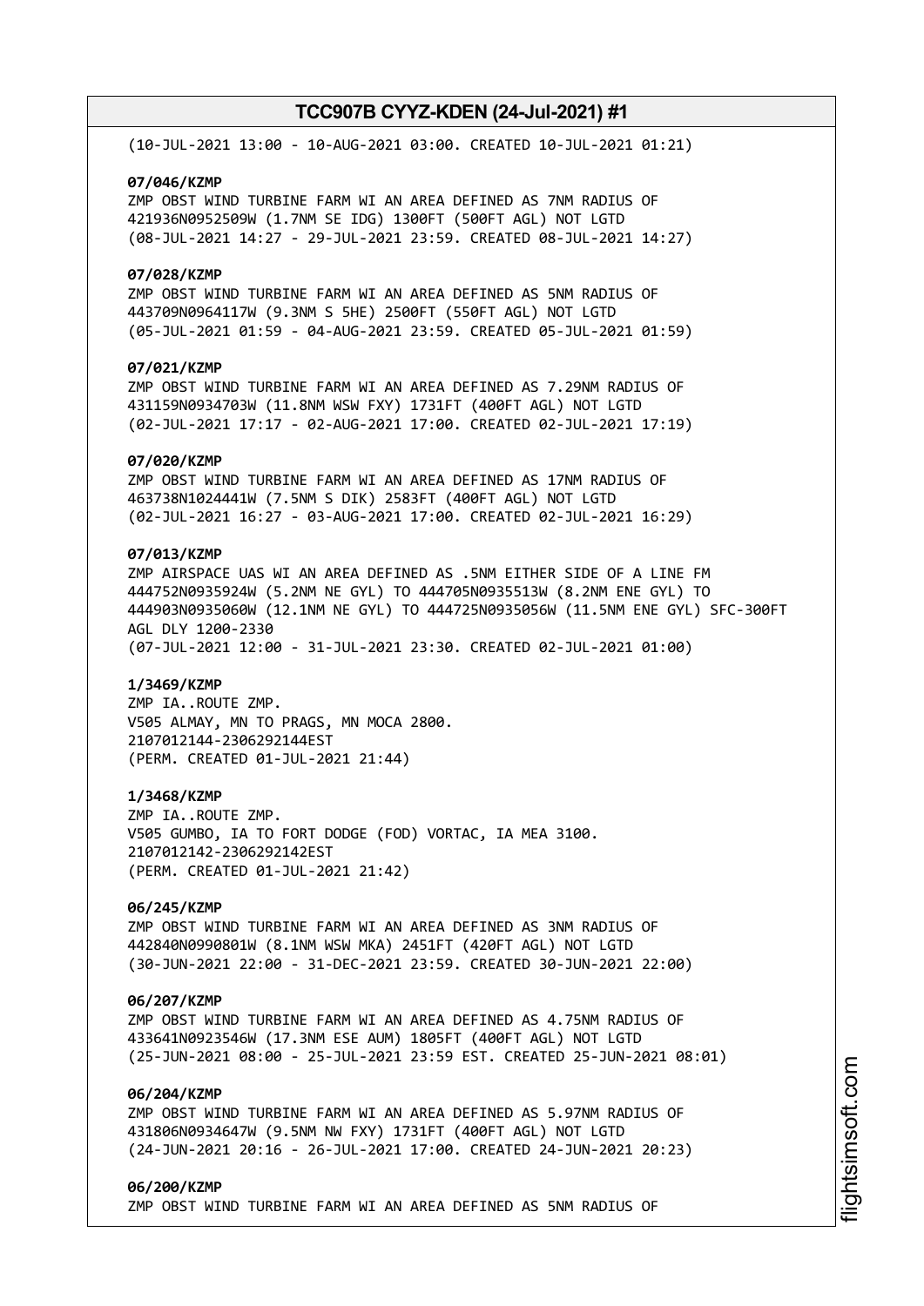(10-JUL-2021 13:00 - 10-AUG-2021 03:00. CREATED 10-JUL-2021 01:21)

**07/046/KZMP**
ZMP OBST WIND TURBINE FARM WI AN AREA DEFINED AS 7NM RADIUS OF 421936N0952509W (1.7NM SE IDG) 1300FT (500FT AGL) NOT LGTD
(08-JUL-2021 14:27 - 29-JUL-2021 23:59. CREATED 08-JUL-2021 14:27)

**07/028/KZMP**
ZMP OBST WIND TURBINE FARM WI AN AREA DEFINED AS 5NM RADIUS OF 443709N0964117W (9.3NM S 5HE) 2500FT (550FT AGL) NOT LGTD
(05-JUL-2021 01:59 - 04-AUG-2021 23:59. CREATED 05-JUL-2021 01:59)

**07/021/KZMP**
ZMP OBST WIND TURBINE FARM WI AN AREA DEFINED AS 7.29NM RADIUS OF 431159N0934703W (11.8NM WSW FXY) 1731FT (400FT AGL) NOT LGTD
(02-JUL-2021 17:17 - 02-AUG-2021 17:00. CREATED 02-JUL-2021 17:19)

**07/020/KZMP**
ZMP OBST WIND TURBINE FARM WI AN AREA DEFINED AS 17NM RADIUS OF 463738N1024441W (7.5NM S DIK) 2583FT (400FT AGL) NOT LGTD
(02-JUL-2021 16:27 - 03-AUG-2021 17:00. CREATED 02-JUL-2021 16:29)

**07/013/KZMP**
ZMP AIRSPACE UAS WI AN AREA DEFINED AS .5NM EITHER SIDE OF A LINE FM 444752N0935924W (5.2NM NE GYL) TO 444705N0935513W (8.2NM ENE GYL) TO 444903N0935060W (12.1NM NE GYL) TO 444725N0935056W (11.5NM ENE GYL) SFC-300FT AGL DLY 1200-2330
(07-JUL-2021 12:00 - 31-JUL-2021 23:30. CREATED 02-JUL-2021 01:00)

**1/3469/KZMP**
ZMP IA..ROUTE ZMP.
V505 ALMAY, MN TO PRAGS, MN MOCA 2800.
2107012144-2306292144EST
(PERM. CREATED 01-JUL-2021 21:44)

**1/3468/KZMP**
ZMP IA..ROUTE ZMP.
V505 GUMBO, IA TO FORT DODGE (FOD) VORTAC, IA MEA 3100.
2107012142-2306292142EST
(PERM. CREATED 01-JUL-2021 21:42)

**06/245/KZMP**
ZMP OBST WIND TURBINE FARM WI AN AREA DEFINED AS 3NM RADIUS OF 442840N0990801W (8.1NM WSW MKA) 2451FT (420FT AGL) NOT LGTD
(30-JUN-2021 22:00 - 31-DEC-2021 23:59. CREATED 30-JUN-2021 22:00)

**06/207/KZMP**
ZMP OBST WIND TURBINE FARM WI AN AREA DEFINED AS 4.75NM RADIUS OF 433641N0923546W (17.3NM ESE AUM) 1805FT (400FT AGL) NOT LGTD
(25-JUN-2021 08:00 - 25-JUL-2021 23:59 EST. CREATED 25-JUN-2021 08:01)

**06/204/KZMP**
ZMP OBST WIND TURBINE FARM WI AN AREA DEFINED AS 5.97NM RADIUS OF 431806N0934647W (9.5NM NW FXY) 1731FT (400FT AGL) NOT LGTD
(24-JUN-2021 20:16 - 26-JUL-2021 17:00. CREATED 24-JUN-2021 20:23)

**06/200/KZMP**
ZMP OBST WIND TURBINE FARM WI AN AREA DEFINED AS 5NM RADIUS OF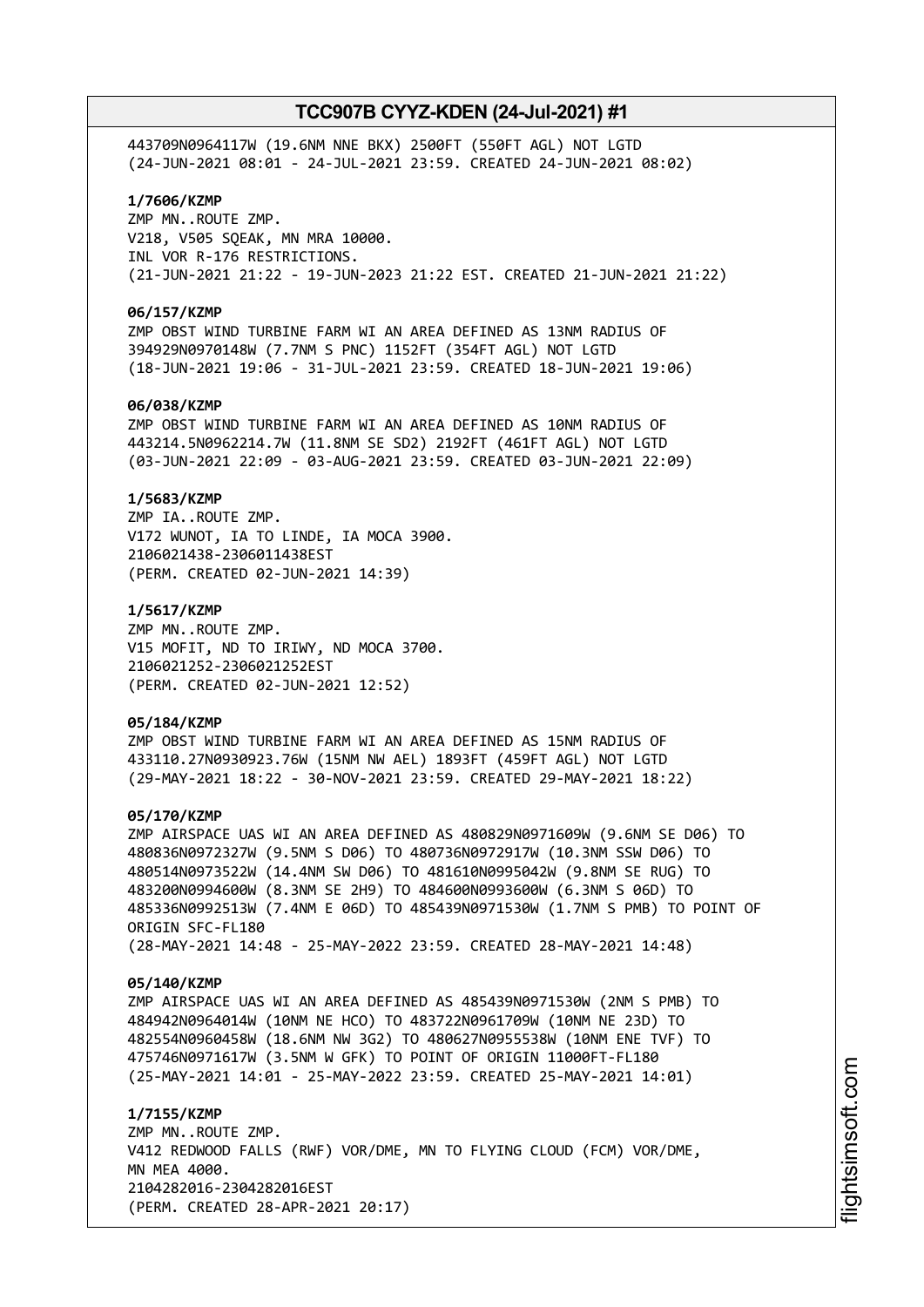443709N0964117W (19.6NM NNE BKX) 2500FT (550FT AGL) NOT LGTD
(24-JUN-2021 08:01 - 24-JUL-2021 23:59. CREATED 24-JUN-2021 08:02)

**1/7606/KZMP**
ZMP MN..ROUTE ZMP.
V218, V505 SQEAK, MN MRA 10000.
INL VOR R-176 RESTRICTIONS.
(21-JUN-2021 21:22 - 19-JUN-2023 21:22 EST. CREATED 21-JUN-2021 21:22)

**06/157/KZMP**
ZMP OBST WIND TURBINE FARM WI AN AREA DEFINED AS 13NM RADIUS OF
394929N0970148W (7.7NM S PNC) 1152FT (354FT AGL) NOT LGTD
(18-JUN-2021 19:06 - 31-JUL-2021 23:59. CREATED 18-JUN-2021 19:06)

**06/038/KZMP**
ZMP OBST WIND TURBINE FARM WI AN AREA DEFINED AS 10NM RADIUS OF
443214.5N0962214.7W (11.8NM SE SD2) 2192FT (461FT AGL) NOT LGTD
(03-JUN-2021 22:09 - 03-AUG-2021 23:59. CREATED 03-JUN-2021 22:09)

**1/5683/KZMP**
ZMP IA..ROUTE ZMP.
V172 WUNOT, IA TO LINDE, IA MOCA 3900.
2106021438-2306011438EST
(PERM. CREATED 02-JUN-2021 14:39)

**1/5617/KZMP**
ZMP MN..ROUTE ZMP.
V15 MOFIT, ND TO IRIWY, ND MOCA 3700.
2106021252-2306021252EST
(PERM. CREATED 02-JUN-2021 12:52)

**05/184/KZMP**
ZMP OBST WIND TURBINE FARM WI AN AREA DEFINED AS 15NM RADIUS OF
433110.27N0930923.76W (15NM NW AEL) 1893FT (459FT AGL) NOT LGTD
(29-MAY-2021 18:22 - 30-NOV-2021 23:59. CREATED 29-MAY-2021 18:22)

**05/170/KZMP**
ZMP AIRSPACE UAS WI AN AREA DEFINED AS 480829N0971609W (9.6NM SE D06) TO
480836N0972327W (9.5NM S D06) TO 480736N0972917W (10.3NM SSW D06) TO
480514N0973522W (14.4NM SW D06) TO 481610N0995042W (9.8NM SE RUG) TO
483200N0994600W (8.3NM SE 2H9) TO 484600N0993600W (6.3NM S 06D) TO
485336N0992513W (7.4NM E 06D) TO 485439N0971530W (1.7NM S PMB) TO POINT OF
ORIGIN SFC-FL180
(28-MAY-2021 14:48 - 25-MAY-2022 23:59. CREATED 28-MAY-2021 14:48)

**05/140/KZMP**
ZMP AIRSPACE UAS WI AN AREA DEFINED AS 485439N0971530W (2NM S PMB) TO
484942N0964014W (10NM NE HCO) TO 483722N0961709W (10NM NE 23D) TO
482554N0960458W (18.6NM NW 3G2) TO 480627N0955538W (10NM ENE TVF) TO
475746N0971617W (3.5NM W GFK) TO POINT OF ORIGIN 11000FT-FL180
(25-MAY-2021 14:01 - 25-MAY-2022 23:59. CREATED 25-MAY-2021 14:01)

**1/7155/KZMP**
ZMP MN..ROUTE ZMP.
V412 REDWOOD FALLS (RWF) VOR/DME, MN TO FLYING CLOUD (FCM) VOR/DME,
MN MEA 4000.
2104282016-2304282016EST
(PERM. CREATED 28-APR-2021 20:17)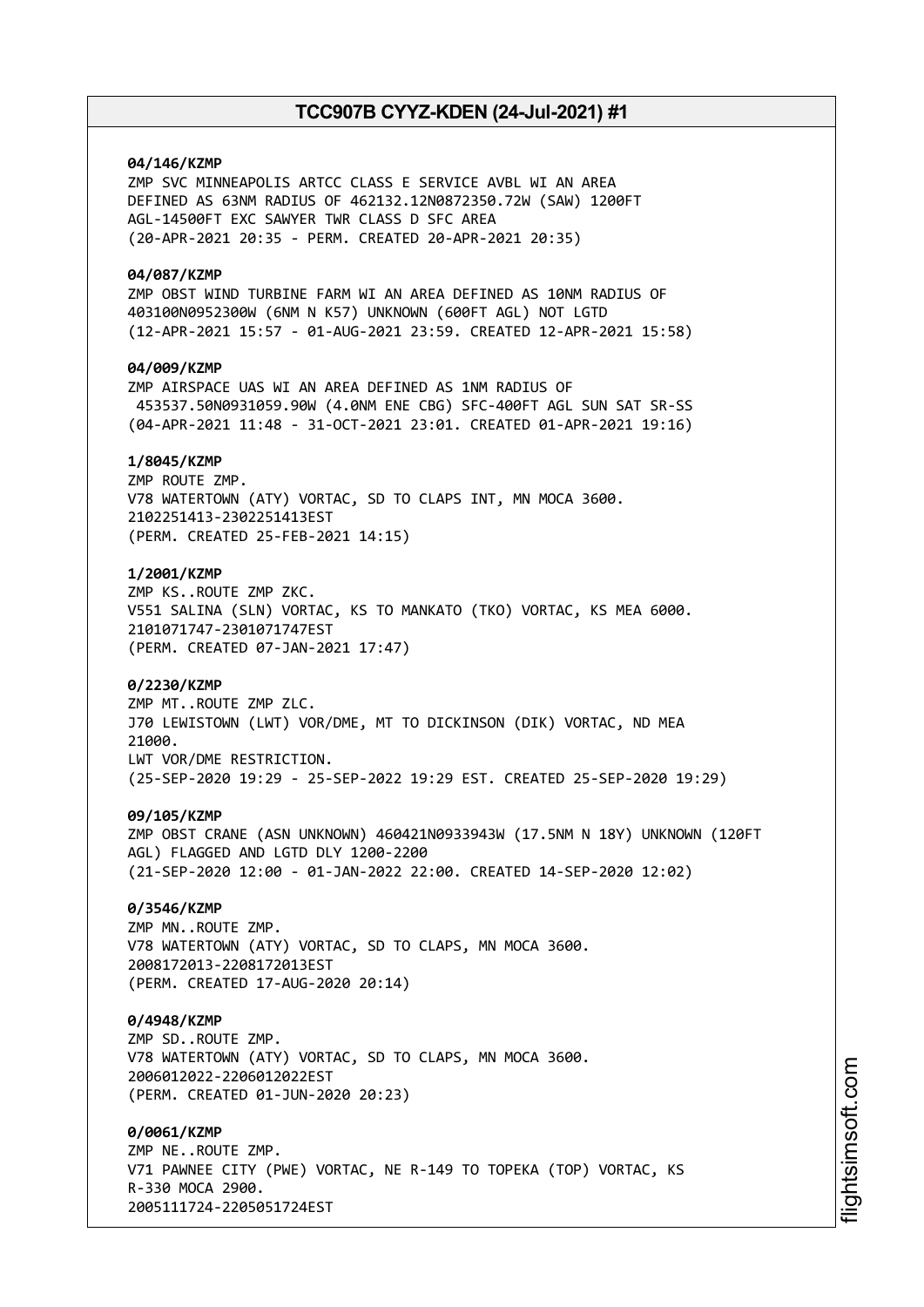**04/146/KZMP**
ZMP SVC MINNEAPOLIS ARTCC CLASS E SERVICE AVBL WI AN AREA DEFINED AS 63NM RADIUS OF 462132.12N0872350.72W (SAW) 1200FT AGL-14500FT EXC SAWYER TWR CLASS D SFC AREA
(20-APR-2021 20:35 - PERM. CREATED 20-APR-2021 20:35)

**04/087/KZMP**
ZMP OBST WIND TURBINE FARM WI AN AREA DEFINED AS 10NM RADIUS OF 403100N0952300W (6NM N K57) UNKNOWN (600FT AGL) NOT LGTD
(12-APR-2021 15:57 - 01-AUG-2021 23:59. CREATED 12-APR-2021 15:58)

**04/009/KZMP**
ZMP AIRSPACE UAS WI AN AREA DEFINED AS 1NM RADIUS OF 453537.50N0931059.90W (4.0NM ENE CBG) SFC-400FT AGL SUN SAT SR-SS
(04-APR-2021 11:48 - 31-OCT-2021 23:01. CREATED 01-APR-2021 19:16)

**1/8045/KZMP**
ZMP ROUTE ZMP.
V78 WATERTOWN (ATY) VORTAC, SD TO CLAPS INT, MN MOCA 3600.
2102251413-2302251413EST
(PERM. CREATED 25-FEB-2021 14:15)

**1/2001/KZMP**
ZMP KS..ROUTE ZMP ZKC.
V551 SALINA (SLN) VORTAC, KS TO MANKATO (TKO) VORTAC, KS MEA 6000.
2101071747-2301071747EST
(PERM. CREATED 07-JAN-2021 17:47)

**0/2230/KZMP**
ZMP MT..ROUTE ZMP ZLC.
J70 LEWISTOWN (LWT) VOR/DME, MT TO DICKINSON (DIK) VORTAC, ND MEA 21000.
LWT VOR/DME RESTRICTION.
(25-SEP-2020 19:29 - 25-SEP-2022 19:29 EST. CREATED 25-SEP-2020 19:29)

**09/105/KZMP**
ZMP OBST CRANE (ASN UNKNOWN) 460421N0933943W (17.5NM N 18Y) UNKNOWN (120FT AGL) FLAGGED AND LGTD DLY 1200-2200
(21-SEP-2020 12:00 - 01-JAN-2022 22:00. CREATED 14-SEP-2020 12:02)

**0/3546/KZMP**
ZMP MN..ROUTE ZMP.
V78 WATERTOWN (ATY) VORTAC, SD TO CLAPS, MN MOCA 3600.
2008172013-2208172013EST
(PERM. CREATED 17-AUG-2020 20:14)

**0/4948/KZMP**
ZMP SD..ROUTE ZMP.
V78 WATERTOWN (ATY) VORTAC, SD TO CLAPS, MN MOCA 3600.
2006012022-2206012022EST
(PERM. CREATED 01-JUN-2020 20:23)

**0/0061/KZMP**
ZMP NE..ROUTE ZMP.
V71 PAWNEE CITY (PWE) VORTAC, NE R-149 TO TOPEKA (TOP) VORTAC, KS R-330 MOCA 2900.
2005111724-2205051724EST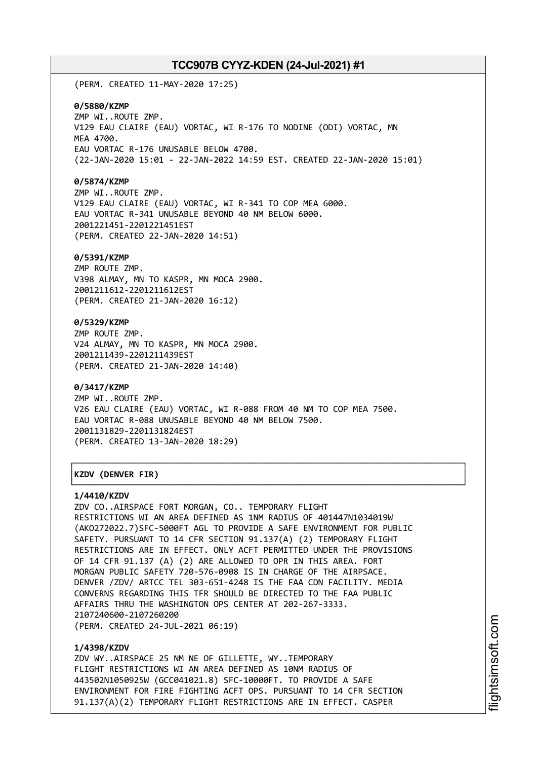(PERM. CREATED 11-MAY-2020 17:25)

**0/5880/KZMP**
ZMP WI..ROUTE ZMP.
V129 EAU CLAIRE (EAU) VORTAC, WI R-176 TO NODINE (ODI) VORTAC, MN
MEA 4700.
EAU VORTAC R-176 UNUSABLE BELOW 4700.
(22-JAN-2020 15:01 - 22-JAN-2022 14:59 EST. CREATED 22-JAN-2020 15:01)

**0/5874/KZMP**
ZMP WI..ROUTE ZMP.
V129 EAU CLAIRE (EAU) VORTAC, WI R-341 TO COP MEA 6000.
EAU VORTAC R-341 UNUSABLE BEYOND 40 NM BELOW 6000.
2001221451-2201221451EST
(PERM. CREATED 22-JAN-2020 14:51)

**0/5391/KZMP**
ZMP ROUTE ZMP.
V398 ALMAY, MN TO KASPR, MN MOCA 2900.
2001211612-2201211612EST
(PERM. CREATED 21-JAN-2020 16:12)

**0/5329/KZMP**
ZMP ROUTE ZMP.
V24 ALMAY, MN TO KASPR, MN MOCA 2900.
2001211439-2201211439EST
(PERM. CREATED 21-JAN-2020 14:40)

**0/3417/KZMP**
ZMP WI..ROUTE ZMP.
V26 EAU CLAIRE (EAU) VORTAC, WI R-088 FROM 40 NM TO COP MEA 7500.
EAU VORTAC R-088 UNUSABLE BEYOND 40 NM BELOW 7500.
2001131829-2201131824EST
(PERM. CREATED 13-JAN-2020 18:29)

## KZDV (DENVER FIR)

**1/4410/KZDV**
ZDV CO..AIRSPACE FORT MORGAN, CO.. TEMPORARY FLIGHT
RESTRICTIONS WI AN AREA DEFINED AS 1NM RADIUS OF 401447N1034019W
(AKO272022.7)SFC-5000FT AGL TO PROVIDE A SAFE ENVIRONMENT FOR PUBLIC
SAFETY. PURSUANT TO 14 CFR SECTION 91.137(A) (2) TEMPORARY FLIGHT
RESTRICTIONS ARE IN EFFECT. ONLY ACFT PERMITTED UNDER THE PROVISIONS
OF 14 CFR 91.137 (A) (2) ARE ALLOWED TO OPR IN THIS AREA. FORT
MORGAN PUBLIC SAFETY 720-576-0908 IS IN CHARGE OF THE AIRPSACE.
DENVER /ZDV/ ARTCC TEL 303-651-4248 IS THE FAA CDN FACILITY. MEDIA
CONVERNS REGARDING THIS TFR SHOULD BE DIRECTED TO THE FAA PUBLIC
AFFAIRS THRU THE WASHINGTON OPS CENTER AT 202-267-3333.
2107240600-2107260200
(PERM. CREATED 24-JUL-2021 06:19)

**1/4398/KZDV**
ZDV WY..AIRSPACE 25 NM NE OF GILLETTE, WY..TEMPORARY
FLIGHT RESTRICTIONS WI AN AREA DEFINED AS 10NM RADIUS OF
443502N1050925W (GCC041021.8) SFC-10000FT. TO PROVIDE A SAFE
ENVIRONMENT FOR FIRE FIGHTING ACFT OPS. PURSUANT TO 14 CFR SECTION
91.137(A)(2) TEMPORARY FLIGHT RESTRICTIONS ARE IN EFFECT. CASPER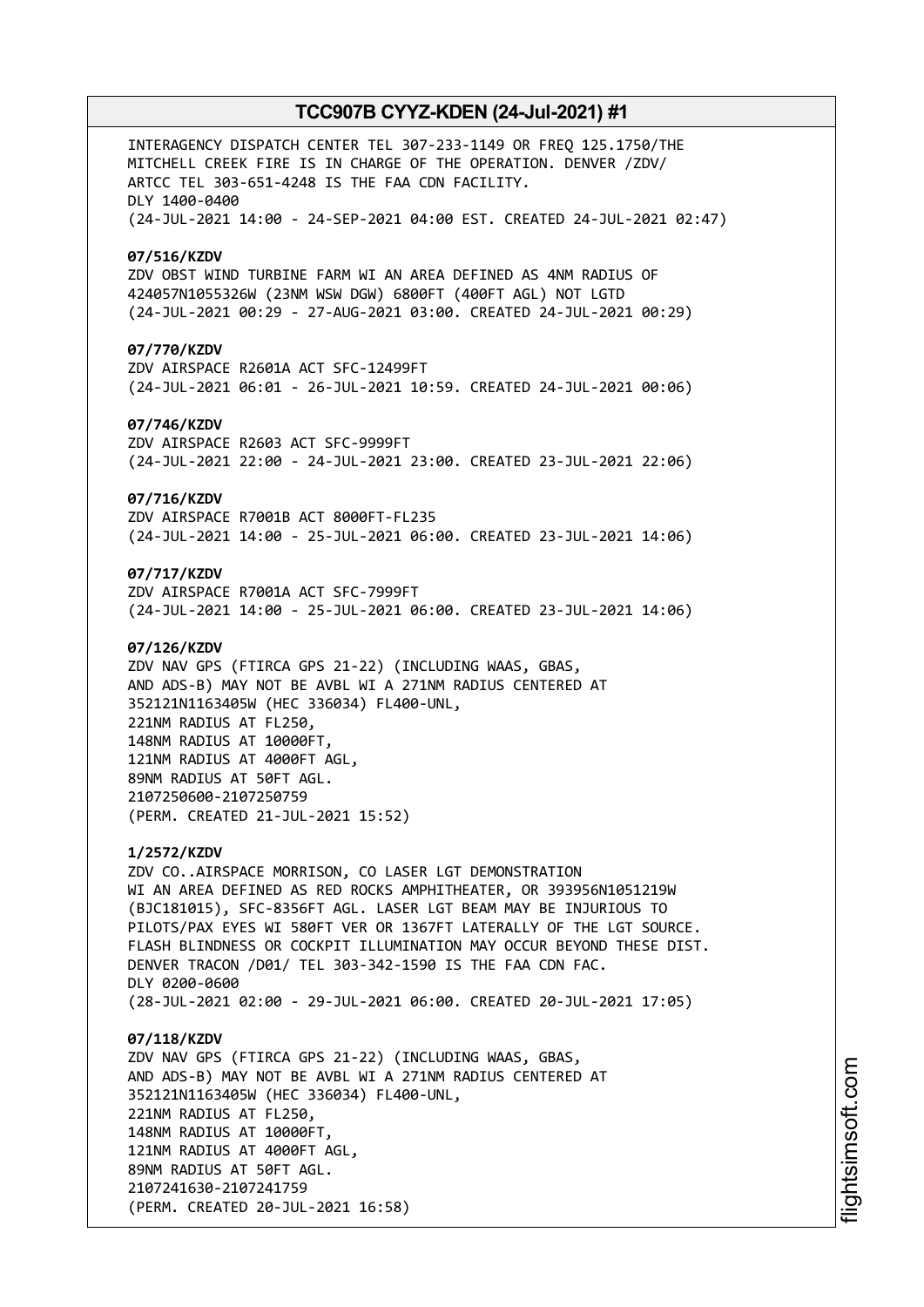INTERAGENCY DISPATCH CENTER TEL 307-233-1149 OR FREQ 125.1750/THE MITCHELL CREEK FIRE IS IN CHARGE OF THE OPERATION. DENVER /ZDV/ ARTCC TEL 303-651-4248 IS THE FAA CDN FACILITY.
DLY 1400-0400
(24-JUL-2021 14:00 - 24-SEP-2021 04:00 EST. CREATED 24-JUL-2021 02:47)

**07/516/KZDV**
ZDV OBST WIND TURBINE FARM WI AN AREA DEFINED AS 4NM RADIUS OF 424057N1055326W (23NM WSW DGW) 6800FT (400FT AGL) NOT LGTD
(24-JUL-2021 00:29 - 27-AUG-2021 03:00. CREATED 24-JUL-2021 00:29)

**07/770/KZDV**
ZDV AIRSPACE R2601A ACT SFC-12499FT
(24-JUL-2021 06:01 - 26-JUL-2021 10:59. CREATED 24-JUL-2021 00:06)

**07/746/KZDV**
ZDV AIRSPACE R2603 ACT SFC-9999FT
(24-JUL-2021 22:00 - 24-JUL-2021 23:00. CREATED 23-JUL-2021 22:06)

**07/716/KZDV**
ZDV AIRSPACE R7001B ACT 8000FT-FL235
(24-JUL-2021 14:00 - 25-JUL-2021 06:00. CREATED 23-JUL-2021 14:06)

**07/717/KZDV**
ZDV AIRSPACE R7001A ACT SFC-7999FT
(24-JUL-2021 14:00 - 25-JUL-2021 06:00. CREATED 23-JUL-2021 14:06)

**07/126/KZDV**
ZDV NAV GPS (FTIRCA GPS 21-22) (INCLUDING WAAS, GBAS, AND ADS-B) MAY NOT BE AVBL WI A 271NM RADIUS CENTERED AT 352121N1163405W (HEC 336034) FL400-UNL,
221NM RADIUS AT FL250,
148NM RADIUS AT 10000FT,
121NM RADIUS AT 4000FT AGL,
89NM RADIUS AT 50FT AGL.
2107250600-2107250759
(PERM. CREATED 21-JUL-2021 15:52)

**1/2572/KZDV**
ZDV CO..AIRSPACE MORRISON, CO LASER LGT DEMONSTRATION WI AN AREA DEFINED AS RED ROCKS AMPHITHEATER, OR 393956N1051219W (BJC181015), SFC-8356FT AGL. LASER LGT BEAM MAY BE INJURIOUS TO PILOTS/PAX EYES WI 580FT VER OR 1367FT LATERALLY OF THE LGT SOURCE. FLASH BLINDNESS OR COCKPIT ILLUMINATION MAY OCCUR BEYOND THESE DIST. DENVER TRACON /D01/ TEL 303-342-1590 IS THE FAA CDN FAC.
DLY 0200-0600
(28-JUL-2021 02:00 - 29-JUL-2021 06:00. CREATED 20-JUL-2021 17:05)

**07/118/KZDV**
ZDV NAV GPS (FTIRCA GPS 21-22) (INCLUDING WAAS, GBAS, AND ADS-B) MAY NOT BE AVBL WI A 271NM RADIUS CENTERED AT 352121N1163405W (HEC 336034) FL400-UNL,
221NM RADIUS AT FL250,
148NM RADIUS AT 10000FT,
121NM RADIUS AT 4000FT AGL,
89NM RADIUS AT 50FT AGL.
2107241630-2107241759
(PERM. CREATED 20-JUL-2021 16:58)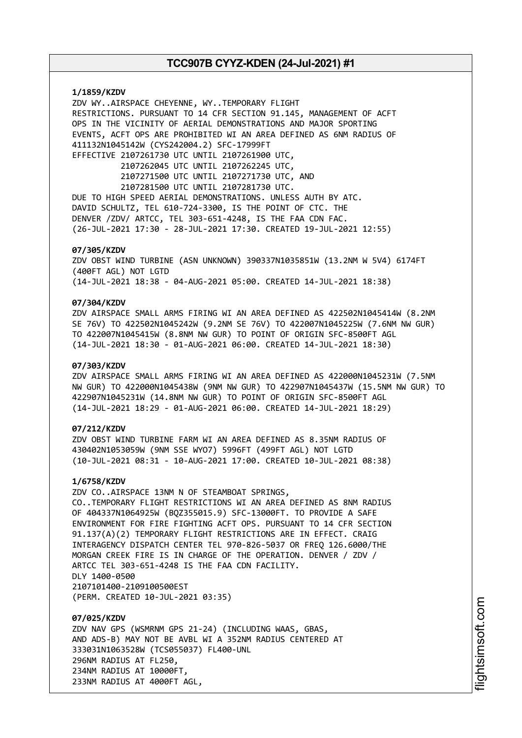**1/1859/KZDV**
ZDV WY..AIRSPACE CHEYENNE, WY..TEMPORARY FLIGHT
RESTRICTIONS. PURSUANT TO 14 CFR SECTION 91.145, MANAGEMENT OF ACFT
OPS IN THE VICINITY OF AERIAL DEMONSTRATIONS AND MAJOR SPORTING
EVENTS, ACFT OPS ARE PROHIBITED WI AN AREA DEFINED AS 6NM RADIUS OF
411132N1045142W (CYS242004.2) SFC-17999FT
EFFECTIVE 2107261730 UTC UNTIL 2107261900 UTC,
2107262045 UTC UNTIL 2107262245 UTC,
2107271500 UTC UNTIL 2107271730 UTC, AND
2107281500 UTC UNTIL 2107281730 UTC.
DUE TO HIGH SPEED AERIAL DEMONSTRATIONS. UNLESS AUTH BY ATC.
DAVID SCHULTZ, TEL 610-724-3300, IS THE POINT OF CTC. THE
DENVER /ZDV/ ARTCC, TEL 303-651-4248, IS THE FAA CDN FAC.
(26-JUL-2021 17:30 - 28-JUL-2021 17:30. CREATED 19-JUL-2021 12:55)

**07/305/KZDV**
ZDV OBST WIND TURBINE (ASN UNKNOWN) 390337N1035851W (13.2NM W 5V4) 6174FT
(400FT AGL) NOT LGTD
(14-JUL-2021 18:38 - 04-AUG-2021 05:00. CREATED 14-JUL-2021 18:38)

**07/304/KZDV**
ZDV AIRSPACE SMALL ARMS FIRING WI AN AREA DEFINED AS 422502N1045414W (8.2NM
SE 76V) TO 422502N1045242W (9.2NM SE 76V) TO 422007N1045225W (7.6NM NW GUR)
TO 422007N1045415W (8.8NM NW GUR) TO POINT OF ORIGIN SFC-8500FT AGL
(14-JUL-2021 18:30 - 01-AUG-2021 06:00. CREATED 14-JUL-2021 18:30)

**07/303/KZDV**
ZDV AIRSPACE SMALL ARMS FIRING WI AN AREA DEFINED AS 422000N1045231W (7.5NM
NW GUR) TO 422000N1045438W (9NM NW GUR) TO 422907N1045437W (15.5NM NW GUR) TO
422907N1045231W (14.8NM NW GUR) TO POINT OF ORIGIN SFC-8500FT AGL
(14-JUL-2021 18:29 - 01-AUG-2021 06:00. CREATED 14-JUL-2021 18:29)

**07/212/KZDV**
ZDV OBST WIND TURBINE FARM WI AN AREA DEFINED AS 8.35NM RADIUS OF
430402N1053059W (9NM SSE WYO7) 5996FT (499FT AGL) NOT LGTD
(10-JUL-2021 08:31 - 10-AUG-2021 17:00. CREATED 10-JUL-2021 08:38)

**1/6758/KZDV**
ZDV CO..AIRSPACE 13NM N OF STEAMBOAT SPRINGS,
CO..TEMPORARY FLIGHT RESTRICTIONS WI AN AREA DEFINED AS 8NM RADIUS
OF 404337N1064925W (BQZ355015.9) SFC-13000FT. TO PROVIDE A SAFE
ENVIRONMENT FOR FIRE FIGHTING ACFT OPS. PURSUANT TO 14 CFR SECTION
91.137(A)(2) TEMPORARY FLIGHT RESTRICTIONS ARE IN EFFECT. CRAIG
INTERAGENCY DISPATCH CENTER TEL 970-826-5037 OR FREQ 126.6000/THE
MORGAN CREEK FIRE IS IN CHARGE OF THE OPERATION. DENVER / ZDV /
ARTCC TEL 303-651-4248 IS THE FAA CDN FACILITY.
DLY 1400-0500
2107101400-2109100500EST
(PERM. CREATED 10-JUL-2021 03:35)

**07/025/KZDV**
ZDV NAV GPS (WSMRNM GPS 21-24) (INCLUDING WAAS, GBAS,
AND ADS-B) MAY NOT BE AVBL WI A 352NM RADIUS CENTERED AT
333031N1063528W (TCS055037) FL400-UNL
296NM RADIUS AT FL250,
234NM RADIUS AT 10000FT,
233NM RADIUS AT 4000FT AGL,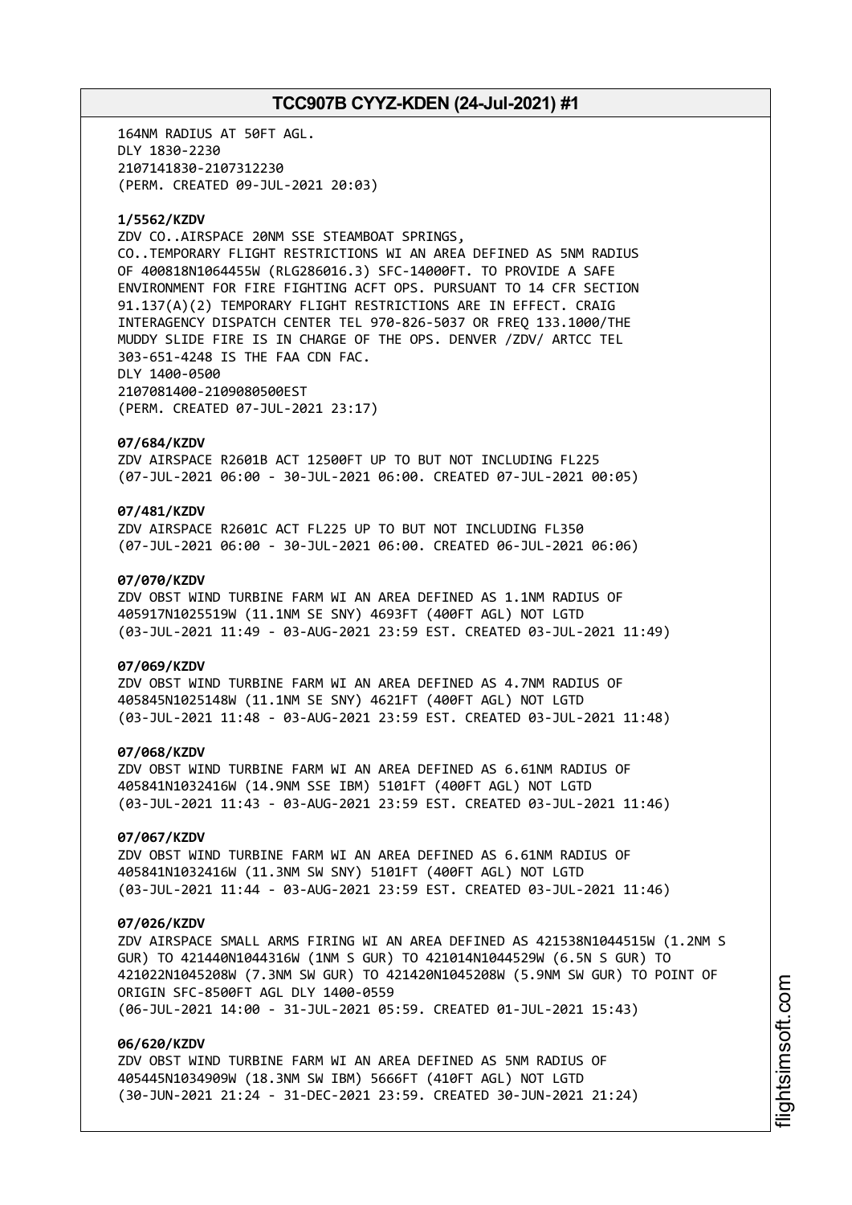164NM RADIUS AT 50FT AGL.
DLY 1830-2230
2107141830-2107312230
(PERM. CREATED 09-JUL-2021 20:03)

**1/5562/KZDV**
ZDV CO..AIRSPACE 20NM SSE STEAMBOAT SPRINGS,
CO..TEMPORARY FLIGHT RESTRICTIONS WI AN AREA DEFINED AS 5NM RADIUS
OF 400818N1064455W (RLG286016.3) SFC-14000FT. TO PROVIDE A SAFE
ENVIRONMENT FOR FIRE FIGHTING ACFT OPS. PURSUANT TO 14 CFR SECTION
91.137(A)(2) TEMPORARY FLIGHT RESTRICTIONS ARE IN EFFECT. CRAIG
INTERAGENCY DISPATCH CENTER TEL 970-826-5037 OR FREQ 133.1000/THE
MUDDY SLIDE FIRE IS IN CHARGE OF THE OPS. DENVER /ZDV/ ARTCC TEL
303-651-4248 IS THE FAA CDN FAC.
DLY 1400-0500
2107081400-2109080500EST
(PERM. CREATED 07-JUL-2021 23:17)

**07/684/KZDV**
ZDV AIRSPACE R2601B ACT 12500FT UP TO BUT NOT INCLUDING FL225
(07-JUL-2021 06:00 - 30-JUL-2021 06:00. CREATED 07-JUL-2021 00:05)

**07/481/KZDV**
ZDV AIRSPACE R2601C ACT FL225 UP TO BUT NOT INCLUDING FL350
(07-JUL-2021 06:00 - 30-JUL-2021 06:00. CREATED 06-JUL-2021 06:06)

**07/070/KZDV**
ZDV OBST WIND TURBINE FARM WI AN AREA DEFINED AS 1.1NM RADIUS OF
405917N1025519W (11.1NM SE SNY) 4693FT (400FT AGL) NOT LGTD
(03-JUL-2021 11:49 - 03-AUG-2021 23:59 EST. CREATED 03-JUL-2021 11:49)

**07/069/KZDV**
ZDV OBST WIND TURBINE FARM WI AN AREA DEFINED AS 4.7NM RADIUS OF
405845N1025148W (11.1NM SE SNY) 4621FT (400FT AGL) NOT LGTD
(03-JUL-2021 11:48 - 03-AUG-2021 23:59 EST. CREATED 03-JUL-2021 11:48)

**07/068/KZDV**
ZDV OBST WIND TURBINE FARM WI AN AREA DEFINED AS 6.61NM RADIUS OF
405841N1032416W (14.9NM SSE IBM) 5101FT (400FT AGL) NOT LGTD
(03-JUL-2021 11:43 - 03-AUG-2021 23:59 EST. CREATED 03-JUL-2021 11:46)

**07/067/KZDV**
ZDV OBST WIND TURBINE FARM WI AN AREA DEFINED AS 6.61NM RADIUS OF
405841N1032416W (11.3NM SW SNY) 5101FT (400FT AGL) NOT LGTD
(03-JUL-2021 11:44 - 03-AUG-2021 23:59 EST. CREATED 03-JUL-2021 11:46)

**07/026/KZDV**
ZDV AIRSPACE SMALL ARMS FIRING WI AN AREA DEFINED AS 421538N1044515W (1.2NM S
GUR) TO 421440N1044316W (1NM S GUR) TO 421014N1044529W (6.5N S GUR) TO
421022N1045208W (7.3NM SW GUR) TO 421420N1045208W (5.9NM SW GUR) TO POINT OF
ORIGIN SFC-8500FT AGL DLY 1400-0559
(06-JUL-2021 14:00 - 31-JUL-2021 05:59. CREATED 01-JUL-2021 15:43)

**06/620/KZDV**
ZDV OBST WIND TURBINE FARM WI AN AREA DEFINED AS 5NM RADIUS OF
405445N1034909W (18.3NM SW IBM) 5666FT (410FT AGL) NOT LGTD
(30-JUN-2021 21:24 - 31-DEC-2021 23:59. CREATED 30-JUN-2021 21:24)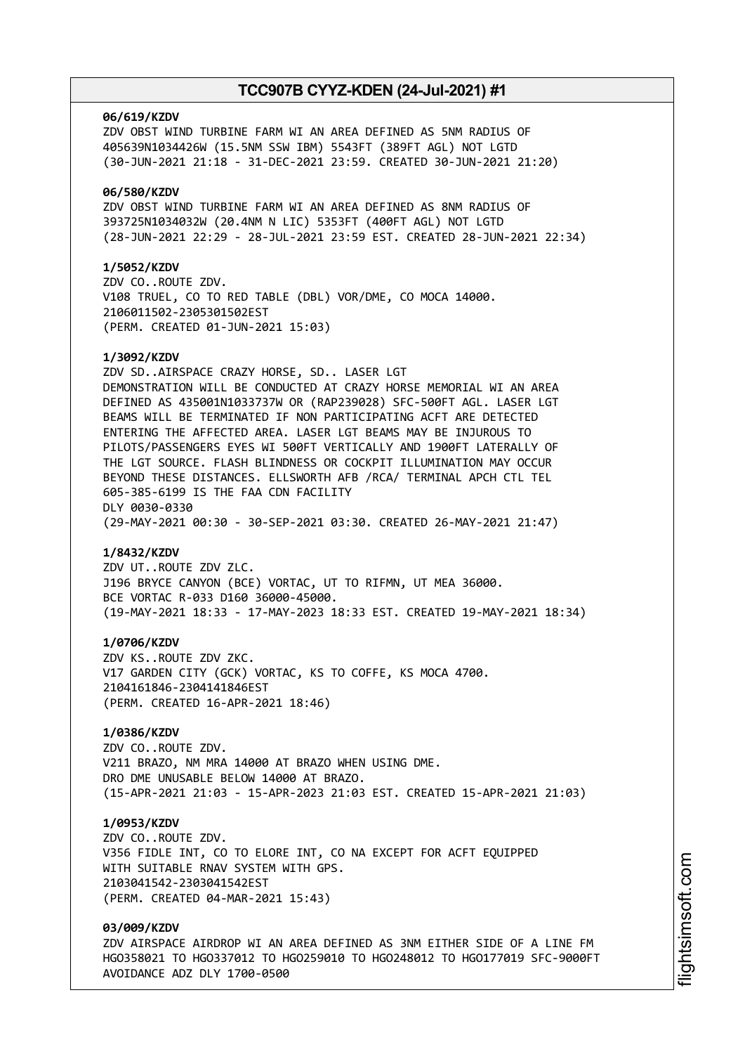**06/619/KZDV**
ZDV OBST WIND TURBINE FARM WI AN AREA DEFINED AS 5NM RADIUS OF 405639N1034426W (15.5NM SSW IBM) 5543FT (389FT AGL) NOT LGTD
(30-JUN-2021 21:18 - 31-DEC-2021 23:59. CREATED 30-JUN-2021 21:20)

**06/580/KZDV**
ZDV OBST WIND TURBINE FARM WI AN AREA DEFINED AS 8NM RADIUS OF 393725N1034032W (20.4NM N LIC) 5353FT (400FT AGL) NOT LGTD
(28-JUN-2021 22:29 - 28-JUL-2021 23:59 EST. CREATED 28-JUN-2021 22:34)

**1/5052/KZDV**
ZDV CO..ROUTE ZDV.
V108 TRUEL, CO TO RED TABLE (DBL) VOR/DME, CO MOCA 14000.
2106011502-2305301502EST
(PERM. CREATED 01-JUN-2021 15:03)

**1/3092/KZDV**
ZDV SD..AIRSPACE CRAZY HORSE, SD.. LASER LGT
DEMONSTRATION WILL BE CONDUCTED AT CRAZY HORSE MEMORIAL WI AN AREA DEFINED AS 435001N1033737W OR (RAP239028) SFC-500FT AGL. LASER LGT BEAMS WILL BE TERMINATED IF NON PARTICIPATING ACFT ARE DETECTED ENTERING THE AFFECTED AREA. LASER LGT BEAMS MAY BE INJUROUS TO PILOTS/PASSENGERS EYES WI 500FT VERTICALLY AND 1900FT LATERALLY OF THE LGT SOURCE. FLASH BLINDNESS OR COCKPIT ILLUMINATION MAY OCCUR BEYOND THESE DISTANCES. ELLSWORTH AFB /RCA/ TERMINAL APCH CTL TEL 605-385-6199 IS THE FAA CDN FACILITY
DLY 0030-0330
(29-MAY-2021 00:30 - 30-SEP-2021 03:30. CREATED 26-MAY-2021 21:47)

**1/8432/KZDV**
ZDV UT..ROUTE ZDV ZLC.
J196 BRYCE CANYON (BCE) VORTAC, UT TO RIFMN, UT MEA 36000.
BCE VORTAC R-033 D160 36000-45000.
(19-MAY-2021 18:33 - 17-MAY-2023 18:33 EST. CREATED 19-MAY-2021 18:34)

**1/0706/KZDV**
ZDV KS..ROUTE ZDV ZKC.
V17 GARDEN CITY (GCK) VORTAC, KS TO COFFE, KS MOCA 4700.
2104161846-2304141846EST
(PERM. CREATED 16-APR-2021 18:46)

**1/0386/KZDV**
ZDV CO..ROUTE ZDV.
V211 BRAZO, NM MRA 14000 AT BRAZO WHEN USING DME.
DRO DME UNUSABLE BELOW 14000 AT BRAZO.
(15-APR-2021 21:03 - 15-APR-2023 21:03 EST. CREATED 15-APR-2021 21:03)

**1/0953/KZDV**
ZDV CO..ROUTE ZDV.
V356 FIDLE INT, CO TO ELORE INT, CO NA EXCEPT FOR ACFT EQUIPPED WITH SUITABLE RNAV SYSTEM WITH GPS.
2103041542-2303041542EST
(PERM. CREATED 04-MAR-2021 15:43)

**03/009/KZDV**
ZDV AIRSPACE AIRDROP WI AN AREA DEFINED AS 3NM EITHER SIDE OF A LINE FM HGO358021 TO HGO337012 TO HGO259010 TO HGO248012 TO HGO177019 SFC-9000FT AVOIDANCE ADZ DLY 1700-0500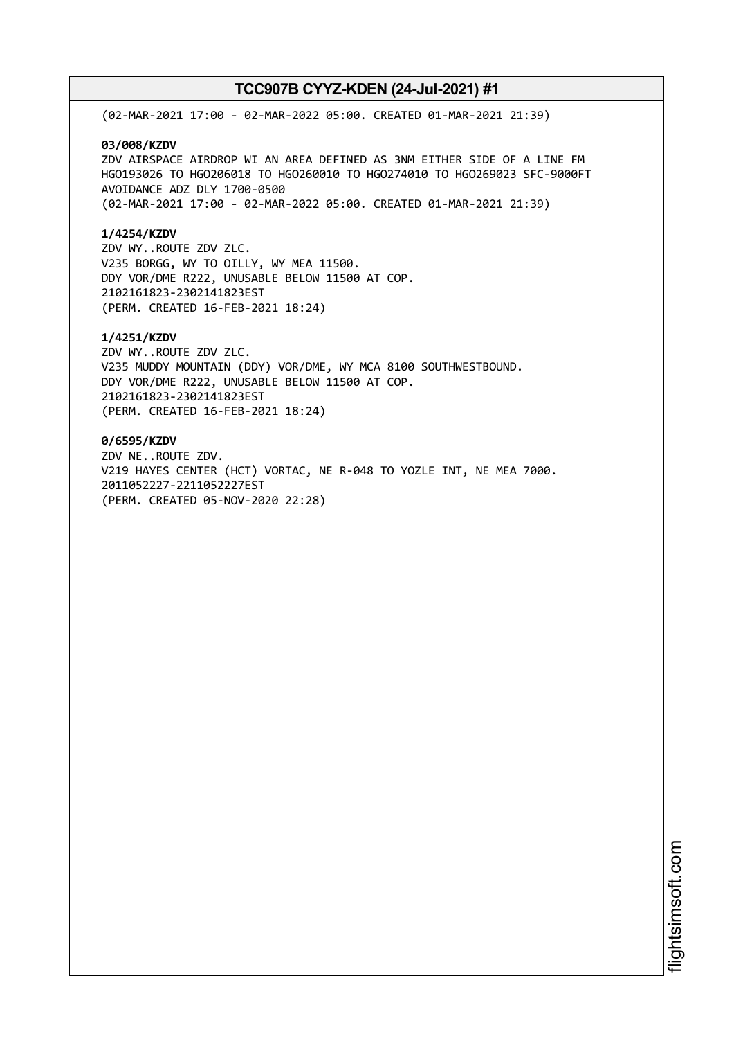(02-MAR-2021 17:00 - 02-MAR-2022 05:00. CREATED 01-MAR-2021 21:39)

**03/008/KZDV**
ZDV AIRSPACE AIRDROP WI AN AREA DEFINED AS 3NM EITHER SIDE OF A LINE FM HGO193026 TO HGO206018 TO HGO260010 TO HGO274010 TO HGO269023 SFC-9000FT AVOIDANCE ADZ DLY 1700-0500
(02-MAR-2021 17:00 - 02-MAR-2022 05:00. CREATED 01-MAR-2021 21:39)

**1/4254/KZDV**
ZDV WY..ROUTE ZDV ZLC.
V235 BORGG, WY TO OILLY, WY MEA 11500.
DDY VOR/DME R222, UNUSABLE BELOW 11500 AT COP.
2102161823-2302141823EST
(PERM. CREATED 16-FEB-2021 18:24)

**1/4251/KZDV**
ZDV WY..ROUTE ZDV ZLC.
V235 MUDDY MOUNTAIN (DDY) VOR/DME, WY MCA 8100 SOUTHWESTBOUND.
DDY VOR/DME R222, UNUSABLE BELOW 11500 AT COP.
2102161823-2302141823EST
(PERM. CREATED 16-FEB-2021 18:24)

**0/6595/KZDV**
ZDV NE..ROUTE ZDV.
V219 HAYES CENTER (HCT) VORTAC, NE R-048 TO YOZLE INT, NE MEA 7000.
2011052227-2211052227EST
(PERM. CREATED 05-NOV-2020 22:28)